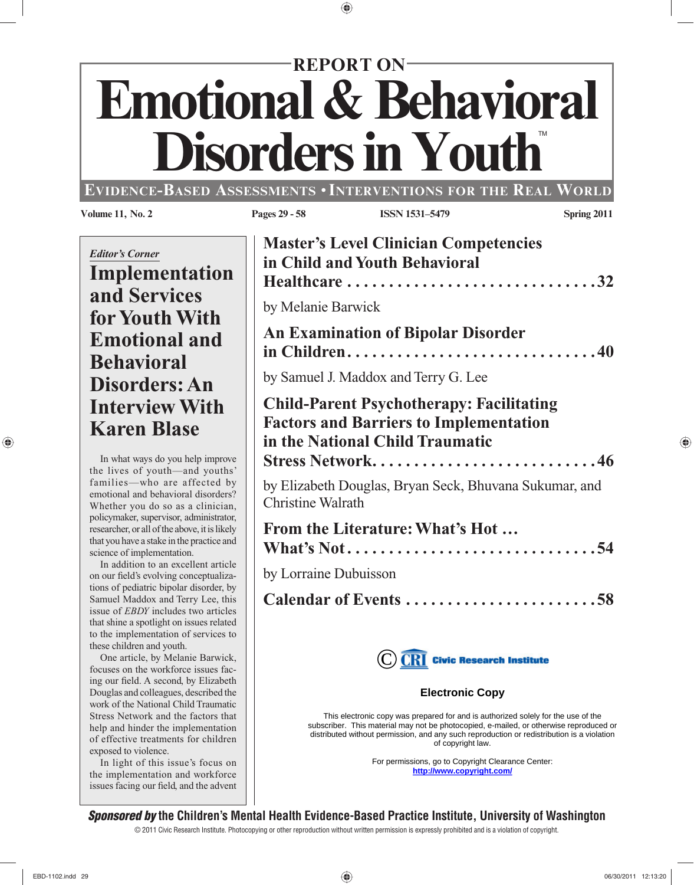# REPORT ON Emotional & Behavioral Disorders in Youth™

**EVIDENCE-BASED ASSESSMENTS • INTERVENTIONS FOR THE REAL WORLD**

**Volume 11, No. 2** | **Pages 29 - 58** | **ISSN 1531–5479** | **Spring 2011**

*Editor's Corner*

## Implementation and Services for Youth With Emotional and Behavioral Disorders: An Interview With Karen Blase

In what ways do you help improve the lives of youth—and youths' families—who are affected by emotional and behavioral disorders? Whether you do so as a clinician, policymaker, supervisor, administrator, researcher, or all of the above, it is likely that you have a stake in the practice and science of implementation.

In addition to an excellent article on our field's evolving conceptualizations of pediatric bipolar disorder, by Samuel Maddox and Terry Lee, this issue of *EBDY* includes two articles that shine a spotlight on issues related to the implementation of services to these children and youth.

One article, by Melanie Barwick, focuses on the workforce issues facing our field. A second, by Elizabeth Douglas and colleagues, described the work of the National Child Traumatic Stress Network and the factors that help and hinder the implementation of effective treatments for children exposed to violence.

In light of this issue's focus on the implementation and workforce issues facing our field, and the advent

**Master's Level Clinician Competencies in Child and Youth Behavioral Healthcare . . . . . 32**

by Melanie Barwick

**An Examination of Bipolar Disorder in Children . . . . . 40**

by Samuel J. Maddox and Terry G. Lee

**Child-Parent Psychotherapy: Facilitating Factors and Barriers to Implementation in the National Child Traumatic Stress Network . . . . . 46**

by Elizabeth Douglas, Bryan Seck, Bhuvana Sukumar, and Christine Walrath

**From the Literature: What's Hot … What's Not . . . . . 54**

by Lorraine Dubuisson

**Calendar of Events . . . . . 58**

© CRI Civic Research Institute

**Electronic Copy**

This electronic copy was prepared for and is authorized solely for the use of the subscriber. This material may not be photocopied, e-mailed, or otherwise reproduced or distributed without permission, and any such reproduction or redistribution is a violation of copyright law.

For permissions, go to Copyright Clearance Center: http://www.copyright.com/

***Sponsored by*** **the Children's Mental Health Evidence-Based Practice Institute, University of Washington**

© 2011 Civic Research Institute. Photocopying or other reproduction without written permission is expressly prohibited and is a violation of copyright.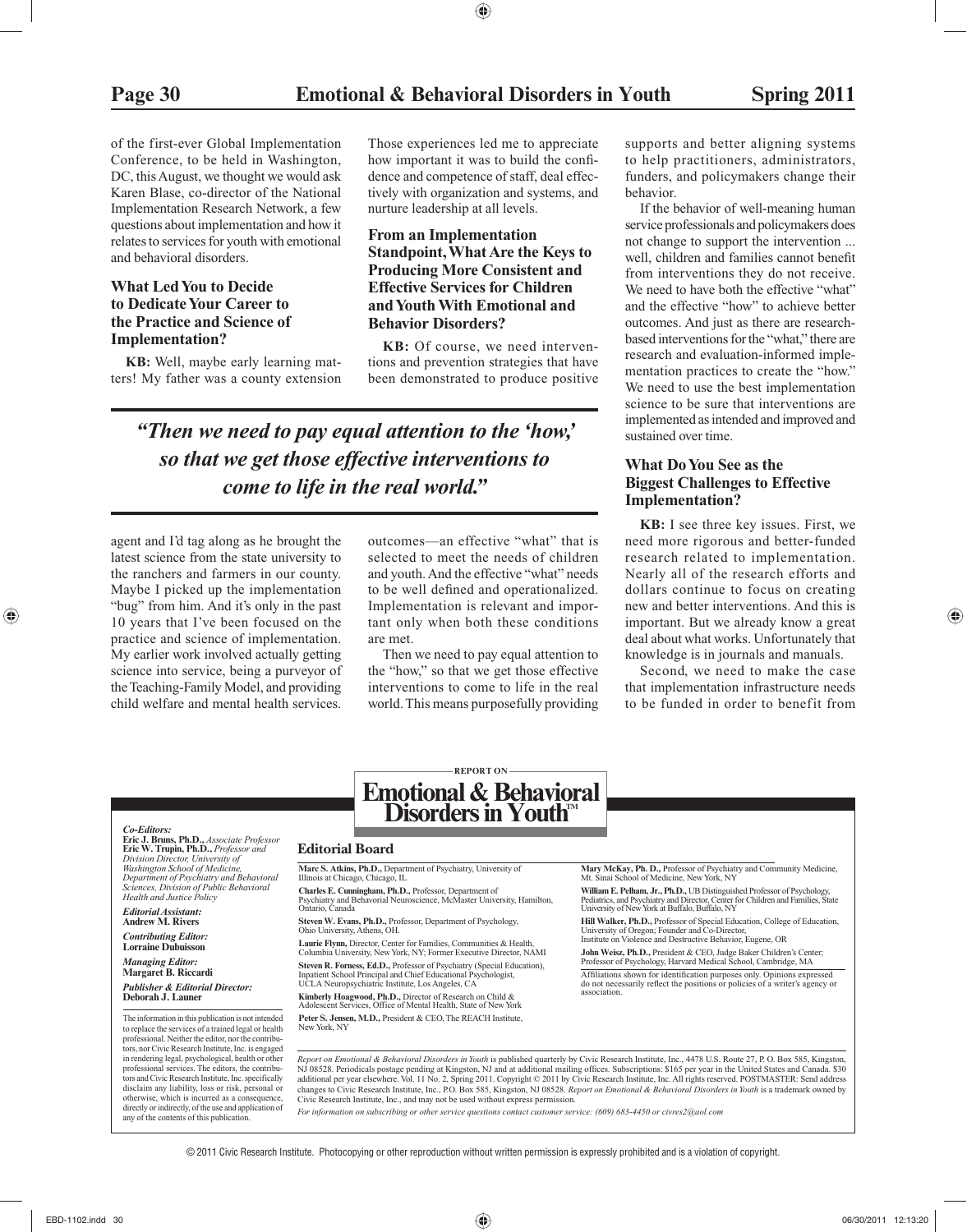of the first-ever Global Implementation Conference, to be held in Washington, DC, this August, we thought we would ask Karen Blase, co-director of the National Implementation Research Network, a few questions about implementation and how it relates to services for youth with emotional and behavioral disorders.

### What Led You to Decide to Dedicate Your Career to the Practice and Science of Implementation?

**KB:** Well, maybe early learning matters! My father was a county extension agent and I'd tag along as he brought the latest science from the state university to the ranchers and farmers in our county. Maybe I picked up the implementation "bug" from him. And it's only in the past 10 years that I've been focused on the practice and science of implementation. My earlier work involved actually getting science into service, being a purveyor of the Teaching-Family Model, and providing child welfare and mental health services. Those experiences led me to appreciate how important it was to build the confidence and competence of staff, deal effectively with organization and systems, and nurture leadership at all levels.

### From an Implementation Standpoint, What Are the Keys to Producing More Consistent and Effective Services for Children and Youth With Emotional and Behavior Disorders?

**KB:** Of course, we need interventions and prevention strategies that have been demonstrated to produce positive outcomes—an effective "what" that is selected to meet the needs of children and youth. And the effective "what" needs to be well defined and operationalized. Implementation is relevant and important only when both these conditions are met.

> *"Then we need to pay equal attention to the 'how,' so that we get those effective interventions to come to life in the real world."*

Then we need to pay equal attention to the "how," so that we get those effective interventions to come to life in the real world. This means purposefully providing supports and better aligning systems to help practitioners, administrators, funders, and policymakers change their behavior.

If the behavior of well-meaning human service professionals and policymakers does not change to support the intervention ... well, children and families cannot benefit from interventions they do not receive. We need to have both the effective "what" and the effective "how" to achieve better outcomes. And just as there are research-based interventions for the "what," there are research and evaluation-informed implementation practices to create the "how." We need to use the best implementation science to be sure that interventions are implemented as intended and improved and sustained over time.

### What Do You See as the Biggest Challenges to Effective Implementation?

**KB:** I see three key issues. First, we need more rigorous and better-funded research related to implementation. Nearly all of the research efforts and dollars continue to focus on creating new and better interventions. And this is important. But we already know a great deal about what works. Unfortunately that knowledge is in journals and manuals.

Second, we need to make the case that implementation infrastructure needs to be funded in order to benefit from

---

REPORT ON

**Emotional & Behavioral Disorders in Youth™**

*Co-Editors:*
**Eric J. Bruns, Ph.D.,** *Associate Professor*
**Eric W. Trupin, Ph.D.,** *Professor and Division Director, University of Washington School of Medicine, Department of Psychiatry and Behavioral Sciences, Division of Public Behavioral Health and Justice Policy*

*Editorial Assistant:*
**Andrew M. Rivers**

*Contributing Editor:*
**Lorraine Dubuisson**

*Managing Editor:*
**Margaret B. Riccardi**

*Publisher & Editorial Director:*
**Deborah J. Launer**

The information in this publication is not intended to replace the services of a trained legal or health professional. Neither the editor, nor the contributors, nor Civic Research Institute, Inc. is engaged in rendering legal, psychological, health or other professional services. The editors, the contributors and Civic Research Institute, Inc. specifically disclaim any liability, loss or risk, personal or otherwise, which is incurred as a consequence, directly or indirectly, of the use and application of any of the contents of this publication.

**Editorial Board**

**Marc S. Atkins, Ph.D.,** Department of Psychiatry, University of Illinois at Chicago, Chicago, IL

**Charles E. Cunningham, Ph.D.,** Professor, Department of Psychiatry and Behavioral Neuroscience, McMaster University, Hamilton, Ontario, Canada

**Steven W. Evans, Ph.D.,** Professor, Department of Psychology, Ohio University, Athens, OH.

**Laurie Flynn,** Director, Center for Families, Communities & Health, Columbia University, New York, NY; Former Executive Director, NAMI

**Steven R. Forness, Ed.D.,** Professor of Psychiatry (Special Education), Inpatient School Principal and Chief Educational Psychologist, UCLA Neuropsychiatric Institute, Los Angeles, CA

**Kimberly Hoagwood, Ph.D.,** Director of Research on Child & Adolescent Services, Office of Mental Health, State of New York

**Peter S. Jensen, M.D.,** President & CEO, The REACH Institute, New York, NY

**Mary McKay, Ph. D.,** Professor of Psychiatry and Community Medicine, Mt. Sinai School of Medicine, New York, NY

**William E. Pelham, Jr., Ph.D.,** UB Distinguished Professor of Psychology, Pediatrics, and Psychiatry and Director, Center for Children and Families, State University of New York at Buffalo, Buffalo, NY

**Hill Walker, Ph.D.,** Professor of Special Education, College of Education, University of Oregon; Founder and Co-Director, Institute on Violence and Destructive Behavior, Eugene, OR

**John Weisz, Ph.D.,** President & CEO, Judge Baker Children's Center; Professor of Psychology, Harvard Medical School, Cambridge, MA

Affiliations shown for identification purposes only. Opinions expressed do not necessarily reflect the positions or policies of a writer's agency or association.

*Report on Emotional & Behavioral Disorders in Youth* is published quarterly by Civic Research Institute, Inc., 4478 U.S. Route 27, P. O. Box 585, Kingston, NJ 08528. Periodicals postage pending at Kingston, NJ and at additional mailing offices. Subscriptions: $165 per year in the United States and Canada. $30 additional per year elsewhere. Vol. 11 No. 2, Spring 2011. Copyright © 2011 by Civic Research Institute, Inc. All rights reserved. POSTMASTER: Send address changes to Civic Research Institute, Inc., P.O. Box 585, Kingston, NJ 08528. *Report on Emotional & Behavioral Disorders in Youth* is a trademark owned by Civic Research Institute, Inc., and may not be used without express permission.

*For information on subscribing or other service questions contact customer service: (609) 683-4450 or civres2@aol.com*

© 2011 Civic Research Institute. Photocopying or other reproduction without written permission is expressly prohibited and is a violation of copyright.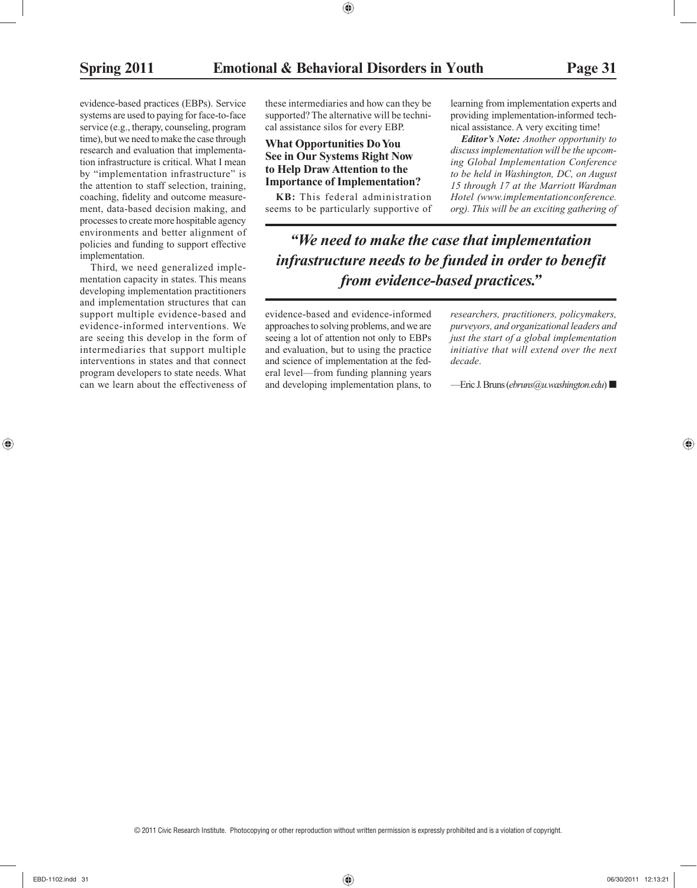evidence-based practices (EBPs). Service systems are used to paying for face-to-face service (e.g., therapy, counseling, program time), but we need to make the case through research and evaluation that implementation infrastructure is critical. What I mean by "implementation infrastructure" is the attention to staff selection, training, coaching, fidelity and outcome measurement, data-based decision making, and processes to create more hospitable agency environments and better alignment of policies and funding to support effective implementation.

Third, we need generalized implementation capacity in states. This means developing implementation practitioners and implementation structures that can support multiple evidence-based and evidence-informed interventions. We are seeing this develop in the form of intermediaries that support multiple interventions in states and that connect program developers to state needs. What can we learn about the effectiveness of these intermediaries and how can they be supported? The alternative will be technical assistance silos for every EBP.

### What Opportunities Do You See in Our Systems Right Now to Help Draw Attention to the Importance of Implementation?

**KB:** This federal administration seems to be particularly supportive of evidence-based and evidence-informed approaches to solving problems, and we are seeing a lot of attention not only to EBPs and evaluation, but to using the practice and science of implementation at the federal level—from funding planning years and developing implementation plans, to learning from implementation experts and providing implementation-informed technical assistance. A very exciting time!

> ***"We need to make the case that implementation infrastructure needs to be funded in order to benefit from evidence-based practices."***

***Editor's Note:*** *Another opportunity to discuss implementation will be the upcoming Global Implementation Conference to be held in Washington, DC, on August 15 through 17 at the Marriott Wardman Hotel (www.implementationconference.org). This will be an exciting gathering of researchers, practitioners, policymakers, purveyors, and organizational leaders and just the start of a global implementation initiative that will extend over the next decade.*

—Eric J. Bruns (*ebruns@u.washington.edu*) ■

© 2011 Civic Research Institute. Photocopying or other reproduction without written permission is expressly prohibited and is a violation of copyright.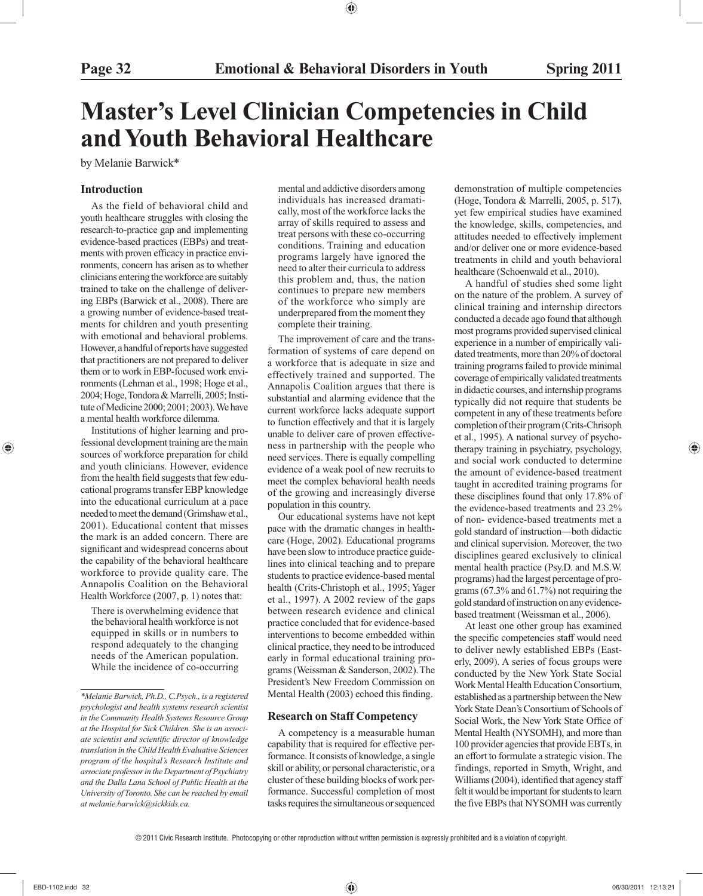# Master's Level Clinician Competencies in Child and Youth Behavioral Healthcare

by Melanie Barwick*

## Introduction

As the field of behavioral child and youth healthcare struggles with closing the research-to-practice gap and implementing evidence-based practices (EBPs) and treatments with proven efficacy in practice environments, concern has arisen as to whether clinicians entering the workforce are suitably trained to take on the challenge of delivering EBPs (Barwick et al., 2008). There are a growing number of evidence-based treatments for children and youth presenting with emotional and behavioral problems. However, a handful of reports have suggested that practitioners are not prepared to deliver them or to work in EBP-focused work environments (Lehman et al., 1998; Hoge et al., 2004; Hoge, Tondora & Marrelli, 2005; Institute of Medicine 2000; 2001; 2003). We have a mental health workforce dilemma.

Institutions of higher learning and professional development training are the main sources of workforce preparation for child and youth clinicians. However, evidence from the health field suggests that few educational programs transfer EBP knowledge into the educational curriculum at a pace needed to meet the demand (Grimshaw et al., 2001). Educational content that misses the mark is an added concern. There are significant and widespread concerns about the capability of the behavioral healthcare workforce to provide quality care. The Annapolis Coalition on the Behavioral Health Workforce (2007, p. 1) notes that:

> There is overwhelming evidence that the behavioral health workforce is not equipped in skills or in numbers to respond adequately to the changing needs of the American population. While the incidence of co-occurring mental and addictive disorders among individuals has increased dramatically, most of the workforce lacks the array of skills required to assess and treat persons with these co-occurring conditions. Training and education programs largely have ignored the need to alter their curricula to address this problem and, thus, the nation continues to prepare new members of the workforce who simply are underprepared from the moment they complete their training.

The improvement of care and the transformation of systems of care depend on a workforce that is adequate in size and effectively trained and supported. The Annapolis Coalition argues that there is substantial and alarming evidence that the current workforce lacks adequate support to function effectively and that it is largely unable to deliver care of proven effectiveness in partnership with the people who need services. There is equally compelling evidence of a weak pool of new recruits to meet the complex behavioral health needs of the growing and increasingly diverse population in this country.

Our educational systems have not kept pace with the dramatic changes in healthcare (Hoge, 2002). Educational programs have been slow to introduce practice guidelines into clinical teaching and to prepare students to practice evidence-based mental health (Crits-Christoph et al., 1995; Yager et al., 1997). A 2002 review of the gaps between research evidence and clinical practice concluded that for evidence-based interventions to become embedded within clinical practice, they need to be introduced early in formal educational training programs (Weissman & Sanderson, 2002). The President's New Freedom Commission on Mental Health (2003) echoed this finding.

## Research on Staff Competency

A competency is a measurable human capability that is required for effective performance. It consists of knowledge, a single skill or ability, or personal characteristic, or a cluster of these building blocks of work performance. Successful completion of most tasks requires the simultaneous or sequenced demonstration of multiple competencies (Hoge, Tondora & Marrelli, 2005, p. 517), yet few empirical studies have examined the knowledge, skills, competencies, and attitudes needed to effectively implement and/or deliver one or more evidence-based treatments in child and youth behavioral healthcare (Schoenwald et al., 2010).

A handful of studies shed some light on the nature of the problem. A survey of clinical training and internship directors conducted a decade ago found that although most programs provided supervised clinical experience in a number of empirically validated treatments, more than 20% of doctoral training programs failed to provide minimal coverage of empirically validated treatments in didactic courses, and internship programs typically did not require that students be competent in any of these treatments before completion of their program (Crits-Chrisoph et al., 1995). A national survey of psychotherapy training in psychiatry, psychology, and social work conducted to determine the amount of evidence-based treatment taught in accredited training programs for these disciplines found that only 17.8% of the evidence-based treatments and 23.2% of non- evidence-based treatments met a gold standard of instruction—both didactic and clinical supervision. Moreover, the two disciplines geared exclusively to clinical mental health practice (Psy.D. and M.S.W. programs) had the largest percentage of programs (67.3% and 61.7%) not requiring the gold standard of instruction on any evidence-based treatment (Weissman et al., 2006).

At least one other group has examined the specific competencies staff would need to deliver newly established EBPs (Easterly, 2009). A series of focus groups were conducted by the New York State Social Work Mental Health Education Consortium, established as a partnership between the New York State Dean's Consortium of Schools of Social Work, the New York State Office of Mental Health (NYSOMH), and more than 100 provider agencies that provide EBTs, in an effort to formulate a strategic vision. The findings, reported in Smyth, Wright, and Williams (2004), identified that agency staff felt it would be important for students to learn the five EBPs that NYSOMH was currently

*\*Melanie Barwick, Ph.D., C.Psych., is a registered psychologist and health systems research scientist in the Community Health Systems Resource Group at the Hospital for Sick Children. She is an associate scientist and scientific director of knowledge translation in the Child Health Evaluative Sciences program of the hospital's Research Institute and associate professor in the Department of Psychiatry and the Dalla Lana School of Public Health at the University of Toronto. She can be reached by email at melanie.barwick@sickkids.ca.*

© 2011 Civic Research Institute. Photocopying or other reproduction without written permission is expressly prohibited and is a violation of copyright.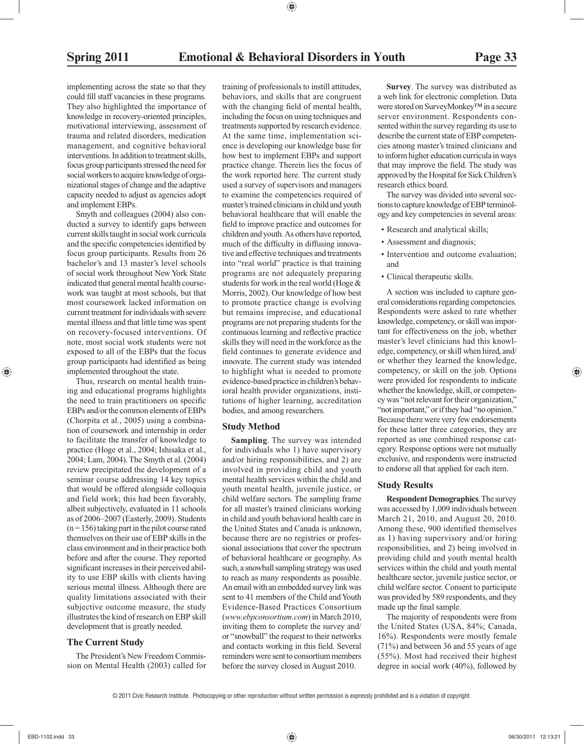implementing across the state so that they could fill staff vacancies in these programs. They also highlighted the importance of knowledge in recovery-oriented principles, motivational interviewing, assessment of trauma and related disorders, medication management, and cognitive behavioral interventions. In addition to treatment skills, focus group participants stressed the need for social workers to acquire knowledge of organizational stages of change and the adaptive capacity needed to adjust as agencies adopt and implement EBPs.

Smyth and colleagues (2004) also conducted a survey to identify gaps between current skills taught in social work curricula and the specific competencies identified by focus group participants. Results from 26 bachelor's and 13 master's level schools of social work throughout New York State indicated that general mental health coursework was taught at most schools, but that most coursework lacked information on current treatment for individuals with severe mental illness and that little time was spent on recovery-focused interventions. Of note, most social work students were not exposed to all of the EBPs that the focus group participants had identified as being implemented throughout the state.

Thus, research on mental health training and educational programs highlights the need to train practitioners on specific EBPs and/or the common elements of EBPs (Chorpita et al., 2005) using a combination of coursework and internship in order to facilitate the transfer of knowledge to practice (Hoge et al., 2004; Ishisaka et al., 2004; Lam, 2004). The Smyth et al. (2004) review precipitated the development of a seminar course addressing 14 key topics that would be offered alongside colloquia and field work; this had been favorably, albeit subjectively, evaluated in 11 schools as of 2006–2007 (Easterly, 2009). Students (n = 156) taking part in the pilot course rated themselves on their use of EBP skills in the class environment and in their practice both before and after the course. They reported significant increases in their perceived ability to use EBP skills with clients having serious mental illness. Although there are quality limitations associated with their subjective outcome measure, the study illustrates the kind of research on EBP skill development that is greatly needed.

## The Current Study

The President's New Freedom Commission on Mental Health (2003) called for training of professionals to instill attitudes, behaviors, and skills that are congruent with the changing field of mental health, including the focus on using techniques and treatments supported by research evidence. At the same time, implementation science is developing our knowledge base for how best to implement EBPs and support practice change. Therein lies the focus of the work reported here. The current study used a survey of supervisors and managers to examine the competencies required of master's trained clinicians in child and youth behavioral healthcare that will enable the field to improve practice and outcomes for children and youth. As others have reported, much of the difficulty in diffusing innovative and effective techniques and treatments into "real world" practice is that training programs are not adequately preparing students for work in the real world (Hoge & Morris, 2002). Our knowledge of how best to promote practice change is evolving but remains imprecise, and educational programs are not preparing students for the continuous learning and reflective practice skills they will need in the workforce as the field continues to generate evidence and innovate. The current study was intended to highlight what is needed to promote evidence-based practice in children's behavioral health provider organizations, institutions of higher learning, accreditation bodies, and among researchers.

## Study Method

**Sampling**. The survey was intended for individuals who 1) have supervisory and/or hiring responsibilities, and 2) are involved in providing child and youth mental health services within the child and youth mental health, juvenile justice, or child welfare sectors. The sampling frame for all master's trained clinicians working in child and youth behavioral health care in the United States and Canada is unknown, because there are no registries or professional associations that cover the spectrum of behavioral healthcare or geography. As such, a snowball sampling strategy was used to reach as many respondents as possible. An email with an embedded survey link was sent to 41 members of the Child and Youth Evidence-Based Practices Consortium (*www.ebpconsortium.com*) in March 2010, inviting them to complete the survey and/or "snowball" the request to their networks and contacts working in this field. Several reminders were sent to consortium members before the survey closed in August 2010.

**Survey**. The survey was distributed as a web link for electronic completion. Data were stored on SurveyMonkey™ in a secure server environment. Respondents consented within the survey regarding its use to describe the current state of EBP competencies among master's trained clinicians and to inform higher education curricula in ways that may improve the field. The study was approved by the Hospital for Sick Children's research ethics board.

The survey was divided into several sections to capture knowledge of EBP terminology and key competencies in several areas:

- Research and analytical skills;
- Assessment and diagnosis;
- Intervention and outcome evaluation; and
- Clinical therapeutic skills.

A section was included to capture general considerations regarding competencies. Respondents were asked to rate whether knowledge, competency, or skill was important for effectiveness on the job, whether master's level clinicians had this knowledge, competency, or skill when hired, and/or whether they learned the knowledge, competency, or skill on the job. Options were provided for respondents to indicate whether the knowledge, skill, or competency was "not relevant for their organization," "not important," or if they had "no opinion." Because there were very few endorsements for these latter three categories, they are reported as one combined response category. Response options were not mutually exclusive, and respondents were instructed to endorse all that applied for each item.

## Study Results

**Respondent Demographics**. The survey was accessed by 1,009 individuals between March 21, 2010, and August 20, 2010. Among these, 900 identified themselves as 1) having supervisory and/or hiring responsibilities, and 2) being involved in providing child and youth mental health services within the child and youth mental healthcare sector, juvenile justice sector, or child welfare sector. Consent to participate was provided by 589 respondents, and they made up the final sample.

The majority of respondents were from the United States (USA, 84%; Canada, 16%). Respondents were mostly female (71%) and between 36 and 55 years of age (55%). Most had received their highest degree in social work (40%), followed by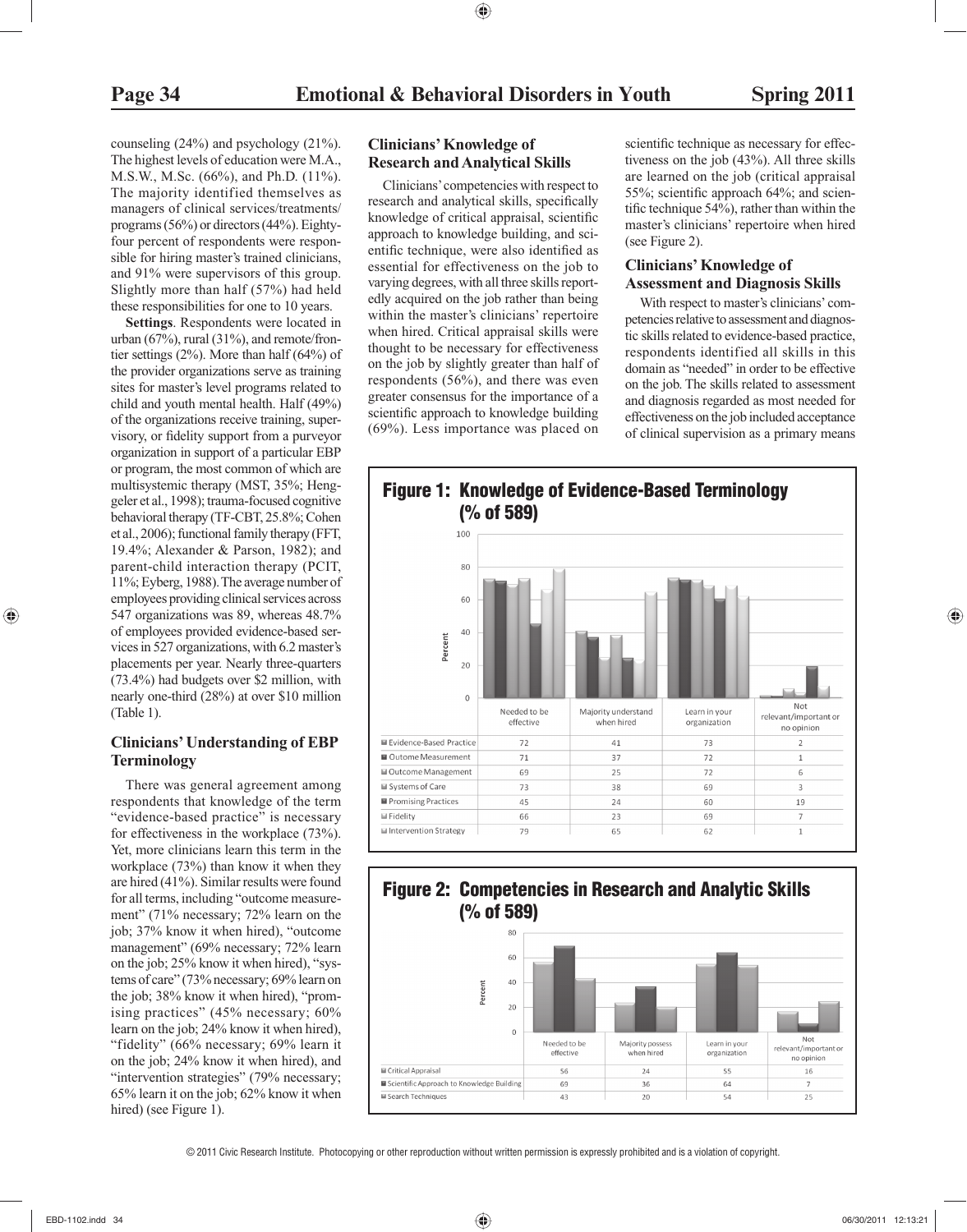counseling (24%) and psychology (21%). The highest levels of education were M.A., M.S.W., M.Sc. (66%), and Ph.D. (11%). The majority identified themselves as managers of clinical services/treatments/programs (56%) or directors (44%). Eighty-four percent of respondents were responsible for hiring master's trained clinicians, and 91% were supervisors of this group. Slightly more than half (57%) had held these responsibilities for one to 10 years.

**Settings**. Respondents were located in urban (67%), rural (31%), and remote/frontier settings (2%). More than half (64%) of the provider organizations serve as training sites for master's level programs related to child and youth mental health. Half (49%) of the organizations receive training, supervisory, or fidelity support from a purveyor organization in support of a particular EBP or program, the most common of which are multisystemic therapy (MST, 35%; Henggeler et al., 1998); trauma-focused cognitive behavioral therapy (TF-CBT, 25.8%; Cohen et al., 2006); functional family therapy (FFT, 19.4%; Alexander & Parson, 1982); and parent-child interaction therapy (PCIT, 11%; Eyberg, 1988). The average number of employees providing clinical services across 547 organizations was 89, whereas 48.7% of employees provided evidence-based services in 527 organizations, with 6.2 master's placements per year. Nearly three-quarters (73.4%) had budgets over $2 million, with nearly one-third (28%) at over $10 million (Table 1).

### Clinicians' Understanding of EBP Terminology

There was general agreement among respondents that knowledge of the term "evidence-based practice" is necessary for effectiveness in the workplace (73%). Yet, more clinicians learn this term in the workplace (73%) than know it when they are hired (41%). Similar results were found for all terms, including "outcome measurement" (71% necessary; 72% learn on the job; 37% know it when hired), "outcome management" (69% necessary; 72% learn on the job; 25% know it when hired), "systems of care" (73% necessary; 69% learn on the job; 38% know it when hired), "promising practices" (45% necessary; 60% learn on the job; 24% know it when hired), "fidelity" (66% necessary; 69% learn it on the job; 24% know it when hired), and "intervention strategies" (79% necessary; 65% learn it on the job; 62% know it when hired) (see Figure 1).

### Clinicians' Knowledge of Research and Analytical Skills

Clinicians' competencies with respect to research and analytical skills, specifically knowledge of critical appraisal, scientific approach to knowledge building, and scientific technique, were also identified as essential for effectiveness on the job to varying degrees, with all three skills reportedly acquired on the job rather than being within the master's clinicians' repertoire when hired. Critical appraisal skills were thought to be necessary for effectiveness on the job by slightly greater than half of respondents (56%), and there was even greater consensus for the importance of a scientific approach to knowledge building (69%). Less importance was placed on scientific technique as necessary for effectiveness on the job (43%). All three skills are learned on the job (critical appraisal 55%; scientific approach 64%; and scientific technique 54%), rather than within the master's clinicians' repertoire when hired (see Figure 2).

### Clinicians' Knowledge of Assessment and Diagnosis Skills

With respect to master's clinicians' competencies relative to assessment and diagnostic skills related to evidence-based practice, respondents identified all skills in this domain as "needed" in order to be effective on the job. The skills related to assessment and diagnosis regarded as most needed for effectiveness on the job included acceptance of clinical supervision as a primary means

**Figure 1: Knowledge of Evidence-Based Terminology (% of 589)**

| | Needed to be effective | Majority understand when hired | Learn in your organization | Not relevant/important or no opinion |
|---|---|---|---|---|
| Evidence-Based Practice | 72 | 41 | 73 | 2 |
| Outome Measurement | 71 | 37 | 72 | 1 |
| Outcome Management | 69 | 25 | 72 | 6 |
| Systems of Care | 73 | 38 | 69 | 3 |
| Promising Practices | 45 | 24 | 60 | 19 |
| Fidelity | 66 | 23 | 69 | 7 |
| Intervention Strategy | 79 | 65 | 62 | 1 |

**Figure 2: Competencies in Research and Analytic Skills (% of 589)**

| | Needed to be effective | Majority possess when hired | Learn in your organization | Not relevant/important or no opinion |
|---|---|---|---|---|
| Critical Appraisal | 56 | 24 | 55 | 16 |
| Scientific Approach to Knowledge Building | 69 | 36 | 64 | 7 |
| Search Techniques | 43 | 20 | 54 | 25 |

© 2011 Civic Research Institute. Photocopying or other reproduction without written permission is expressly prohibited and is a violation of copyright.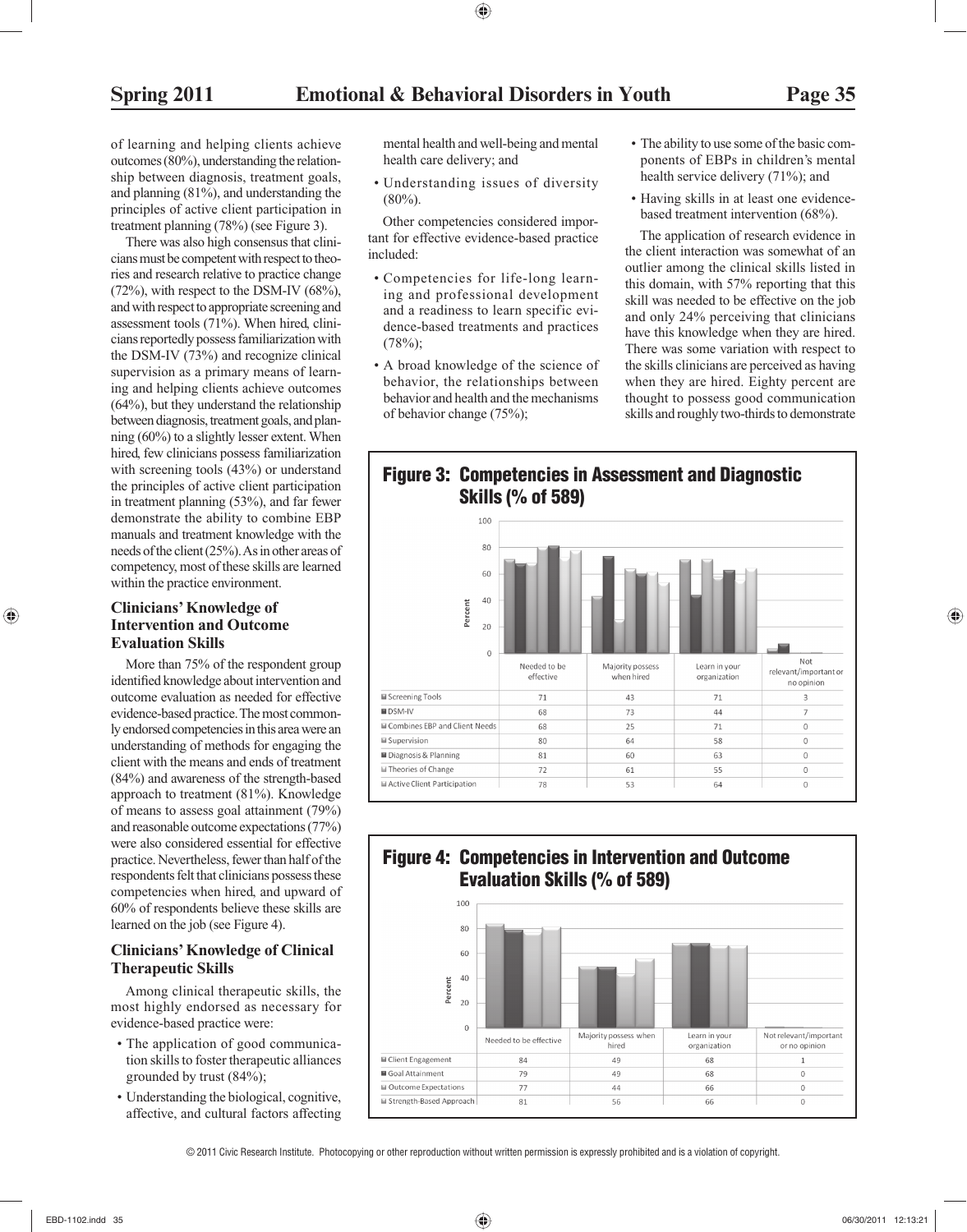of learning and helping clients achieve outcomes (80%), understanding the relationship between diagnosis, treatment goals, and planning (81%), and understanding the principles of active client participation in treatment planning (78%) (see Figure 3).

There was also high consensus that clinicians must be competent with respect to theories and research relative to practice change (72%), with respect to the DSM-IV (68%), and with respect to appropriate screening and assessment tools (71%). When hired, clinicians reportedly possess familiarization with the DSM-IV (73%) and recognize clinical supervision as a primary means of learning and helping clients achieve outcomes (64%), but they understand the relationship between diagnosis, treatment goals, and planning (60%) to a slightly lesser extent. When hired, few clinicians possess familiarization with screening tools (43%) or understand the principles of active client participation in treatment planning (53%), and far fewer demonstrate the ability to combine EBP manuals and treatment knowledge with the needs of the client (25%). As in other areas of competency, most of these skills are learned within the practice environment.

### Clinicians' Knowledge of Intervention and Outcome Evaluation Skills

More than 75% of the respondent group identified knowledge about intervention and outcome evaluation as needed for effective evidence-based practice. The most commonly endorsed competencies in this area were an understanding of methods for engaging the client with the means and ends of treatment (84%) and awareness of the strength-based approach to treatment (81%). Knowledge of means to assess goal attainment (79%) and reasonable outcome expectations (77%) were also considered essential for effective practice. Nevertheless, fewer than half of the respondents felt that clinicians possess these competencies when hired, and upward of 60% of respondents believe these skills are learned on the job (see Figure 4).

### Clinicians' Knowledge of Clinical Therapeutic Skills

Among clinical therapeutic skills, the most highly endorsed as necessary for evidence-based practice were:

- The application of good communication skills to foster therapeutic alliances grounded by trust (84%);
- Understanding the biological, cognitive, affective, and cultural factors affecting mental health and well-being and mental health care delivery; and
- Understanding issues of diversity (80%).

Other competencies considered important for effective evidence-based practice included:

- Competencies for life-long learning and professional development and a readiness to learn specific evidence-based treatments and practices (78%);
- A broad knowledge of the science of behavior, the relationships between behavior and health and the mechanisms of behavior change (75%);
- The ability to use some of the basic components of EBPs in children's mental health service delivery (71%); and
- Having skills in at least one evidence-based treatment intervention (68%).

The application of research evidence in the client interaction was somewhat of an outlier among the clinical skills listed in this domain, with 57% reporting that this skill was needed to be effective on the job and only 24% perceiving that clinicians have this knowledge when they are hired. There was some variation with respect to the skills clinicians are perceived as having when they are hired. Eighty percent are thought to possess good communication skills and roughly two-thirds to demonstrate

**Figure 3: Competencies in Assessment and Diagnostic Skills (% of 589)**

| | Needed to be effective | Majority possess when hired | Learn in your organization | Not relevant/important or no opinion |
|---|---|---|---|---|
| Screening Tools | 71 | 43 | 71 | 3 |
| DSM-IV | 68 | 73 | 44 | 7 |
| Combines EBP and Client Needs | 68 | 25 | 71 | 0 |
| Supervision | 80 | 64 | 58 | 0 |
| Diagnosis & Planning | 81 | 60 | 63 | 0 |
| Theories of Change | 72 | 61 | 55 | 0 |
| Active Client Participation | 78 | 53 | 64 | 0 |

**Figure 4: Competencies in Intervention and Outcome Evaluation Skills (% of 589)**

| | Needed to be effective | Majority possess when hired | Learn in your organization | Not relevant/important or no opinion |
|---|---|---|---|---|
| Client Engagement | 84 | 49 | 68 | 1 |
| Goal Attainment | 79 | 49 | 68 | 0 |
| Outcome Expectations | 77 | 44 | 66 | 0 |
| Strength-Based Approach | 81 | 56 | 66 | 0 |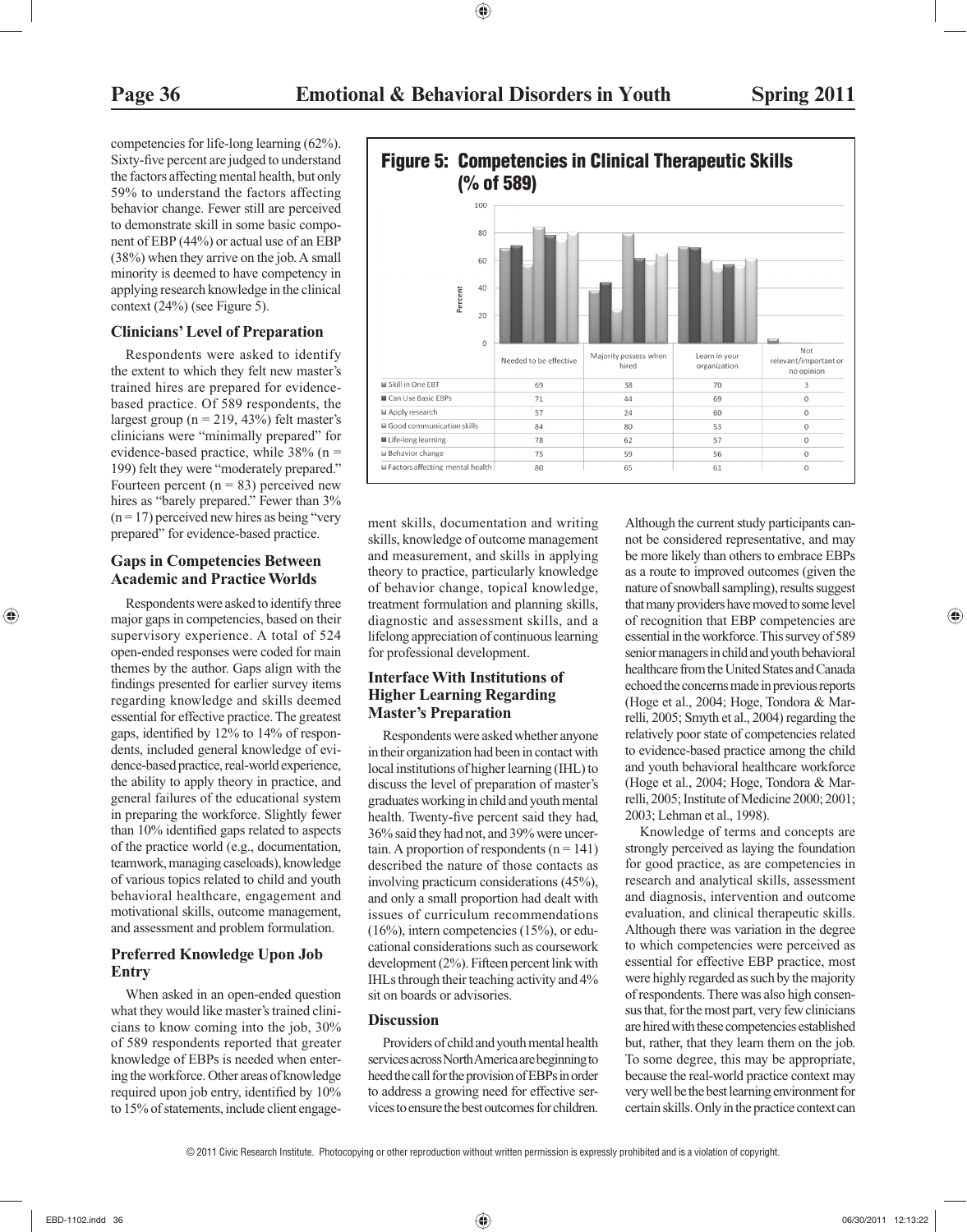competencies for life-long learning (62%). Sixty-five percent are judged to understand the factors affecting mental health, but only 59% to understand the factors affecting behavior change. Fewer still are perceived to demonstrate skill in some basic component of EBP (44%) or actual use of an EBP (38%) when they arrive on the job. A small minority is deemed to have competency in applying research knowledge in the clinical context (24%) (see Figure 5).

**Figure 5: Competencies in Clinical Therapeutic Skills (% of 589)**

| | Needed to be effective | Majority possess when hired | Learn in your organization | Not relevant/important or no opinion |
|---|---|---|---|---|
| Skill in One EBT | 69 | 38 | 70 | 3 |
| Can Use Basic EBPs | 71 | 44 | 69 | 0 |
| Apply research | 57 | 24 | 60 | 0 |
| Good communication skills | 84 | 80 | 53 | 0 |
| Life-long learning | 78 | 62 | 57 | 0 |
| Behavior change | 75 | 59 | 56 | 0 |
| Factors affecting mental health | 80 | 65 | 61 | 0 |

### Clinicians' Level of Preparation

Respondents were asked to identify the extent to which they felt new master's trained hires are prepared for evidence-based practice. Of 589 respondents, the largest group (n = 219, 43%) felt master's clinicians were "minimally prepared" for evidence-based practice, while 38% (n = 199) felt they were "moderately prepared." Fourteen percent (n = 83) perceived new hires as "barely prepared." Fewer than 3% (n = 17) perceived new hires as being "very prepared" for evidence-based practice.

### Gaps in Competencies Between Academic and Practice Worlds

Respondents were asked to identify three major gaps in competencies, based on their supervisory experience. A total of 524 open-ended responses were coded for main themes by the author. Gaps align with the findings presented for earlier survey items regarding knowledge and skills deemed essential for effective practice. The greatest gaps, identified by 12% to 14% of respondents, included general knowledge of evidence-based practice, real-world experience, the ability to apply theory in practice, and general failures of the educational system in preparing the workforce. Slightly fewer than 10% identified gaps related to aspects of the practice world (e.g., documentation, teamwork, managing caseloads), knowledge of various topics related to child and youth behavioral healthcare, engagement and motivational skills, outcome management, and assessment and problem formulation.

### Preferred Knowledge Upon Job Entry

When asked in an open-ended question what they would like master's trained clinicians to know coming into the job, 30% of 589 respondents reported that greater knowledge of EBPs is needed when entering the workforce. Other areas of knowledge required upon job entry, identified by 10% to 15% of statements, include client engagement skills, documentation and writing skills, knowledge of outcome management and measurement, and skills in applying theory to practice, particularly knowledge of behavior change, topical knowledge, treatment formulation and planning skills, diagnostic and assessment skills, and a lifelong appreciation of continuous learning for professional development.

### Interface With Institutions of Higher Learning Regarding Master's Preparation

Respondents were asked whether anyone in their organization had been in contact with local institutions of higher learning (IHL) to discuss the level of preparation of master's graduates working in child and youth mental health. Twenty-five percent said they had, 36% said they had not, and 39% were uncertain. A proportion of respondents (n = 141) described the nature of those contacts as involving practicum considerations (45%), and only a small proportion had dealt with issues of curriculum recommendations (16%), intern competencies (15%), or educational considerations such as coursework development (2%). Fifteen percent link with IHLs through their teaching activity and 4% sit on boards or advisories.

### Discussion

Providers of child and youth mental health services across North America are beginning to heed the call for the provision of EBPs in order to address a growing need for effective services to ensure the best outcomes for children. Although the current study participants cannot be considered representative, and may be more likely than others to embrace EBPs as a route to improved outcomes (given the nature of snowball sampling), results suggest that many providers have moved to some level of recognition that EBP competencies are essential in the workforce. This survey of 589 senior managers in child and youth behavioral healthcare from the United States and Canada echoed the concerns made in previous reports (Hoge et al., 2004; Hoge, Tondora & Marrelli, 2005; Smyth et al., 2004) regarding the relatively poor state of competencies related to evidence-based practice among the child and youth behavioral healthcare workforce (Hoge et al., 2004; Hoge, Tondora & Marrelli, 2005; Institute of Medicine 2000; 2001; 2003; Lehman et al., 1998).

Knowledge of terms and concepts are strongly perceived as laying the foundation for good practice, as are competencies in research and analytical skills, assessment and diagnosis, intervention and outcome evaluation, and clinical therapeutic skills. Although there was variation in the degree to which competencies were perceived as essential for effective EBP practice, most were highly regarded as such by the majority of respondents. There was also high consensus that, for the most part, very few clinicians are hired with these competencies established but, rather, that they learn them on the job. To some degree, this may be appropriate, because the real-world practice context may very well be the best learning environment for certain skills. Only in the practice context can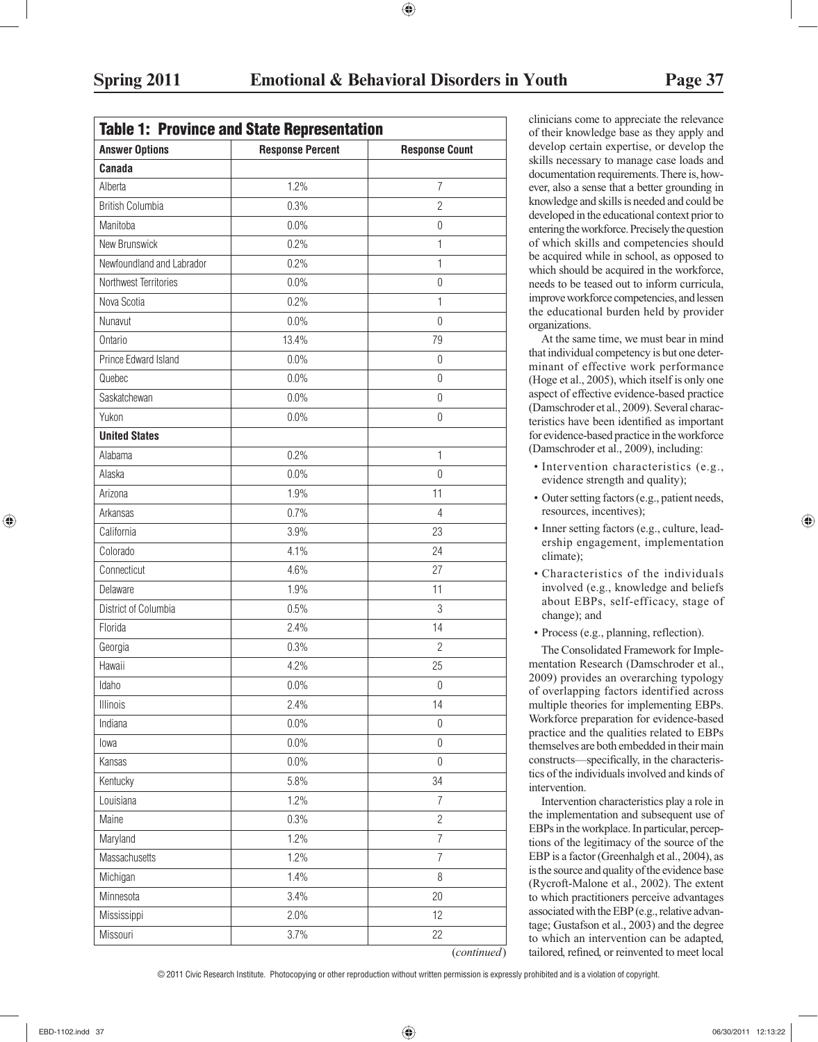**Table 1: Province and State Representation**

| Answer Options | Response Percent | Response Count |
|---|---|---|
| **Canada** | | |
| Alberta | 1.2% | 7 |
| British Columbia | 0.3% | 2 |
| Manitoba | 0.0% | 0 |
| New Brunswick | 0.2% | 1 |
| Newfoundland and Labrador | 0.2% | 1 |
| Northwest Territories | 0.0% | 0 |
| Nova Scotia | 0.2% | 1 |
| Nunavut | 0.0% | 0 |
| Ontario | 13.4% | 79 |
| Prince Edward Island | 0.0% | 0 |
| Quebec | 0.0% | 0 |
| Saskatchewan | 0.0% | 0 |
| Yukon | 0.0% | 0 |
| **United States** | | |
| Alabama | 0.2% | 1 |
| Alaska | 0.0% | 0 |
| Arizona | 1.9% | 11 |
| Arkansas | 0.7% | 4 |
| California | 3.9% | 23 |
| Colorado | 4.1% | 24 |
| Connecticut | 4.6% | 27 |
| Delaware | 1.9% | 11 |
| District of Columbia | 0.5% | 3 |
| Florida | 2.4% | 14 |
| Georgia | 0.3% | 2 |
| Hawaii | 4.2% | 25 |
| Idaho | 0.0% | 0 |
| Illinois | 2.4% | 14 |
| Indiana | 0.0% | 0 |
| Iowa | 0.0% | 0 |
| Kansas | 0.0% | 0 |
| Kentucky | 5.8% | 34 |
| Louisiana | 1.2% | 7 |
| Maine | 0.3% | 2 |
| Maryland | 1.2% | 7 |
| Massachusetts | 1.2% | 7 |
| Michigan | 1.4% | 8 |
| Minnesota | 3.4% | 20 |
| Mississippi | 2.0% | 12 |
| Missouri | 3.7% | 22 |

(*continued*)

clinicians come to appreciate the relevance of their knowledge base as they apply and develop certain expertise, or develop the skills necessary to manage case loads and documentation requirements. There is, however, also a sense that a better grounding in knowledge and skills is needed and could be developed in the educational context prior to entering the workforce. Precisely the question of which skills and competencies should be acquired while in school, as opposed to which should be acquired in the workforce, needs to be teased out to inform curricula, improve workforce competencies, and lessen the educational burden held by provider organizations.

At the same time, we must bear in mind that individual competency is but one determinant of effective work performance (Hoge et al., 2005), which itself is only one aspect of effective evidence-based practice (Damschroder et al., 2009). Several characteristics have been identified as important for evidence-based practice in the workforce (Damschroder et al., 2009), including:

- Intervention characteristics (e.g., evidence strength and quality);
- Outer setting factors (e.g., patient needs, resources, incentives);
- Inner setting factors (e.g., culture, leadership engagement, implementation climate);
- Characteristics of the individuals involved (e.g., knowledge and beliefs about EBPs, self-efficacy, stage of change); and
- Process (e.g., planning, reflection).

The Consolidated Framework for Implementation Research (Damschroder et al., 2009) provides an overarching typology of overlapping factors identified across multiple theories for implementing EBPs. Workforce preparation for evidence-based practice and the qualities related to EBPs themselves are both embedded in their main constructs—specifically, in the characteristics of the individuals involved and kinds of intervention.

Intervention characteristics play a role in the implementation and subsequent use of EBPs in the workplace. In particular, perceptions of the legitimacy of the source of the EBP is a factor (Greenhalgh et al., 2004), as is the source and quality of the evidence base (Rycroft-Malone et al., 2002). The extent to which practitioners perceive advantages associated with the EBP (e.g., relative advantage; Gustafson et al., 2003) and the degree to which an intervention can be adapted, tailored, refined, or reinvented to meet local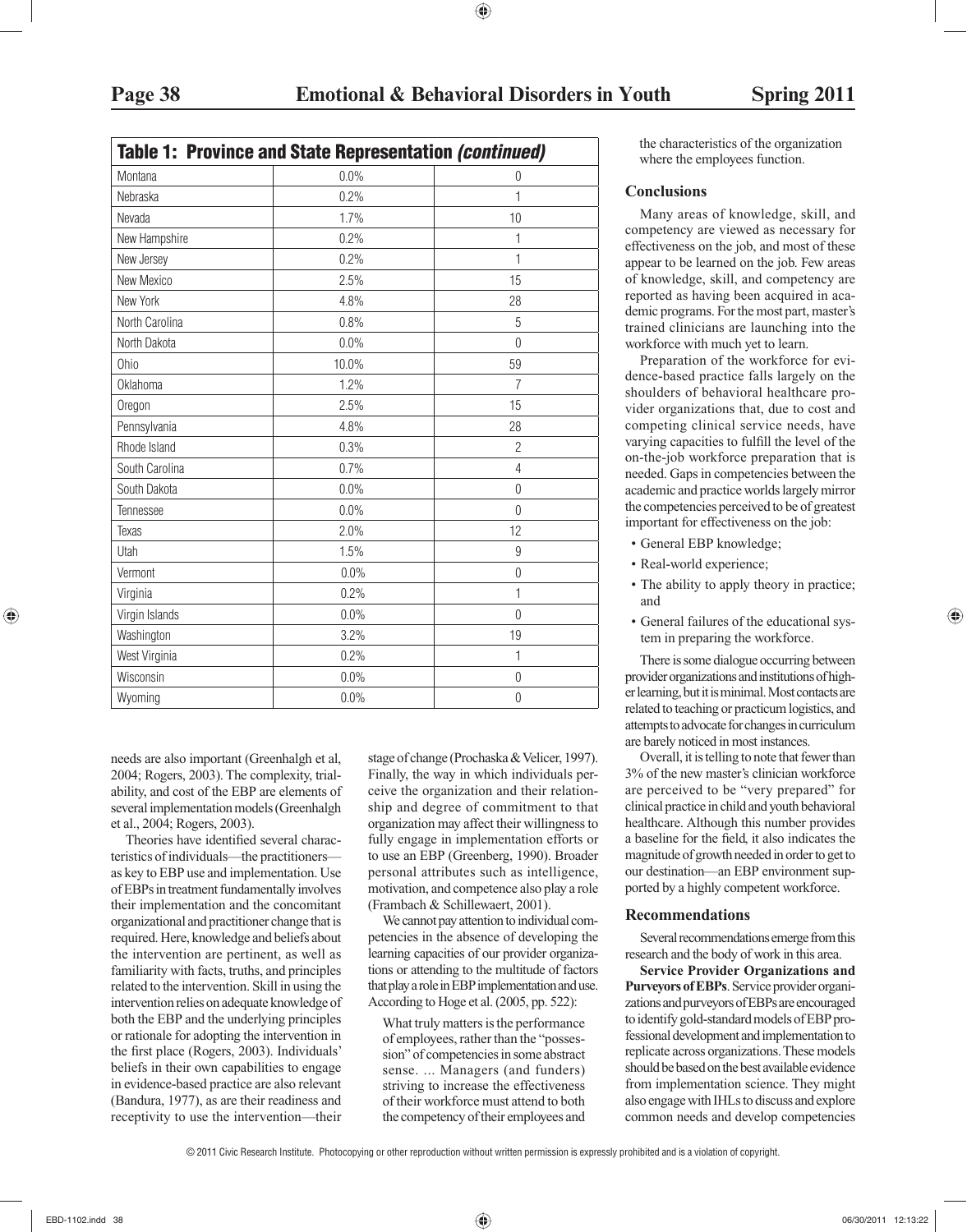### Table 1: Province and State Representation *(continued)*

| | | |
|---|---|---|
| Montana | 0.0% | 0 |
| Nebraska | 0.2% | 1 |
| Nevada | 1.7% | 10 |
| New Hampshire | 0.2% | 1 |
| New Jersey | 0.2% | 1 |
| New Mexico | 2.5% | 15 |
| New York | 4.8% | 28 |
| North Carolina | 0.8% | 5 |
| North Dakota | 0.0% | 0 |
| Ohio | 10.0% | 59 |
| Oklahoma | 1.2% | 7 |
| Oregon | 2.5% | 15 |
| Pennsylvania | 4.8% | 28 |
| Rhode Island | 0.3% | 2 |
| South Carolina | 0.7% | 4 |
| South Dakota | 0.0% | 0 |
| Tennessee | 0.0% | 0 |
| Texas | 2.0% | 12 |
| Utah | 1.5% | 9 |
| Vermont | 0.0% | 0 |
| Virginia | 0.2% | 1 |
| Virgin Islands | 0.0% | 0 |
| Washington | 3.2% | 19 |
| West Virginia | 0.2% | 1 |
| Wisconsin | 0.0% | 0 |
| Wyoming | 0.0% | 0 |

needs are also important (Greenhalgh et al, 2004; Rogers, 2003). The complexity, trialability, and cost of the EBP are elements of several implementation models (Greenhalgh et al., 2004; Rogers, 2003).

Theories have identified several characteristics of individuals—the practitioners—as key to EBP use and implementation. Use of EBPs in treatment fundamentally involves their implementation and the concomitant organizational and practitioner change that is required. Here, knowledge and beliefs about the intervention are pertinent, as well as familiarity with facts, truths, and principles related to the intervention. Skill in using the intervention relies on adequate knowledge of both the EBP and the underlying principles or rationale for adopting the intervention in the first place (Rogers, 2003). Individuals' beliefs in their own capabilities to engage in evidence-based practice are also relevant (Bandura, 1977), as are their readiness and receptivity to use the intervention—their stage of change (Prochaska & Velicer, 1997). Finally, the way in which individuals perceive the organization and their relationship and degree of commitment to that organization may affect their willingness to fully engage in implementation efforts or to use an EBP (Greenberg, 1990). Broader personal attributes such as intelligence, motivation, and competence also play a role (Frambach & Schillewaert, 2001).

We cannot pay attention to individual competencies in the absence of developing the learning capacities of our provider organizations or attending to the multitude of factors that play a role in EBP implementation and use. According to Hoge et al. (2005, pp. 522):

> What truly matters is the performance of employees, rather than the "possession" of competencies in some abstract sense. ... Managers (and funders) striving to increase the effectiveness of their workforce must attend to both the competency of their employees and the characteristics of the organization where the employees function.

### Conclusions

Many areas of knowledge, skill, and competency are viewed as necessary for effectiveness on the job, and most of these appear to be learned on the job. Few areas of knowledge, skill, and competency are reported as having been acquired in academic programs. For the most part, master's trained clinicians are launching into the workforce with much yet to learn.

Preparation of the workforce for evidence-based practice falls largely on the shoulders of behavioral healthcare provider organizations that, due to cost and competing clinical service needs, have varying capacities to fulfill the level of the on-the-job workforce preparation that is needed. Gaps in competencies between the academic and practice worlds largely mirror the competencies perceived to be of greatest important for effectiveness on the job:

- General EBP knowledge;
- Real-world experience;
- The ability to apply theory in practice; and
- General failures of the educational system in preparing the workforce.

There is some dialogue occurring between provider organizations and institutions of higher learning, but it is minimal. Most contacts are related to teaching or practicum logistics, and attempts to advocate for changes in curriculum are barely noticed in most instances.

Overall, it is telling to note that fewer than 3% of the new master's clinician workforce are perceived to be "very prepared" for clinical practice in child and youth behavioral healthcare. Although this number provides a baseline for the field, it also indicates the magnitude of growth needed in order to get to our destination—an EBP environment supported by a highly competent workforce.

### Recommendations

Several recommendations emerge from this research and the body of work in this area.

**Service Provider Organizations and Purveyors of EBPs**. Service provider organizations and purveyors of EBPs are encouraged to identify gold-standard models of EBP professional development and implementation to replicate across organizations. These models should be based on the best available evidence from implementation science. They might also engage with IHLs to discuss and explore common needs and develop competencies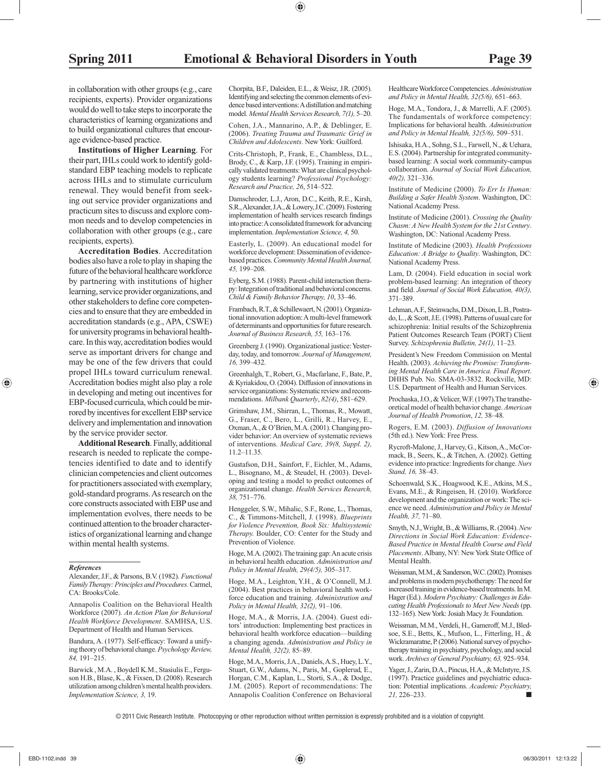in collaboration with other groups (e.g., care recipients, experts). Provider organizations would do well to take steps to incorporate the characteristics of learning organizations and to build organizational cultures that encourage evidence-based practice.

**Institutions of Higher Learning**. For their part, IHLs could work to identify gold-standard EBP teaching models to replicate across IHLs and to stimulate curriculum renewal. They would benefit from seeking out service provider organizations and practicum sites to discuss and explore common needs and to develop competencies in collaboration with other groups (e.g., care recipients, experts).

**Accreditation Bodies**. Accreditation bodies also have a role to play in shaping the future of the behavioral healthcare workforce by partnering with institutions of higher learning, service provider organizations, and other stakeholders to define core competencies and to ensure that they are embedded in accreditation standards (e.g., APA, CSWE) for university programs in behavioral healthcare. In this way, accreditation bodies would serve as important drivers for change and may be one of the few drivers that could propel IHLs toward curriculum renewal. Accreditation bodies might also play a role in developing and meting out incentives for EBP-focused curricula, which could be mirrored by incentives for excellent EBP service delivery and implementation and innovation by the service provider sector.

**Additional Research**. Finally, additional research is needed to replicate the competencies identified to date and to identify clinician competencies and client outcomes for practitioners associated with exemplary, gold-standard programs. As research on the core constructs associated with EBP use and implementation evolves, there needs to be continued attention to the broader characteristics of organizational learning and change within mental health systems.

***References***

Alexander, J.F., & Parsons, B.V. (1982). *Functional Family Therapy: Principles and Procedures.* Carmel, CA: Brooks/Cole.

Annapolis Coalition on the Behavioral Health Workforce (2007). *An Action Plan for Behavioral Health Workforce Development*. SAMHSA, U.S. Department of Health and Human Services.

Bandura, A. (1977). Self-efficacy: Toward a unifying theory of behavioral change. *Psychology Review, 84,* 191–215.

Barwick , M.A. , Boydell K.M., Stasiulis E., Ferguson H.B., Blase, K., & Fixsen, D. (2008). Research utilization among children's mental health providers. *Implementation Science, 3,* 19.

Chorpita, B.F., Daleiden, E.L., & Weisz, J.R. (2005). Identifying and selecting the common elements of evidence based interventions: A distillation and matching model. *Mental Health Services Research, 7(1),* 5–20.

Cohen, J.A., Mannarino, A.P., & Deblinger, E. (2006). *Treating Trauma and Traumatic Grief in Children and Adolescents*. New York: Guilford.

Crits-Christoph, P., Frank, E., Chambless, D.L., Brody, C., & Karp, J.F. (1995). Training in empirically validated treatments: What are clinical psychology students learning? *Professional Psychology: Research and Practice, 26*, 514–522.

Damschroder, L.J., Aron, D.C., Keith, R.E., Kirsh, S.R., Alexander, J.A., & Lowery, J.C. (2009). Fostering implementation of health services research findings into practice: A consolidated framework for advancing implementation. *Implementation Science, 4,* 50.

Easterly, L. (2009). An educational model for workforce development: Dissemination of evidence-based practices. *Community Mental Health Journal, 45,* 199–208.

Eyberg, S.M. (1988). Parent-child interaction therapy: Integration of traditional and behavioral concerns. *Child & Family Behavior Therapy, 10*, 33–46.

Frambach, R.T., & Schillewaert, N. (2001). Organizational innovation adoption: A multi-level framework of determinants and opportunities for future research. *Journal of Business Research, 55,* 163–176.

Greenberg J. (1990). Organizational justice: Yesterday, today, and tomorrow. *Journal of Management, 16,* 399–432.

Greenhalgh, T., Robert, G., Macfarlane, F., Bate, P., & Kyriakidou, O. (2004). Diffusion of innovations in service organizations: Systematic review and recommendations. *Milbank Quarterly*, *82(4)*, 581–629.

Grimshaw, J.M., Shirran, L., Thomas, R., Mowatt, G., Fraser, C., Bero, L., Grilli, R., Harvey, E., Oxman, A., & O'Brien, M.A. (2001). Changing provider behavior: An overview of systematic reviews of interventions. *Medical Care, 39(8, Suppl. 2),* 11.2–11.35.

Gustafson, D.H., Sainfort, F., Eichler, M., Adams, L., Bisognano, M., & Steudel, H. (2003). Developing and testing a model to predict outcomes of organizational change. *Health Services Research, 38,* 751–776.

Henggeler, S.W., Mihalic, S.F., Rone, L., Thomas, C., & Timmons-Mitchell, J. (1998). *Blueprints for Violence Prevention, Book Six: Multisystemic Therapy.* Boulder, CO: Center for the Study and Prevention of Violence.

Hoge, M.A. (2002). The training gap: An acute crisis in behavioral health education. *Administration and Policy in Mental Health, 29(4/5),* 305–317.

Hoge, M.A., Leighton, Y.H., & O'Connell, M.J. (2004). Best practices in behavioral health workforce education and training. *Administration and Policy in Mental Health, 32(2),* 91–106.

Hoge, M.A., & Morris, J.A. (2004). Guest editors' introduction: Implementing best practices in behavioral health workforce education—building a changing agenda. *Administration and Policy in Mental Health, 32(2),* 85–89.

Hoge, M.A., Morris, J.A., Daniels, A.S., Huey, L.Y., Stuart, G.W., Adams, N., Paris, M., Goplerud, E., Horgan, C.M., Kaplan, L., Storti, S.A., & Dodge, J.M. (2005). Report of recommendations: The Annapolis Coalition Conference on Behavioral Healthcare Workforce Competencies. *Administration and Policy in Mental Health, 32(5/6),* 651–663.

Hoge, M.A., Tondora, J., & Marrelli, A.F. (2005). The fundamentals of workforce competency: Implications for behavioral health. *Administration and Policy in Mental Health, 32(5/6),* 509–531.

Ishisaka, H.A., Sohng, S.L., Farwell, N., & Uehara, E.S. (2004). Partnership for integrated community-based learning: A social work community-campus collaboration. *Journal of Social Work Education, 40(2),* 321–336.

Institute of Medicine (2000). *To Err Is Human: Building a Safer Health System*. Washington, DC: National Academy Press.

Institute of Medicine (2001). *Crossing the Quality Chasm: A New Health System for the 21st Century*. Washington, DC: National Academy Press.

Institute of Medicine (2003). *Health Professions Education: A Bridge to Quality*. Washington, DC: National Academy Press.

Lam, D. (2004). Field education in social work problem-based learning: An integration of theory and field. *Journal of Social Work Education, 40(3),* 371–389.

Lehman, A.F., Steinwachs, D.M., Dixon, L.B., Postrado, L., & Scott, J.E. (1998). Patterns of usual care for schizophrenia: Initial results of the Schizophrenia Patient Outcomes Research Team (PORT) Client Survey. *Schizophrenia Bulletin, 24(1),* 11–23.

President's New Freedom Commission on Mental Health. (2003). *Achieving the Promise: Transforming Mental Health Care in America. Final Report*. DHHS Pub. No. SMA-03-3832. Rockville, MD: U.S. Department of Health and Human Services.

Prochaska, J.O., & Velicer, W.F. (1997). The transtheoretical model of health behavior change. *American Journal of Health Promotion*, *12,* 38–48.

Rogers, E.M. (2003). *Diffusion of Innovations* (5th ed.). New York: Free Press.

Rycroft-Malone, J., Harvey, G., Kitson, A., McCormack, B., Seers, K., & Titchen, A. (2002). Getting evidence into practice: Ingredients for change. *Nurs Stand, 16,* 38–43.

Schoenwald, S.K., Hoagwood, K.E., Atkins, M.S., Evans, M.E., & Ringeisen, H. (2010). Workforce development and the organization or work: The science we need. *Administration and Policy in Mental Health, 37,* 71–80.

Smyth, N.J., Wright, B., & Williams, R. (2004). *New Directions in Social Work Education: Evidence-Based Practice in Mental Health Course and Field Placements*. Albany, NY: New York State Office of Mental Health.

Weissman, M.M., & Sanderson, W.C. (2002). Promises and problems in modern psychotherapy: The need for increased training in evidence-based treatments. In M. Hager (Ed.). *Modern Psychiatry: Challenges in Educating Health Professionals to Meet New Needs* (pp. 132–165). New York: Josiah Macy Jr. Foundation.

Weissman, M.M., Verdeli, H., Gameroff, M.J., Bledsoe, S.E., Betts, K., Mufson, L., Fitterling, H., & Wickramaratne, P. (2006). National survey of psychotherapy training in psychiatry, psychology, and social work. *Archives of General Psychiatry, 63,* 925–934.

Yager, J., Zarin, D.A., Pincus, H.A., & McIntyre, J.S. (1997). Practice guidelines and psychiatric education: Potential implications. *Academic Psychiatry, 21,* 226–233.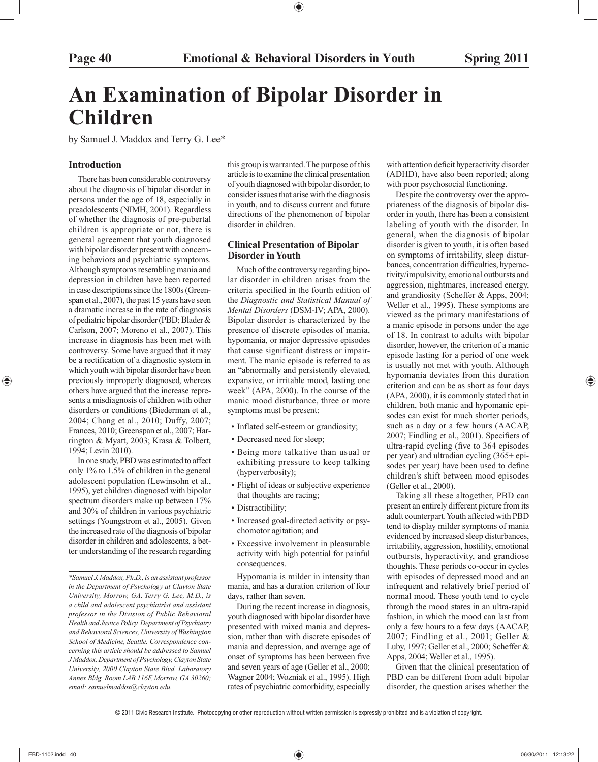# An Examination of Bipolar Disorder in Children

by Samuel J. Maddox and Terry G. Lee*

### Introduction

There has been considerable controversy about the diagnosis of bipolar disorder in persons under the age of 18, especially in preadolescents (NIMH, 2001). Regardless of whether the diagnosis of pre-pubertal children is appropriate or not, there is general agreement that youth diagnosed with bipolar disorder present with concerning behaviors and psychiatric symptoms. Although symptoms resembling mania and depression in children have been reported in case descriptions since the 1800s (Greenspan et al., 2007), the past 15 years have seen a dramatic increase in the rate of diagnosis of pediatric bipolar disorder (PBD; Blader & Carlson, 2007; Moreno et al., 2007). This increase in diagnosis has been met with controversy. Some have argued that it may be a rectification of a diagnostic system in which youth with bipolar disorder have been previously improperly diagnosed, whereas others have argued that the increase represents a misdiagnosis of children with other disorders or conditions (Biederman et al., 2004; Chang et al., 2010; Duffy, 2007; Frances, 2010; Greenspan et al., 2007; Harrington & Myatt, 2003; Krasa & Tolbert, 1994; Levin 2010).

In one study, PBD was estimated to affect only 1% to 1.5% of children in the general adolescent population (Lewinsohn et al., 1995), yet children diagnosed with bipolar spectrum disorders make up between 17% and 30% of children in various psychiatric settings (Youngstrom et al., 2005). Given the increased rate of the diagnosis of bipolar disorder in children and adolescents, a better understanding of the research regarding this group is warranted. The purpose of this article is to examine the clinical presentation of youth diagnosed with bipolar disorder, to consider issues that arise with the diagnosis in youth, and to discuss current and future directions of the phenomenon of bipolar disorder in children.

*\*Samuel J. Maddox, Ph.D., is an assistant professor in the Department of Psychology at Clayton State University, Morrow, GA. Terry G. Lee, M.D., is a child and adolescent psychiatrist and assistant professor in the Division of Public Behavioral Health and Justice Policy, Department of Psychiatry and Behavioral Sciences, University of Washington School of Medicine, Seattle. Correspondence concerning this article should be addressed to Samuel J Maddox, Department of Psychology, Clayton State University, 2000 Clayton State Blvd. Laboratory Annex Bldg, Room LAB 116F, Morrow, GA 30260; email: samuelmaddox@clayton.edu.*

### Clinical Presentation of Bipolar Disorder in Youth

Much of the controversy regarding bipolar disorder in children arises from the criteria specified in the fourth edition of the *Diagnostic and Statistical Manual of Mental Disorders* (DSM-IV; APA, 2000). Bipolar disorder is characterized by the presence of discrete episodes of mania, hypomania, or major depressive episodes that cause significant distress or impairment. The manic episode is referred to as an "abnormally and persistently elevated, expansive, or irritable mood, lasting one week" (APA, 2000). In the course of the manic mood disturbance, three or more symptoms must be present:

- Inflated self-esteem or grandiosity;
- Decreased need for sleep;
- Being more talkative than usual or exhibiting pressure to keep talking (hyperverbosity);
- Flight of ideas or subjective experience that thoughts are racing;
- Distractibility;
- Increased goal-directed activity or psychomotor agitation; and
- Excessive involvement in pleasurable activity with high potential for painful consequences.

Hypomania is milder in intensity than mania, and has a duration criterion of four days, rather than seven.

During the recent increase in diagnosis, youth diagnosed with bipolar disorder have presented with mixed mania and depression, rather than with discrete episodes of mania and depression, and average age of onset of symptoms has been between five and seven years of age (Geller et al., 2000; Wagner 2004; Wozniak et al., 1995). High rates of psychiatric comorbidity, especially with attention deficit hyperactivity disorder (ADHD), have also been reported; along with poor psychosocial functioning.

Despite the controversy over the appropriateness of the diagnosis of bipolar disorder in youth, there has been a consistent labeling of youth with the disorder. In general, when the diagnosis of bipolar disorder is given to youth, it is often based on symptoms of irritability, sleep disturbances, concentration difficulties, hyperactivity/impulsivity, emotional outbursts and aggression, nightmares, increased energy, and grandiosity (Scheffer & Apps, 2004; Weller et al., 1995). These symptoms are viewed as the primary manifestations of a manic episode in persons under the age of 18. In contrast to adults with bipolar disorder, however, the criterion of a manic episode lasting for a period of one week is usually not met with youth. Although hypomania deviates from this duration criterion and can be as short as four days (APA, 2000), it is commonly stated that in children, both manic and hypomanic episodes can exist for much shorter periods, such as a day or a few hours (AACAP, 2007; Findling et al., 2001). Specifiers of ultra-rapid cycling (five to 364 episodes per year) and ultradian cycling (365+ episodes per year) have been used to define children's shift between mood episodes (Geller et al., 2000).

Taking all these altogether, PBD can present an entirely different picture from its adult counterpart. Youth affected with PBD tend to display milder symptoms of mania evidenced by increased sleep disturbances, irritability, aggression, hostility, emotional outbursts, hyperactivity, and grandiose thoughts. These periods co-occur in cycles with episodes of depressed mood and an infrequent and relatively brief period of normal mood. These youth tend to cycle through the mood states in an ultra-rapid fashion, in which the mood can last from only a few hours to a few days (AACAP, 2007; Findling et al., 2001; Geller & Luby, 1997; Geller et al., 2000; Scheffer & Apps, 2004; Weller et al., 1995).

Given that the clinical presentation of PBD can be different from adult bipolar disorder, the question arises whether the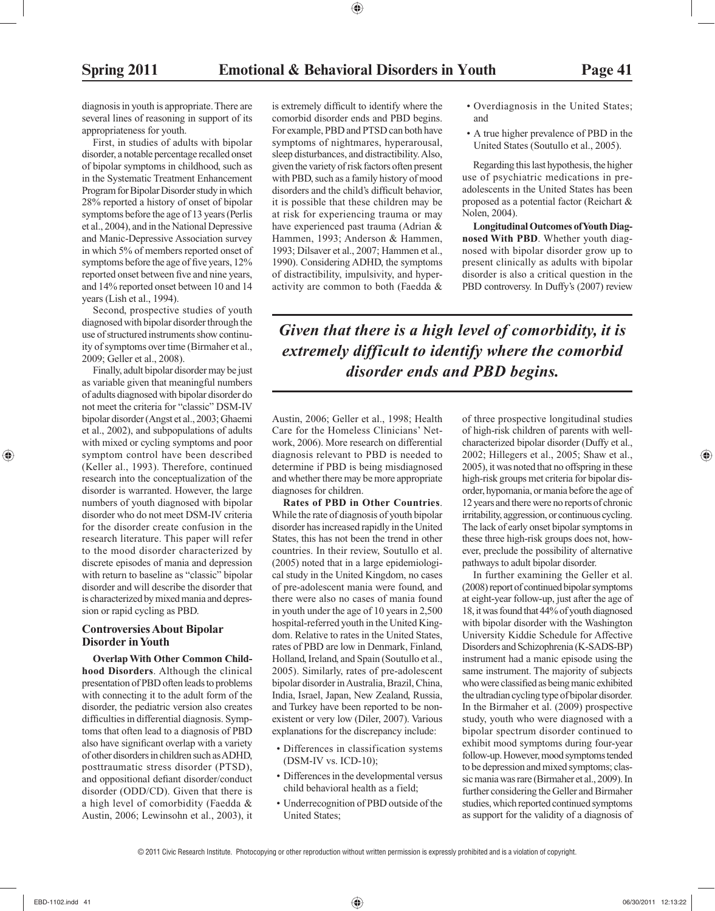diagnosis in youth is appropriate. There are several lines of reasoning in support of its appropriateness for youth.

First, in studies of adults with bipolar disorder, a notable percentage recalled onset of bipolar symptoms in childhood, such as in the Systematic Treatment Enhancement Program for Bipolar Disorder study in which 28% reported a history of onset of bipolar symptoms before the age of 13 years (Perlis et al., 2004), and in the National Depressive and Manic-Depressive Association survey in which 5% of members reported onset of symptoms before the age of five years, 12% reported onset between five and nine years, and 14% reported onset between 10 and 14 years (Lish et al., 1994).

Second, prospective studies of youth diagnosed with bipolar disorder through the use of structured instruments show continuity of symptoms over time (Birmaher et al., 2009; Geller et al., 2008).

Finally, adult bipolar disorder may be just as variable given that meaningful numbers of adults diagnosed with bipolar disorder do not meet the criteria for "classic" DSM-IV bipolar disorder (Angst et al., 2003; Ghaemi et al., 2002), and subpopulations of adults with mixed or cycling symptoms and poor symptom control have been described (Keller al., 1993). Therefore, continued research into the conceptualization of the disorder is warranted. However, the large numbers of youth diagnosed with bipolar disorder who do not meet DSM-IV criteria for the disorder create confusion in the research literature. This paper will refer to the mood disorder characterized by discrete episodes of mania and depression with return to baseline as "classic" bipolar disorder and will describe the disorder that is characterized by mixed mania and depression or rapid cycling as PBD.

## Controversies About Bipolar Disorder in Youth

**Overlap With Other Common Childhood Disorders**. Although the clinical presentation of PBD often leads to problems with connecting it to the adult form of the disorder, the pediatric version also creates difficulties in differential diagnosis. Symptoms that often lead to a diagnosis of PBD also have significant overlap with a variety of other disorders in children such as ADHD, posttraumatic stress disorder (PTSD), and oppositional defiant disorder/conduct disorder (ODD/CD). Given that there is a high level of comorbidity (Faedda & Austin, 2006; Lewinsohn et al., 2003), it is extremely difficult to identify where the comorbid disorder ends and PBD begins. For example, PBD and PTSD can both have symptoms of nightmares, hyperarousal, sleep disturbances, and distractibility. Also, given the variety of risk factors often present with PBD, such as a family history of mood disorders and the child's difficult behavior, it is possible that these children may be at risk for experiencing trauma or may have experienced past trauma (Adrian & Hammen, 1993; Anderson & Hammen, 1993; Dilsaver et al., 2007; Hammen et al., 1990). Considering ADHD, the symptoms of distractibility, impulsivity, and hyperactivity are common to both (Faedda & Austin, 2006; Geller et al., 1998; Health Care for the Homeless Clinicians' Network, 2006). More research on differential diagnosis relevant to PBD is needed to determine if PBD is being misdiagnosed and whether there may be more appropriate diagnoses for children.

*Given that there is a high level of comorbidity, it is extremely difficult to identify where the comorbid disorder ends and PBD begins.*

**Rates of PBD in Other Countries**. While the rate of diagnosis of youth bipolar disorder has increased rapidly in the United States, this has not been the trend in other countries. In their review, Soutullo et al. (2005) noted that in a large epidemiological study in the United Kingdom, no cases of pre-adolescent mania were found, and there were also no cases of mania found in youth under the age of 10 years in 2,500 hospital-referred youth in the United Kingdom. Relative to rates in the United States, rates of PBD are low in Denmark, Finland, Holland, Ireland, and Spain (Soutullo et al., 2005). Similarly, rates of pre-adolescent bipolar disorder in Australia, Brazil, China, India, Israel, Japan, New Zealand, Russia, and Turkey have been reported to be nonexistent or very low (Diler, 2007). Various explanations for the discrepancy include:

- Differences in classification systems (DSM-IV vs. ICD-10);
- Differences in the developmental versus child behavioral health as a field;
- Underrecognition of PBD outside of the United States;
- Overdiagnosis in the United States; and
- A true higher prevalence of PBD in the United States (Soutullo et al., 2005).

Regarding this last hypothesis, the higher use of psychiatric medications in pre-adolescents in the United States has been proposed as a potential factor (Reichart & Nolen, 2004).

**Longitudinal Outcomes of Youth Diagnosed With PBD**. Whether youth diagnosed with bipolar disorder grow up to present clinically as adults with bipolar disorder is also a critical question in the PBD controversy. In Duffy's (2007) review of three prospective longitudinal studies of high-risk children of parents with well-characterized bipolar disorder (Duffy et al., 2002; Hillegers et al., 2005; Shaw et al., 2005), it was noted that no offspring in these high-risk groups met criteria for bipolar disorder, hypomania, or mania before the age of 12 years and there were no reports of chronic irritability, aggression, or continuous cycling. The lack of early onset bipolar symptoms in these three high-risk groups does not, however, preclude the possibility of alternative pathways to adult bipolar disorder.

In further examining the Geller et al. (2008) report of continued bipolar symptoms at eight-year follow-up, just after the age of 18, it was found that 44% of youth diagnosed with bipolar disorder with the Washington University Kiddie Schedule for Affective Disorders and Schizophrenia (K-SADS-BP) instrument had a manic episode using the same instrument. The majority of subjects who were classified as being manic exhibited the ultradian cycling type of bipolar disorder. In the Birmaher et al. (2009) prospective study, youth who were diagnosed with a bipolar spectrum disorder continued to exhibit mood symptoms during four-year follow-up. However, mood symptoms tended to be depression and mixed symptoms; classic mania was rare (Birmaher et al., 2009). In further considering the Geller and Birmaher studies, which reported continued symptoms as support for the validity of a diagnosis of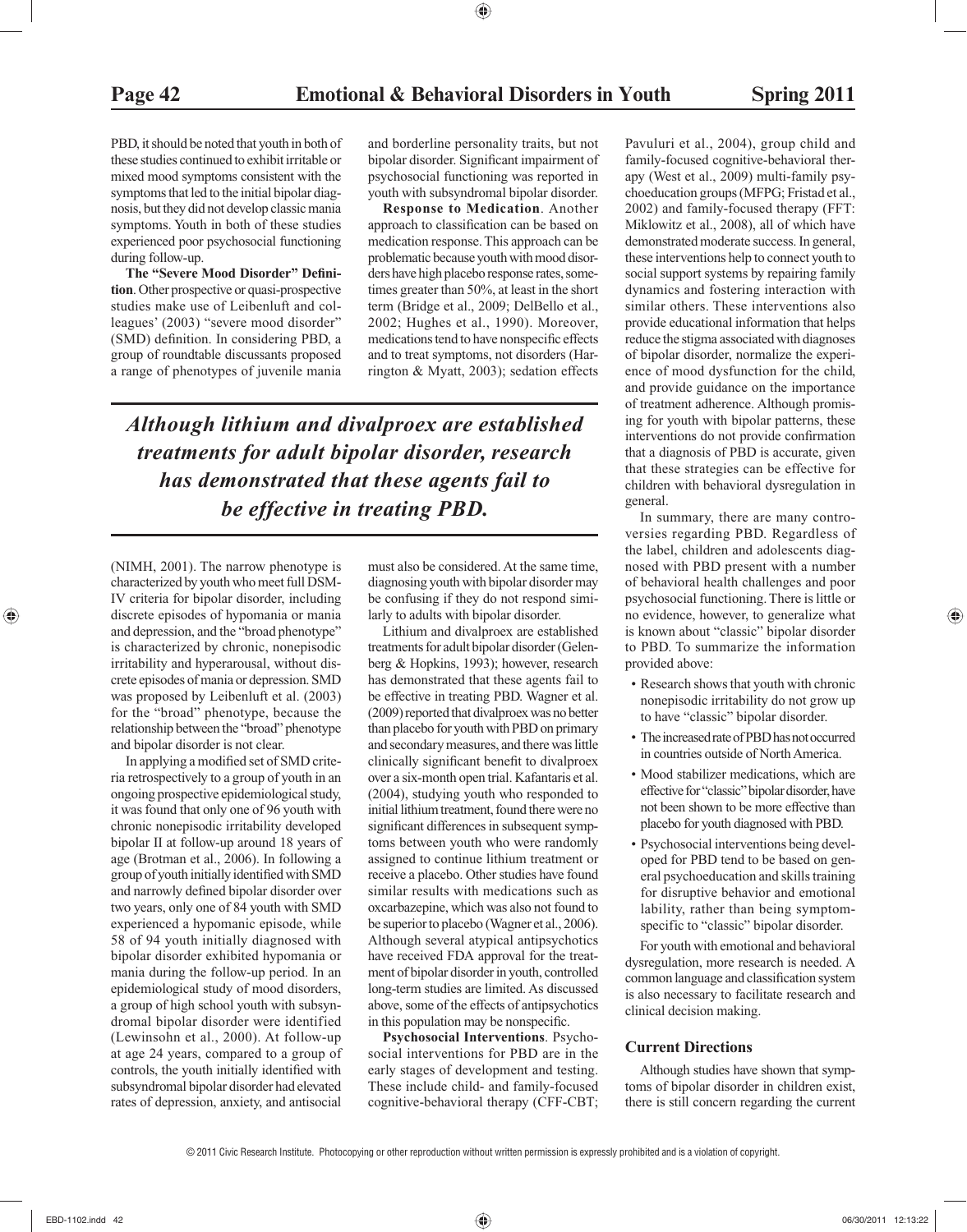PBD, it should be noted that youth in both of these studies continued to exhibit irritable or mixed mood symptoms consistent with the symptoms that led to the initial bipolar diagnosis, but they did not develop classic mania symptoms. Youth in both of these studies experienced poor psychosocial functioning during follow-up.

**The "Severe Mood Disorder" Definition**. Other prospective or quasi-prospective studies make use of Leibenluft and colleagues' (2003) "severe mood disorder" (SMD) definition. In considering PBD, a group of roundtable discussants proposed a range of phenotypes of juvenile mania (NIMH, 2001). The narrow phenotype is characterized by youth who meet full DSM-IV criteria for bipolar disorder, including discrete episodes of hypomania or mania and depression, and the "broad phenotype" is characterized by chronic, nonepisodic irritability and hyperarousal, without discrete episodes of mania or depression. SMD was proposed by Leibenluft et al. (2003) for the "broad" phenotype, because the relationship between the "broad" phenotype and bipolar disorder is not clear.

In applying a modified set of SMD criteria retrospectively to a group of youth in an ongoing prospective epidemiological study, it was found that only one of 96 youth with chronic nonepisodic irritability developed bipolar II at follow-up around 18 years of age (Brotman et al., 2006). In following a group of youth initially identified with SMD and narrowly defined bipolar disorder over two years, only one of 84 youth with SMD experienced a hypomanic episode, while 58 of 94 youth initially diagnosed with bipolar disorder exhibited hypomania or mania during the follow-up period. In an epidemiological study of mood disorders, a group of high school youth with subsyndromal bipolar disorder were identified (Lewinsohn et al., 2000). At follow-up at age 24 years, compared to a group of controls, the youth initially identified with subsyndromal bipolar disorder had elevated rates of depression, anxiety, and antisocial and borderline personality traits, but not bipolar disorder. Significant impairment of psychosocial functioning was reported in youth with subsyndromal bipolar disorder.

**Response to Medication**. Another approach to classification can be based on medication response. This approach can be problematic because youth with mood disorders have high placebo response rates, sometimes greater than 50%, at least in the short term (Bridge et al., 2009; DelBello et al., 2002; Hughes et al., 1990). Moreover, medications tend to have nonspecific effects and to treat symptoms, not disorders (Harrington & Myatt, 2003); sedation effects must also be considered. At the same time, diagnosing youth with bipolar disorder may be confusing if they do not respond similarly to adults with bipolar disorder.

> ***Although lithium and divalproex are established treatments for adult bipolar disorder, research has demonstrated that these agents fail to be effective in treating PBD.***

Lithium and divalproex are established treatments for adult bipolar disorder (Gelenberg & Hopkins, 1993); however, research has demonstrated that these agents fail to be effective in treating PBD. Wagner et al. (2009) reported that divalproex was no better than placebo for youth with PBD on primary and secondary measures, and there was little clinically significant benefit to divalproex over a six-month open trial. Kafantaris et al. (2004), studying youth who responded to initial lithium treatment, found there were no significant differences in subsequent symptoms between youth who were randomly assigned to continue lithium treatment or receive a placebo. Other studies have found similar results with medications such as oxcarbazepine, which was also not found to be superior to placebo (Wagner et al., 2006). Although several atypical antipsychotics have received FDA approval for the treatment of bipolar disorder in youth, controlled long-term studies are limited. As discussed above, some of the effects of antipsychotics in this population may be nonspecific.

**Psychosocial Interventions**. Psychosocial interventions for PBD are in the early stages of development and testing. These include child- and family-focused cognitive-behavioral therapy (CFF-CBT; Pavuluri et al., 2004), group child and family-focused cognitive-behavioral therapy (West et al., 2009) multi-family psychoeducation groups (MFPG; Fristad et al., 2002) and family-focused therapy (FFT: Miklowitz et al., 2008), all of which have demonstrated moderate success. In general, these interventions help to connect youth to social support systems by repairing family dynamics and fostering interaction with similar others. These interventions also provide educational information that helps reduce the stigma associated with diagnoses of bipolar disorder, normalize the experience of mood dysfunction for the child, and provide guidance on the importance of treatment adherence. Although promising for youth with bipolar patterns, these interventions do not provide confirmation that a diagnosis of PBD is accurate, given that these strategies can be effective for children with behavioral dysregulation in general.

In summary, there are many controversies regarding PBD. Regardless of the label, children and adolescents diagnosed with PBD present with a number of behavioral health challenges and poor psychosocial functioning. There is little or no evidence, however, to generalize what is known about "classic" bipolar disorder to PBD. To summarize the information provided above:

- Research shows that youth with chronic nonepisodic irritability do not grow up to have "classic" bipolar disorder.
- The increased rate of PBD has not occurred in countries outside of North America.
- Mood stabilizer medications, which are effective for "classic" bipolar disorder, have not been shown to be more effective than placebo for youth diagnosed with PBD.
- Psychosocial interventions being developed for PBD tend to be based on general psychoeducation and skills training for disruptive behavior and emotional lability, rather than being symptom-specific to "classic" bipolar disorder.

For youth with emotional and behavioral dysregulation, more research is needed. A common language and classification system is also necessary to facilitate research and clinical decision making.

## Current Directions

Although studies have shown that symptoms of bipolar disorder in children exist, there is still concern regarding the current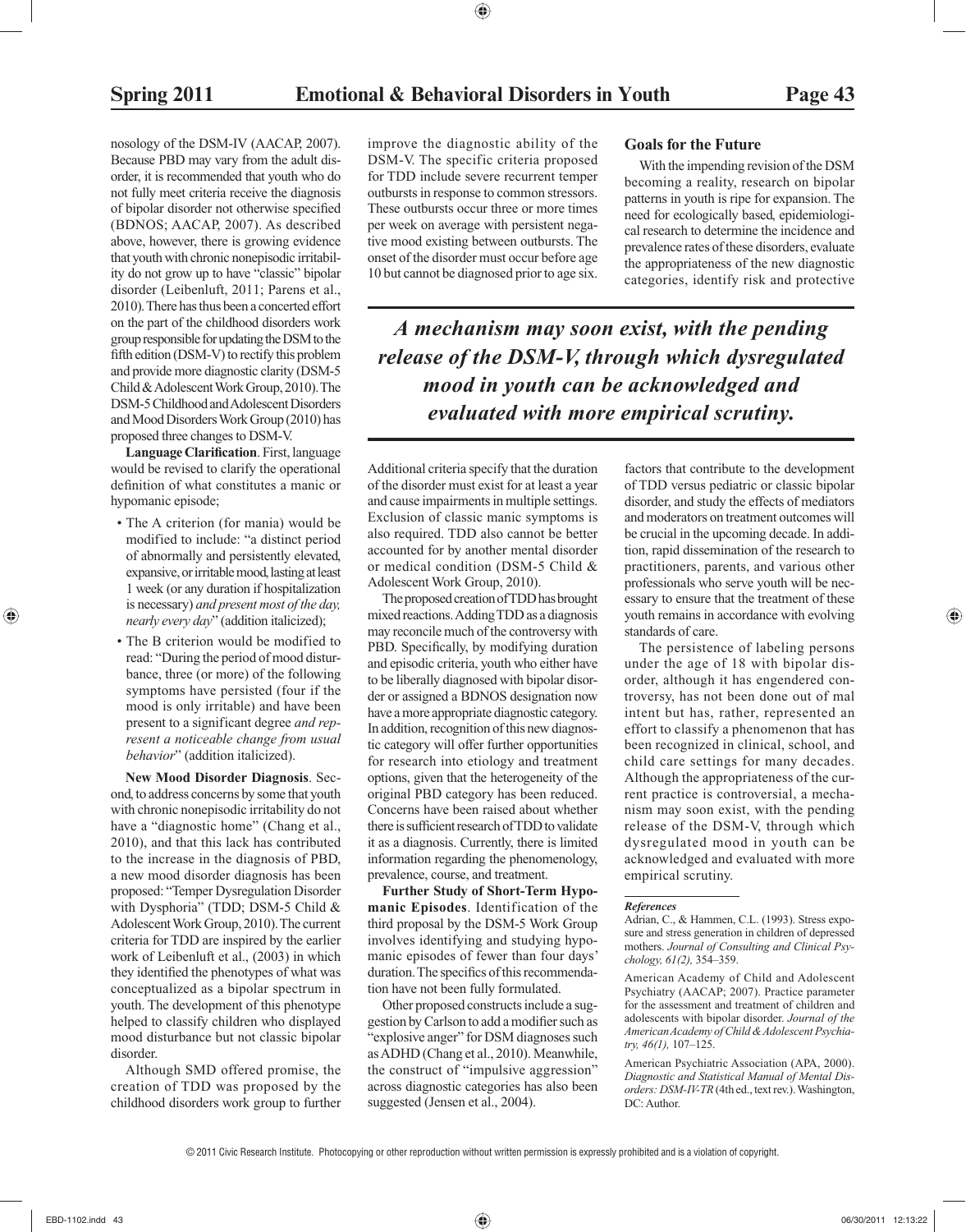nosology of the DSM-IV (AACAP, 2007). Because PBD may vary from the adult disorder, it is recommended that youth who do not fully meet criteria receive the diagnosis of bipolar disorder not otherwise specified (BDNOS; AACAP, 2007). As described above, however, there is growing evidence that youth with chronic nonepisodic irritability do not grow up to have "classic" bipolar disorder (Leibenluft, 2011; Parens et al., 2010). There has thus been a concerted effort on the part of the childhood disorders work group responsible for updating the DSM to the fifth edition (DSM-V) to rectify this problem and provide more diagnostic clarity (DSM-5 Child & Adolescent Work Group, 2010). The DSM-5 Childhood and Adolescent Disorders and Mood Disorders Work Group (2010) has proposed three changes to DSM-V.

**Language Clarification**. First, language would be revised to clarify the operational definition of what constitutes a manic or hypomanic episode;

- The A criterion (for mania) would be modified to include: "a distinct period of abnormally and persistently elevated, expansive, or irritable mood, lasting at least 1 week (or any duration if hospitalization is necessary) *and present most of the day, nearly every day*" (addition italicized);
- The B criterion would be modified to read: "During the period of mood disturbance, three (or more) of the following symptoms have persisted (four if the mood is only irritable) and have been present to a significant degree *and represent a noticeable change from usual behavior*" (addition italicized).

**New Mood Disorder Diagnosis**. Second, to address concerns by some that youth with chronic nonepisodic irritability do not have a "diagnostic home" (Chang et al., 2010), and that this lack has contributed to the increase in the diagnosis of PBD, a new mood disorder diagnosis has been proposed: "Temper Dysregulation Disorder with Dysphoria" (TDD; DSM-5 Child & Adolescent Work Group, 2010). The current criteria for TDD are inspired by the earlier work of Leibenluft et al., (2003) in which they identified the phenotypes of what was conceptualized as a bipolar spectrum in youth. The development of this phenotype helped to classify children who displayed mood disturbance but not classic bipolar disorder.

Although SMD offered promise, the creation of TDD was proposed by the childhood disorders work group to further improve the diagnostic ability of the DSM-V. The specific criteria proposed for TDD include severe recurrent temper outbursts in response to common stressors. These outbursts occur three or more times per week on average with persistent negative mood existing between outbursts. The onset of the disorder must occur before age 10 but cannot be diagnosed prior to age six. Additional criteria specify that the duration of the disorder must exist for at least a year and cause impairments in multiple settings. Exclusion of classic manic symptoms is also required. TDD also cannot be better accounted for by another mental disorder or medical condition (DSM-5 Child & Adolescent Work Group, 2010).

The proposed creation of TDD has brought mixed reactions. Adding TDD as a diagnosis may reconcile much of the controversy with PBD. Specifically, by modifying duration and episodic criteria, youth who either have to be liberally diagnosed with bipolar disorder or assigned a BDNOS designation now have a more appropriate diagnostic category. In addition, recognition of this new diagnostic category will offer further opportunities for research into etiology and treatment options, given that the heterogeneity of the original PBD category has been reduced. Concerns have been raised about whether there is sufficient research of TDD to validate it as a diagnosis. Currently, there is limited information regarding the phenomenology, prevalence, course, and treatment.

**Further Study of Short-Term Hypomanic Episodes**. Identification of the third proposal by the DSM-5 Work Group involves identifying and studying hypomanic episodes of fewer than four days' duration. The specifics of this recommendation have not been fully formulated.

Other proposed constructs include a suggestion by Carlson to add a modifier such as "explosive anger" for DSM diagnoses such as ADHD (Chang et al., 2010). Meanwhile, the construct of "impulsive aggression" across diagnostic categories has also been suggested (Jensen et al., 2004).

## Goals for the Future

With the impending revision of the DSM becoming a reality, research on bipolar patterns in youth is ripe for expansion. The need for ecologically based, epidemiological research to determine the incidence and prevalence rates of these disorders, evaluate the appropriateness of the new diagnostic categories, identify risk and protective factors that contribute to the development of TDD versus pediatric or classic bipolar disorder, and study the effects of mediators and moderators on treatment outcomes will be crucial in the upcoming decade. In addition, rapid dissemination of the research to practitioners, parents, and various other professionals who serve youth will be necessary to ensure that the treatment of these youth remains in accordance with evolving standards of care.

> ***A mechanism may soon exist, with the pending release of the DSM-V, through which dysregulated mood in youth can be acknowledged and evaluated with more empirical scrutiny.***

The persistence of labeling persons under the age of 18 with bipolar disorder, although it has engendered controversy, has not been done out of mal intent but has, rather, represented an effort to classify a phenomenon that has been recognized in clinical, school, and child care settings for many decades. Although the appropriateness of the current practice is controversial, a mechanism may soon exist, with the pending release of the DSM-V, through which dysregulated mood in youth can be acknowledged and evaluated with more empirical scrutiny.

***References***

Adrian, C., & Hammen, C.L. (1993). Stress exposure and stress generation in children of depressed mothers. *Journal of Consulting and Clinical Psychology, 61(2),* 354–359.

American Academy of Child and Adolescent Psychiatry (AACAP; 2007). Practice parameter for the assessment and treatment of children and adolescents with bipolar disorder. *Journal of the American Academy of Child & Adolescent Psychiatry, 46(1),* 107–125.

American Psychiatric Association (APA, 2000). *Diagnostic and Statistical Manual of Mental Disorders: DSM-IV-TR* (4th ed., text rev.). Washington, DC: Author.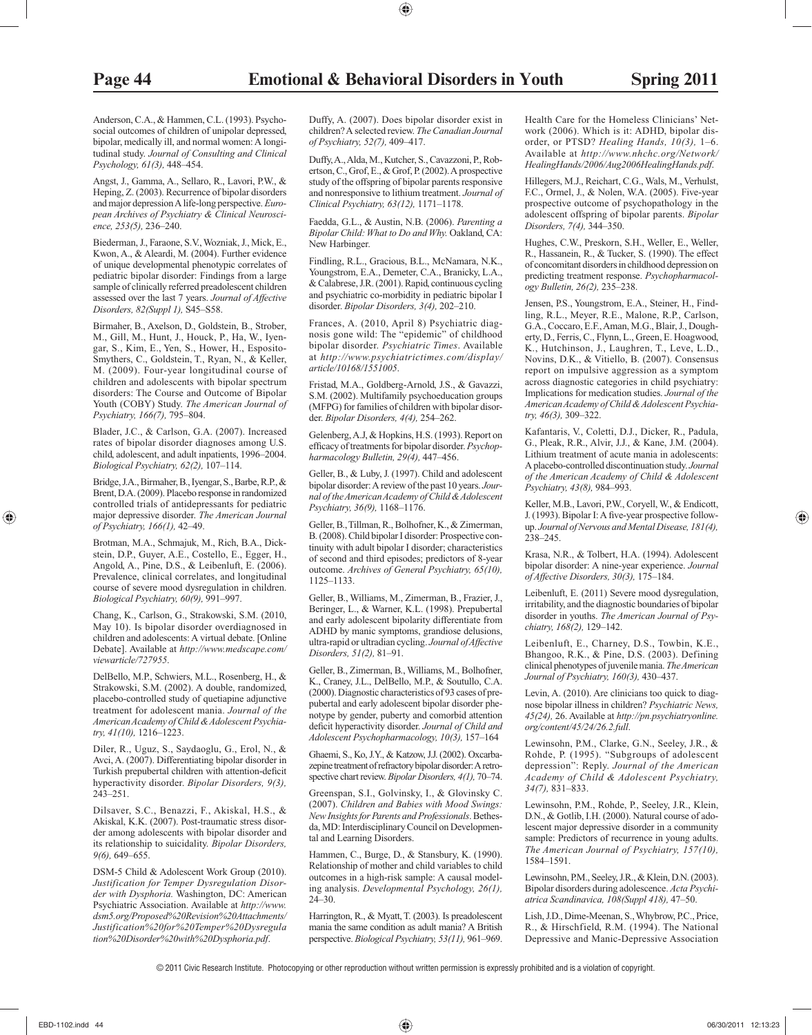Anderson, C.A., & Hammen, C.L. (1993). Psychosocial outcomes of children of unipolar depressed, bipolar, medically ill, and normal women: A longitudinal study. *Journal of Consulting and Clinical Psychology, 61(3),* 448–454.

Angst, J., Gamma, A., Sellaro, R., Lavori, P.W., & Heping, Z. (2003). Recurrence of bipolar disorders and major depression A life-long perspective. *European Archives of Psychiatry & Clinical Neuroscience, 253(5),* 236–240.

Biederman, J., Faraone, S.V., Wozniak, J., Mick, E., Kwon, A., & Aleardi, M. (2004). Further evidence of unique developmental phenotypic correlates of pediatric bipolar disorder: Findings from a large sample of clinically referred preadolescent children assessed over the last 7 years. *Journal of Affective Disorders, 82(Suppl 1),* S45–S58.

Birmaher, B., Axelson, D., Goldstein, B., Strober, M., Gill, M., Hunt, J., Houck, P., Ha, W., Iyengar, S., Kim, E., Yen, S., Hower, H., Esposito-Smythers, C., Goldstein, T., Ryan, N., & Keller, M. (2009). Four-year longitudinal course of children and adolescents with bipolar spectrum disorders: The Course and Outcome of Bipolar Youth (COBY) Study. *The American Journal of Psychiatry, 166(7),* 795–804.

Blader, J.C., & Carlson, G.A. (2007). Increased rates of bipolar disorder diagnoses among U.S. child, adolescent, and adult inpatients, 1996–2004. *Biological Psychiatry, 62(2),* 107–114.

Bridge, J.A., Birmaher, B., Iyengar, S., Barbe, R.P., & Brent, D.A. (2009). Placebo response in randomized controlled trials of antidepressants for pediatric major depressive disorder. *The American Journal of Psychiatry, 166(1),* 42–49.

Brotman, M.A., Schmajuk, M., Rich, B.A., Dickstein, D.P., Guyer, A.E., Costello, E., Egger, H., Angold, A., Pine, D.S., & Leibenluft, E. (2006). Prevalence, clinical correlates, and longitudinal course of severe mood dysregulation in children. *Biological Psychiatry, 60(9),* 991–997.

Chang, K., Carlson, G., Strakowski, S.M. (2010, May 10). Is bipolar disorder overdiagnosed in children and adolescents: A virtual debate. [Online Debate]. Available at *http://www.medscape.com/viewarticle/727955*.

DelBello, M.P., Schwiers, M.L., Rosenberg, H., & Strakowski, S.M. (2002). A double, randomized, placebo-controlled study of quetiapine adjunctive treatment for adolescent mania. *Journal of the American Academy of Child & Adolescent Psychiatry, 41(10),* 1216–1223.

Diler, R., Uguz, S., Saydaoglu, G., Erol, N., & Avci, A. (2007). Differentiating bipolar disorder in Turkish prepubertal children with attention-deficit hyperactivity disorder. *Bipolar Disorders, 9(3),* 243–251.

Dilsaver, S.C., Benazzi, F., Akiskal, H.S., & Akiskal, K.K. (2007). Post-traumatic stress disorder among adolescents with bipolar disorder and its relationship to suicidality. *Bipolar Disorders, 9(6),* 649–655.

DSM-5 Child & Adolescent Work Group (2010). *Justification for Temper Dysregulation Disorder with Dysphoria.* Washington, DC: American Psychiatric Association. Available at *http://www.dsm5.org/Proposed%20Revision%20Attachments/Justification%20for%20Temper%20Dysregulation%20Disorder%20with%20Dysphoria.pdf*.

Duffy, A. (2007). Does bipolar disorder exist in children? A selected review. *The Canadian Journal of Psychiatry, 52(7),* 409–417.

Duffy, A., Alda, M., Kutcher, S., Cavazzoni, P., Robertson, C., Grof, E., & Grof, P. (2002). A prospective study of the offspring of bipolar parents responsive and nonresponsive to lithium treatment. *Journal of Clinical Psychiatry, 63(12),* 1171–1178.

Faedda, G.L., & Austin, N.B. (2006). *Parenting a Bipolar Child: What to Do and Why.* Oakland, CA: New Harbinger.

Findling, R.L., Gracious, B.L., McNamara, N.K., Youngstrom, E.A., Demeter, C.A., Branicky, L.A., & Calabrese, J.R. (2001). Rapid, continuous cycling and psychiatric co-morbidity in pediatric bipolar I disorder. *Bipolar Disorders, 3(4),* 202–210.

Frances, A. (2010, April 8) Psychiatric diagnosis gone wild: The "epidemic" of childhood bipolar disorder. *Psychiatric Times*. Available at *http://www.psychiatrictimes.com/display/article/10168/1551005*.

Fristad, M.A., Goldberg-Arnold, J.S., & Gavazzi, S.M. (2002). Multifamily psychoeducation groups (MFPG) for families of children with bipolar disorder. *Bipolar Disorders, 4(4),* 254–262.

Gelenberg, A.J, & Hopkins, H.S. (1993). Report on efficacy of treatments for bipolar disorder. *Psychopharmacology Bulletin, 29(4),* 447–456.

Geller, B., & Luby, J. (1997). Child and adolescent bipolar disorder: A review of the past 10 years. *Journal of the American Academy of Child & Adolescent Psychiatry, 36(9),* 1168–1176.

Geller, B., Tillman, R., Bolhofner, K., & Zimerman, B. (2008). Child bipolar I disorder: Prospective continuity with adult bipolar I disorder; characteristics of second and third episodes; predictors of 8-year outcome. *Archives of General Psychiatry, 65(10),* 1125–1133.

Geller, B., Williams, M., Zimerman, B., Frazier, J., Beringer, L., & Warner, K.L. (1998). Prepubertal and early adolescent bipolarity differentiate from ADHD by manic symptoms, grandiose delusions, ultra-rapid or ultradian cycling. *Journal of Affective Disorders, 51(2),* 81–91.

Geller, B., Zimerman, B., Williams, M., Bolhofner, K., Craney, J.L., DelBello, M.P., & Soutullo, C.A. (2000). Diagnostic characteristics of 93 cases of prepubertal and early adolescent bipolar disorder phenotype by gender, puberty and comorbid attention deficit hyperactivity disorder. *Journal of Child and Adolescent Psychopharmacology, 10(3),* 157–164

Ghaemi, S., Ko, J.Y., & Katzow, J.J. (2002). Oxcarbazepine treatment of refractory bipolar disorder: A retrospective chart review. *Bipolar Disorders, 4(1),* 70–74.

Greenspan, S.I., Golvinsky, I., & Glovinsky C. (2007). *Children and Babies with Mood Swings: New Insights for Parents and Professionals*. Bethesda, MD: Interdisciplinary Council on Developmental and Learning Disorders.

Hammen, C., Burge, D., & Stansbury, K. (1990). Relationship of mother and child variables to child outcomes in a high-risk sample: A causal modeling analysis. *Developmental Psychology, 26(1),* 24–30.

Harrington, R., & Myatt, T. (2003). Is preadolescent mania the same condition as adult mania? A British perspective. *Biological Psychiatry, 53(11),* 961–969.

Health Care for the Homeless Clinicians' Network (2006). Which is it: ADHD, bipolar disorder, or PTSD? *Healing Hands, 10(3),* 1–6. Available at *http://www.nhchc.org/Network/HealingHands/2006/Aug2006HealingHands.pdf*.

Hillegers, M.J., Reichart, C.G., Wals, M., Verhulst, F.C., Ormel, J., & Nolen, W.A. (2005). Five-year prospective outcome of psychopathology in the adolescent offspring of bipolar parents. *Bipolar Disorders, 7(4),* 344–350.

Hughes, C.W., Preskorn, S.H., Weller, E., Weller, R., Hassanein, R., & Tucker, S. (1990). The effect of concomitant disorders in childhood depression on predicting treatment response. *Psychopharmacology Bulletin, 26(2),* 235–238.

Jensen, P.S., Youngstrom, E.A., Steiner, H., Findling, R.L., Meyer, R.E., Malone, R.P., Carlson, G.A., Coccaro, E.F., Aman, M.G., Blair, J., Dougherty, D., Ferris, C., Flynn, L., Green, E. Hoagwood, K., Hutchinson, J., Laughren, T., Leve, L.D., Novins, D.K., & Vitiello, B. (2007). Consensus report on impulsive aggression as a symptom across diagnostic categories in child psychiatry: Implications for medication studies. *Journal of the American Academy of Child & Adolescent Psychiatry, 46(3),* 309–322.

Kafantaris, V., Coletti, D.J., Dicker, R., Padula, G., Pleak, R.R., Alvir, J.J., & Kane, J.M. (2004). Lithium treatment of acute mania in adolescents: A placebo-controlled discontinuation study. *Journal of the American Academy of Child & Adolescent Psychiatry, 43(8),* 984–993.

Keller, M.B., Lavori, P.W., Coryell, W., & Endicott, J. (1993). Bipolar I: A five-year prospective follow-up. *Journal of Nervous and Mental Disease, 181(4),* 238–245.

Krasa, N.R., & Tolbert, H.A. (1994). Adolescent bipolar disorder: A nine-year experience. *Journal of Affective Disorders, 30(3),* 175–184.

Leibenluft, E. (2011) Severe mood dysregulation, irritability, and the diagnostic boundaries of bipolar disorder in youths. *The American Journal of Psychiatry, 168(2),* 129–142.

Leibenluft, E., Charney, D.S., Towbin, K.E., Bhangoo, R.K., & Pine, D.S. (2003). Defining clinical phenotypes of juvenile mania. *The American Journal of Psychiatry, 160(3),* 430–437.

Levin, A. (2010). Are clinicians too quick to diagnose bipolar illness in children? *Psychiatric News, 45(24),* 26. Available at *http://pn.psychiatryonline.org/content/45/24/26.2.full*.

Lewinsohn, P.M., Clarke, G.N., Seeley, J.R., & Rohde, P. (1995). "Subgroups of adolescent depression": Reply. *Journal of the American Academy of Child & Adolescent Psychiatry, 34(7),* 831–833.

Lewinsohn, P.M., Rohde, P., Seeley, J.R., Klein, D.N., & Gotlib, I.H. (2000). Natural course of adolescent major depressive disorder in a community sample: Predictors of recurrence in young adults. *The American Journal of Psychiatry, 157(10),* 1584–1591.

Lewinsohn, P.M., Seeley, J.R., & Klein, D.N. (2003). Bipolar disorders during adolescence. *Acta Psychiatrica Scandinavica, 108(Suppl 418),* 47–50.

Lish, J.D., Dime-Meenan, S., Whybrow, P.C., Price, R., & Hirschfeld, R.M. (1994). The National Depressive and Manic-Depressive Association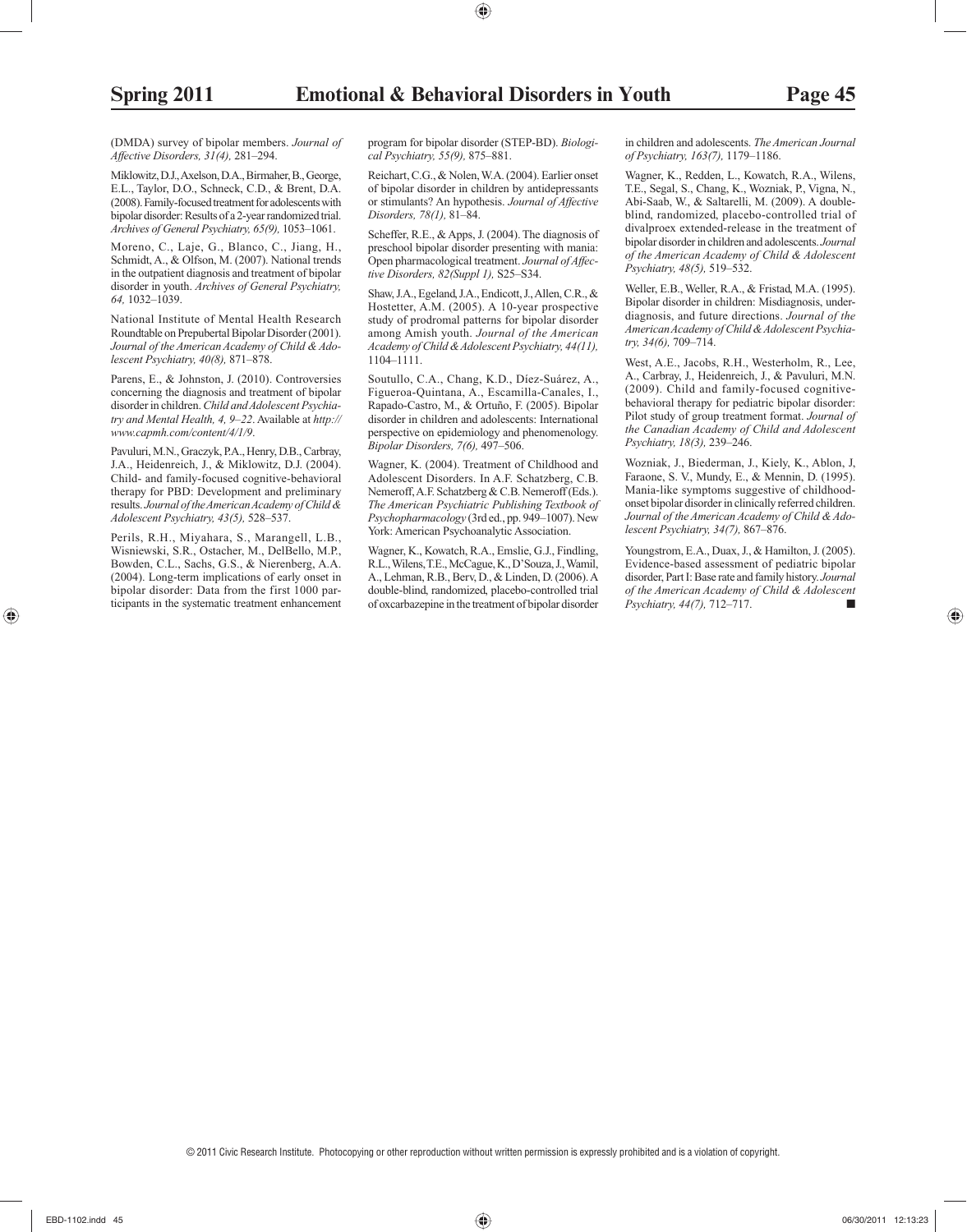(DMDA) survey of bipolar members. *Journal of Affective Disorders, 31(4),* 281–294.

Miklowitz, D.J., Axelson, D.A., Birmaher, B., George, E.L., Taylor, D.O., Schneck, C.D., & Brent, D.A. (2008). Family-focused treatment for adolescents with bipolar disorder: Results of a 2-year randomized trial. *Archives of General Psychiatry, 65(9),* 1053–1061.

Moreno, C., Laje, G., Blanco, C., Jiang, H., Schmidt, A., & Olfson, M. (2007). National trends in the outpatient diagnosis and treatment of bipolar disorder in youth. *Archives of General Psychiatry, 64,* 1032–1039.

National Institute of Mental Health Research Roundtable on Prepubertal Bipolar Disorder (2001). *Journal of the American Academy of Child & Adolescent Psychiatry, 40(8),* 871–878.

Parens, E., & Johnston, J. (2010). Controversies concerning the diagnosis and treatment of bipolar disorder in children. *Child and Adolescent Psychiatry and Mental Health, 4, 9–22*. Available at *http://www.capmh.com/content/4/1/9*.

Pavuluri, M.N., Graczyk, P.A., Henry, D.B., Carbray, J.A., Heidenreich, J., & Miklowitz, D.J. (2004). Child- and family-focused cognitive-behavioral therapy for PBD: Development and preliminary results. *Journal of the American Academy of Child & Adolescent Psychiatry, 43(5),* 528–537.

Perils, R.H., Miyahara, S., Marangell, L.B., Wisniewski, S.R., Ostacher, M., DelBello, M.P., Bowden, C.L., Sachs, G.S., & Nierenberg, A.A. (2004). Long-term implications of early onset in bipolar disorder: Data from the first 1000 participants in the systematic treatment enhancement program for bipolar disorder (STEP-BD). *Biological Psychiatry, 55(9),* 875–881.

Reichart, C.G., & Nolen, W.A. (2004). Earlier onset of bipolar disorder in children by antidepressants or stimulants? An hypothesis. *Journal of Affective Disorders, 78(1),* 81–84.

Scheffer, R.E., & Apps, J. (2004). The diagnosis of preschool bipolar disorder presenting with mania: Open pharmacological treatment. *Journal of Affective Disorders, 82(Suppl 1),* S25–S34.

Shaw, J.A., Egeland, J.A., Endicott, J., Allen, C.R., & Hostetter, A.M. (2005). A 10-year prospective study of prodromal patterns for bipolar disorder among Amish youth. *Journal of the American Academy of Child & Adolescent Psychiatry, 44(11),* 1104–1111.

Soutullo, C.A., Chang, K.D., Díez-Suárez, A., Figueroa-Quintana, A., Escamilla-Canales, I., Rapado-Castro, M., & Ortuño, F. (2005). Bipolar disorder in children and adolescents: International perspective on epidemiology and phenomenology. *Bipolar Disorders, 7(6),* 497–506.

Wagner, K. (2004). Treatment of Childhood and Adolescent Disorders. In A.F. Schatzberg, C.B. Nemeroff, A.F. Schatzberg & C.B. Nemeroff (Eds.). *The American Psychiatric Publishing Textbook of Psychopharmacology* (3rd ed., pp. 949–1007). New York: American Psychoanalytic Association.

Wagner, K., Kowatch, R.A., Emslie, G.J., Findling, R.L., Wilens, T.E., McCague, K., D'Souza, J., Wamil, A., Lehman, R.B., Berv, D., & Linden, D. (2006). A double-blind, randomized, placebo-controlled trial of oxcarbazepine in the treatment of bipolar disorder in children and adolescents. *The American Journal of Psychiatry, 163(7),* 1179–1186.

Wagner, K., Redden, L., Kowatch, R.A., Wilens, T.E., Segal, S., Chang, K., Wozniak, P., Vigna, N., Abi-Saab, W., & Saltarelli, M. (2009). A double-blind, randomized, placebo-controlled trial of divalproex extended-release in the treatment of bipolar disorder in children and adolescents. *Journal of the American Academy of Child & Adolescent Psychiatry, 48(5),* 519–532.

Weller, E.B., Weller, R.A., & Fristad, M.A. (1995). Bipolar disorder in children: Misdiagnosis, underdiagnosis, and future directions. *Journal of the American Academy of Child & Adolescent Psychiatry, 34(6),* 709–714.

West, A.E., Jacobs, R.H., Westerholm, R., Lee, A., Carbray, J., Heidenreich, J., & Pavuluri, M.N. (2009). Child and family-focused cognitive-behavioral therapy for pediatric bipolar disorder: Pilot study of group treatment format. *Journal of the Canadian Academy of Child and Adolescent Psychiatry, 18(3),* 239–246.

Wozniak, J., Biederman, J., Kiely, K., Ablon, J, Faraone, S. V., Mundy, E., & Mennin, D. (1995). Mania-like symptoms suggestive of childhood-onset bipolar disorder in clinically referred children. *Journal of the American Academy of Child & Adolescent Psychiatry, 34(7),* 867–876.

Youngstrom, E.A., Duax, J., & Hamilton, J. (2005). Evidence-based assessment of pediatric bipolar disorder, Part I: Base rate and family history. *Journal of the American Academy of Child & Adolescent Psychiatry, 44(7),* 712–717. ■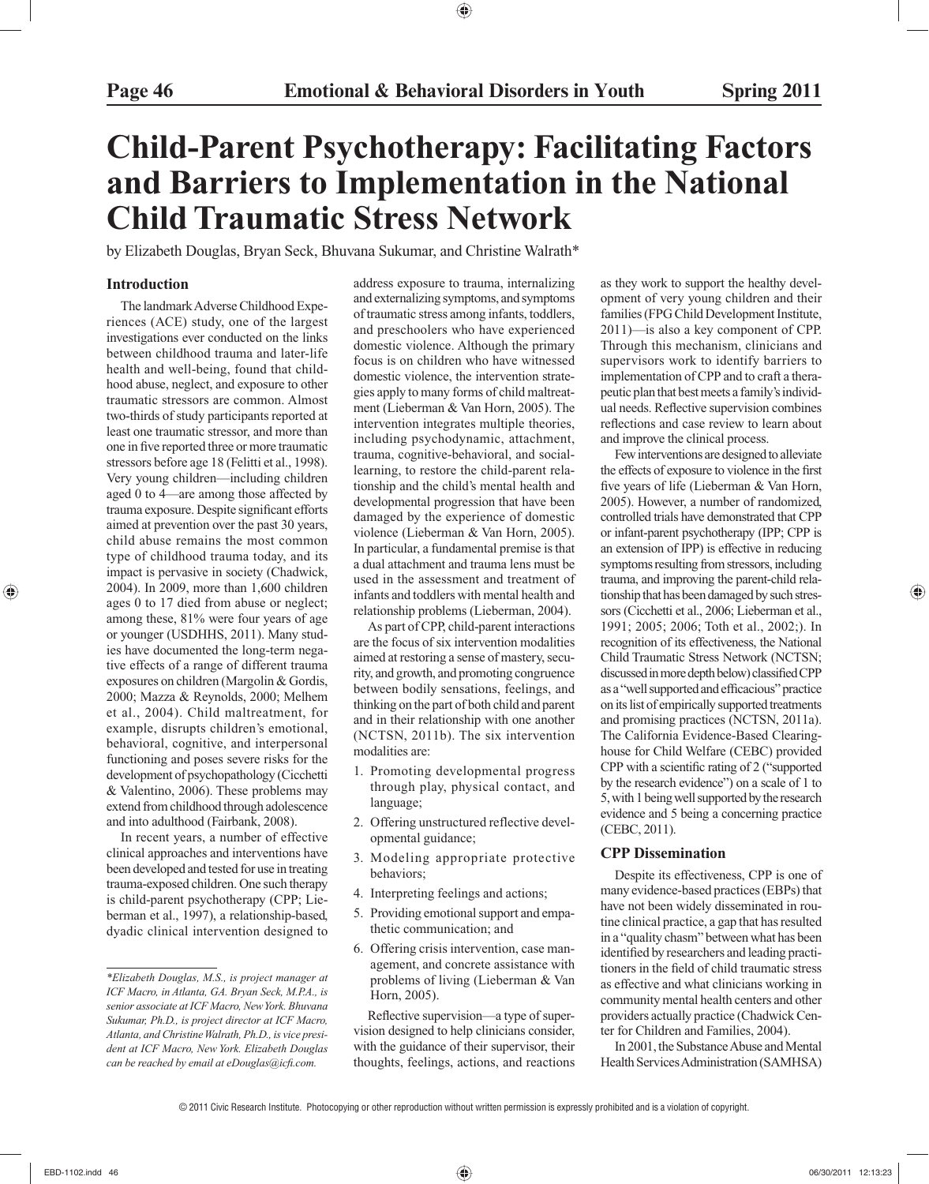# Child-Parent Psychotherapy: Facilitating Factors and Barriers to Implementation in the National Child Traumatic Stress Network

by Elizabeth Douglas, Bryan Seck, Bhuvana Sukumar, and Christine Walrath*

## Introduction

The landmark Adverse Childhood Experiences (ACE) study, one of the largest investigations ever conducted on the links between childhood trauma and later-life health and well-being, found that childhood abuse, neglect, and exposure to other traumatic stressors are common. Almost two-thirds of study participants reported at least one traumatic stressor, and more than one in five reported three or more traumatic stressors before age 18 (Felitti et al., 1998). Very young children—including children aged 0 to 4—are among those affected by trauma exposure. Despite significant efforts aimed at prevention over the past 30 years, child abuse remains the most common type of childhood trauma today, and its impact is pervasive in society (Chadwick, 2004). In 2009, more than 1,600 children ages 0 to 17 died from abuse or neglect; among these, 81% were four years of age or younger (USDHHS, 2011). Many studies have documented the long-term negative effects of a range of different trauma exposures on children (Margolin & Gordis, 2000; Mazza & Reynolds, 2000; Melhem et al., 2004). Child maltreatment, for example, disrupts children's emotional, behavioral, cognitive, and interpersonal functioning and poses severe risks for the development of psychopathology (Cicchetti & Valentino, 2006). These problems may extend from childhood through adolescence and into adulthood (Fairbank, 2008).

In recent years, a number of effective clinical approaches and interventions have been developed and tested for use in treating trauma-exposed children. One such therapy is child-parent psychotherapy (CPP; Lieberman et al., 1997), a relationship-based, dyadic clinical intervention designed to address exposure to trauma, internalizing and externalizing symptoms, and symptoms of traumatic stress among infants, toddlers, and preschoolers who have experienced domestic violence. Although the primary focus is on children who have witnessed domestic violence, the intervention strategies apply to many forms of child maltreatment (Lieberman & Van Horn, 2005). The intervention integrates multiple theories, including psychodynamic, attachment, trauma, cognitive-behavioral, and social-learning, to restore the child-parent relationship and the child's mental health and developmental progression that have been damaged by the experience of domestic violence (Lieberman & Van Horn, 2005). In particular, a fundamental premise is that a dual attachment and trauma lens must be used in the assessment and treatment of infants and toddlers with mental health and relationship problems (Lieberman, 2004).

As part of CPP, child-parent interactions are the focus of six intervention modalities aimed at restoring a sense of mastery, security, and growth, and promoting congruence between bodily sensations, feelings, and thinking on the part of both child and parent and in their relationship with one another (NCTSN, 2011b). The six intervention modalities are:

1. Promoting developmental progress through play, physical contact, and language;
2. Offering unstructured reflective developmental guidance;
3. Modeling appropriate protective behaviors;
4. Interpreting feelings and actions;
5. Providing emotional support and empathetic communication; and
6. Offering crisis intervention, case management, and concrete assistance with problems of living (Lieberman & Van Horn, 2005).

Reflective supervision—a type of supervision designed to help clinicians consider, with the guidance of their supervisor, their thoughts, feelings, actions, and reactions as they work to support the healthy development of very young children and their families (FPG Child Development Institute, 2011)—is also a key component of CPP. Through this mechanism, clinicians and supervisors work to identify barriers to implementation of CPP and to craft a therapeutic plan that best meets a family's individual needs. Reflective supervision combines reflections and case review to learn about and improve the clinical process.

Few interventions are designed to alleviate the effects of exposure to violence in the first five years of life (Lieberman & Van Horn, 2005). However, a number of randomized, controlled trials have demonstrated that CPP or infant-parent psychotherapy (IPP; CPP is an extension of IPP) is effective in reducing symptoms resulting from stressors, including trauma, and improving the parent-child relationship that has been damaged by such stressors (Cicchetti et al., 2006; Lieberman et al., 1991; 2005; 2006; Toth et al., 2002;). In recognition of its effectiveness, the National Child Traumatic Stress Network (NCTSN; discussed in more depth below) classified CPP as a "well supported and efficacious" practice on its list of empirically supported treatments and promising practices (NCTSN, 2011a). The California Evidence-Based Clearinghouse for Child Welfare (CEBC) provided CPP with a scientific rating of 2 ("supported by the research evidence") on a scale of 1 to 5, with 1 being well supported by the research evidence and 5 being a concerning practice (CEBC, 2011).

## CPP Dissemination

Despite its effectiveness, CPP is one of many evidence-based practices (EBPs) that have not been widely disseminated in routine clinical practice, a gap that has resulted in a "quality chasm" between what has been identified by researchers and leading practitioners in the field of child traumatic stress as effective and what clinicians working in community mental health centers and other providers actually practice (Chadwick Center for Children and Families, 2004).

In 2001, the Substance Abuse and Mental Health Services Administration (SAMHSA)

---

*\*Elizabeth Douglas, M.S., is project manager at ICF Macro, in Atlanta, GA. Bryan Seck, M.P.A., is senior associate at ICF Macro, New York. Bhuvana Sukumar, Ph.D., is project director at ICF Macro, Atlanta, and Christine Walrath, Ph.D., is vice president at ICF Macro, New York. Elizabeth Douglas can be reached by email at eDouglas@icfi.com.*

© 2011 Civic Research Institute. Photocopying or other reproduction without written permission is expressly prohibited and is a violation of copyright.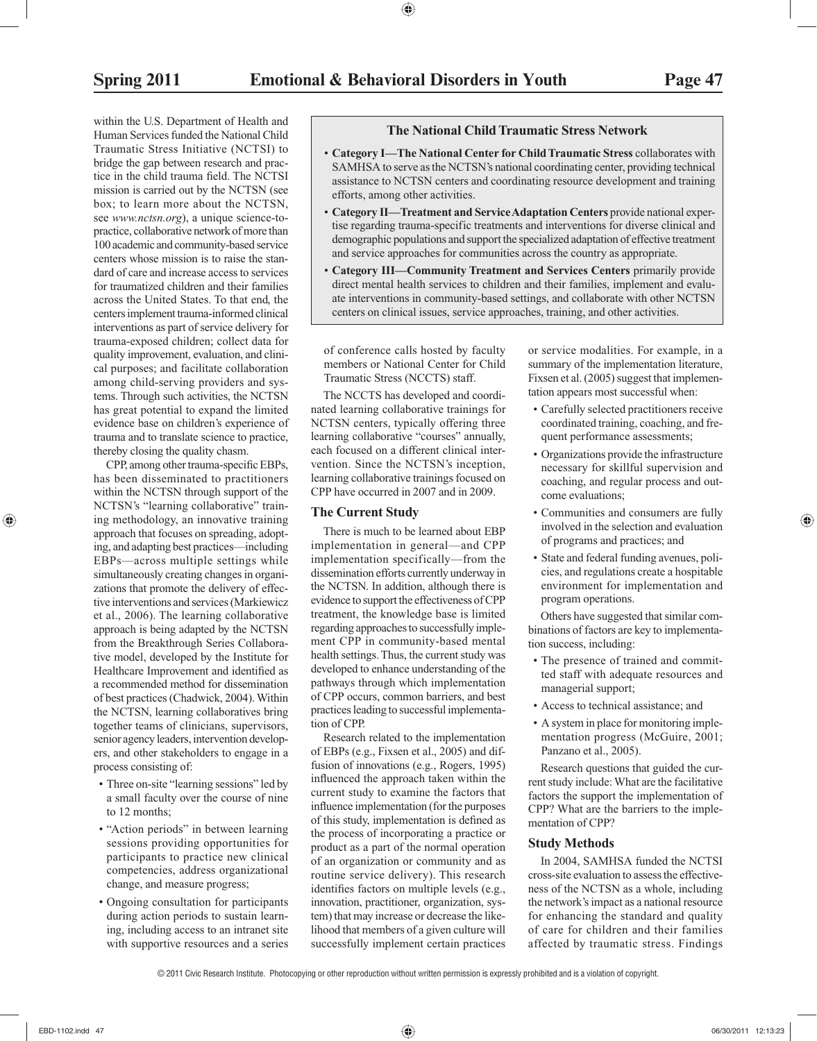within the U.S. Department of Health and Human Services funded the National Child Traumatic Stress Initiative (NCTSI) to bridge the gap between research and practice in the child trauma field. The NCTSI mission is carried out by the NCTSN (see box; to learn more about the NCTSN, see *www.nctsn.org*), a unique science-to-practice, collaborative network of more than 100 academic and community-based service centers whose mission is to raise the standard of care and increase access to services for traumatized children and their families across the United States. To that end, the centers implement trauma-informed clinical interventions as part of service delivery for trauma-exposed children; collect data for quality improvement, evaluation, and clinical purposes; and facilitate collaboration among child-serving providers and systems. Through such activities, the NCTSN has great potential to expand the limited evidence base on children's experience of trauma and to translate science to practice, thereby closing the quality chasm.

CPP, among other trauma-specific EBPs, has been disseminated to practitioners within the NCTSN through support of the NCTSN's "learning collaborative" training methodology, an innovative training approach that focuses on spreading, adopting, and adapting best practices—including EBPs—across multiple settings while simultaneously creating changes in organizations that promote the delivery of effective interventions and services (Markiewicz et al., 2006). The learning collaborative approach is being adapted by the NCTSN from the Breakthrough Series Collaborative model, developed by the Institute for Healthcare Improvement and identified as a recommended method for dissemination of best practices (Chadwick, 2004). Within the NCTSN, learning collaboratives bring together teams of clinicians, supervisors, senior agency leaders, intervention developers, and other stakeholders to engage in a process consisting of:

- Three on-site "learning sessions" led by a small faculty over the course of nine to 12 months;
- "Action periods" in between learning sessions providing opportunities for participants to practice new clinical competencies, address organizational change, and measure progress;
- Ongoing consultation for participants during action periods to sustain learning, including access to an intranet site with supportive resources and a series of conference calls hosted by faculty members or National Center for Child Traumatic Stress (NCCTS) staff.

> **The National Child Traumatic Stress Network**
>
> - **Category I—The National Center for Child Traumatic Stress** collaborates with SAMHSA to serve as the NCTSN's national coordinating center, providing technical assistance to NCTSN centers and coordinating resource development and training efforts, among other activities.
> - **Category II—Treatment and Service Adaptation Centers** provide national expertise regarding trauma-specific treatments and interventions for diverse clinical and demographic populations and support the specialized adaptation of effective treatment and service approaches for communities across the country as appropriate.
> - **Category III—Community Treatment and Services Centers** primarily provide direct mental health services to children and their families, implement and evaluate interventions in community-based settings, and collaborate with other NCTSN centers on clinical issues, service approaches, training, and other activities.

The NCCTS has developed and coordinated learning collaborative trainings for NCTSN centers, typically offering three learning collaborative "courses" annually, each focused on a different clinical intervention. Since the NCTSN's inception, learning collaborative trainings focused on CPP have occurred in 2007 and in 2009.

## The Current Study

There is much to be learned about EBP implementation in general—and CPP implementation specifically—from the dissemination efforts currently underway in the NCTSN. In addition, although there is evidence to support the effectiveness of CPP treatment, the knowledge base is limited regarding approaches to successfully implement CPP in community-based mental health settings. Thus, the current study was developed to enhance understanding of the pathways through which implementation of CPP occurs, common barriers, and best practices leading to successful implementation of CPP.

Research related to the implementation of EBPs (e.g., Fixsen et al., 2005) and diffusion of innovations (e.g., Rogers, 1995) influenced the approach taken within the current study to examine the factors that influence implementation (for the purposes of this study, implementation is defined as the process of incorporating a practice or product as a part of the normal operation of an organization or community and as routine service delivery). This research identifies factors on multiple levels (e.g., innovation, practitioner, organization, system) that may increase or decrease the likelihood that members of a given culture will successfully implement certain practices or service modalities. For example, in a summary of the implementation literature, Fixsen et al. (2005) suggest that implementation appears most successful when:

- Carefully selected practitioners receive coordinated training, coaching, and frequent performance assessments;
- Organizations provide the infrastructure necessary for skillful supervision and coaching, and regular process and outcome evaluations;
- Communities and consumers are fully involved in the selection and evaluation of programs and practices; and
- State and federal funding avenues, policies, and regulations create a hospitable environment for implementation and program operations.

Others have suggested that similar combinations of factors are key to implementation success, including:

- The presence of trained and committed staff with adequate resources and managerial support;
- Access to technical assistance; and
- A system in place for monitoring implementation progress (McGuire, 2001; Panzano et al., 2005).

Research questions that guided the current study include: What are the facilitative factors the support the implementation of CPP? What are the barriers to the implementation of CPP?

## Study Methods

In 2004, SAMHSA funded the NCTSI cross-site evaluation to assess the effectiveness of the NCTSN as a whole, including the network's impact as a national resource for enhancing the standard and quality of care for children and their families affected by traumatic stress. Findings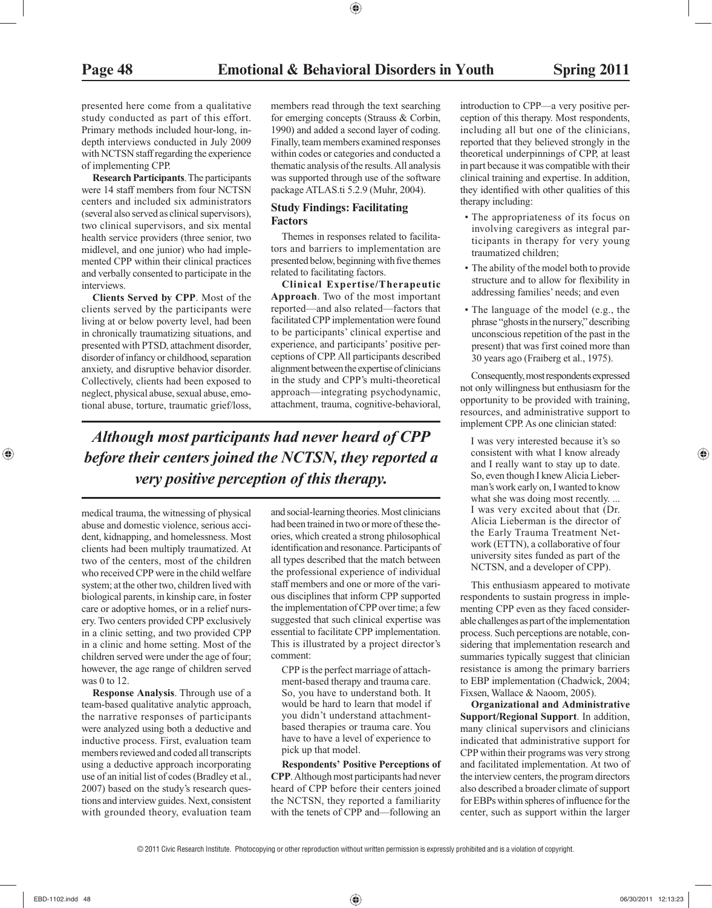presented here come from a qualitative study conducted as part of this effort. Primary methods included hour-long, in-depth interviews conducted in July 2009 with NCTSN staff regarding the experience of implementing CPP.

**Research Participants**. The participants were 14 staff members from four NCTSN centers and included six administrators (several also served as clinical supervisors), two clinical supervisors, and six mental health service providers (three senior, two midlevel, and one junior) who had implemented CPP within their clinical practices and verbally consented to participate in the interviews.

**Clients Served by CPP**. Most of the clients served by the participants were living at or below poverty level, had been in chronically traumatizing situations, and presented with PTSD, attachment disorder, disorder of infancy or childhood, separation anxiety, and disruptive behavior disorder. Collectively, clients had been exposed to neglect, physical abuse, sexual abuse, emotional abuse, torture, traumatic grief/loss, medical trauma, the witnessing of physical abuse and domestic violence, serious accident, kidnapping, and homelessness. Most clients had been multiply traumatized. At two of the centers, most of the children who received CPP were in the child welfare system; at the other two, children lived with biological parents, in kinship care, in foster care or adoptive homes, or in a relief nursery. Two centers provided CPP exclusively in a clinic setting, and two provided CPP in a clinic and home setting. Most of the children served were under the age of four; however, the age range of children served was 0 to 12.

**Response Analysis**. Through use of a team-based qualitative analytic approach, the narrative responses of participants were analyzed using both a deductive and inductive process. First, evaluation team members reviewed and coded all transcripts using a deductive approach incorporating use of an initial list of codes (Bradley et al., 2007) based on the study's research questions and interview guides. Next, consistent with grounded theory, evaluation team members read through the text searching for emerging concepts (Strauss & Corbin, 1990) and added a second layer of coding. Finally, team members examined responses within codes or categories and conducted a thematic analysis of the results. All analysis was supported through use of the software package ATLAS.ti 5.2.9 (Muhr, 2004).

### Study Findings: Facilitating Factors

Themes in responses related to facilitators and barriers to implementation are presented below, beginning with five themes related to facilitating factors.

**Clinical Expertise/Therapeutic Approach**. Two of the most important reported—and also related—factors that facilitated CPP implementation were found to be participants' clinical expertise and experience, and participants' positive perceptions of CPP. All participants described alignment between the expertise of clinicians in the study and CPP's multi-theoretical approach—integrating psychodynamic, attachment, trauma, cognitive-behavioral, and social-learning theories. Most clinicians had been trained in two or more of these theories, which created a strong philosophical identification and resonance. Participants of all types described that the match between the professional experience of individual staff members and one or more of the various disciplines that inform CPP supported the implementation of CPP over time; a few suggested that such clinical expertise was essential to facilitate CPP implementation. This is illustrated by a project director's comment:

> CPP is the perfect marriage of attachment-based therapy and trauma care. So, you have to understand both. It would be hard to learn that model if you didn't understand attachment-based therapies or trauma care. You have to have a level of experience to pick up that model.

***Although most participants had never heard of CPP before their centers joined the NCTSN, they reported a very positive perception of this therapy.***

**Respondents' Positive Perceptions of CPP**. Although most participants had never heard of CPP before their centers joined the NCTSN, they reported a familiarity with the tenets of CPP and—following an introduction to CPP—a very positive perception of this therapy. Most respondents, including all but one of the clinicians, reported that they believed strongly in the theoretical underpinnings of CPP, at least in part because it was compatible with their clinical training and expertise. In addition, they identified with other qualities of this therapy including:

- The appropriateness of its focus on involving caregivers as integral participants in therapy for very young traumatized children;
- The ability of the model both to provide structure and to allow for flexibility in addressing families' needs; and even
- The language of the model (e.g., the phrase "ghosts in the nursery," describing unconscious repetition of the past in the present) that was first coined more than 30 years ago (Fraiberg et al., 1975).

Consequently, most respondents expressed not only willingness but enthusiasm for the opportunity to be provided with training, resources, and administrative support to implement CPP. As one clinician stated:

> I was very interested because it's so consistent with what I know already and I really want to stay up to date. So, even though I knew Alicia Lieberman's work early on, I wanted to know what she was doing most recently. ... I was very excited about that (Dr. Alicia Lieberman is the director of the Early Trauma Treatment Network (ETTN), a collaborative of four university sites funded as part of the NCTSN, and a developer of CPP).

This enthusiasm appeared to motivate respondents to sustain progress in implementing CPP even as they faced considerable challenges as part of the implementation process. Such perceptions are notable, considering that implementation research and summaries typically suggest that clinician resistance is among the primary barriers to EBP implementation (Chadwick, 2004; Fixsen, Wallace & Naoom, 2005).

**Organizational and Administrative Support/Regional Support**. In addition, many clinical supervisors and clinicians indicated that administrative support for CPP within their programs was very strong and facilitated implementation. At two of the interview centers, the program directors also described a broader climate of support for EBPs within spheres of influence for the center, such as support within the larger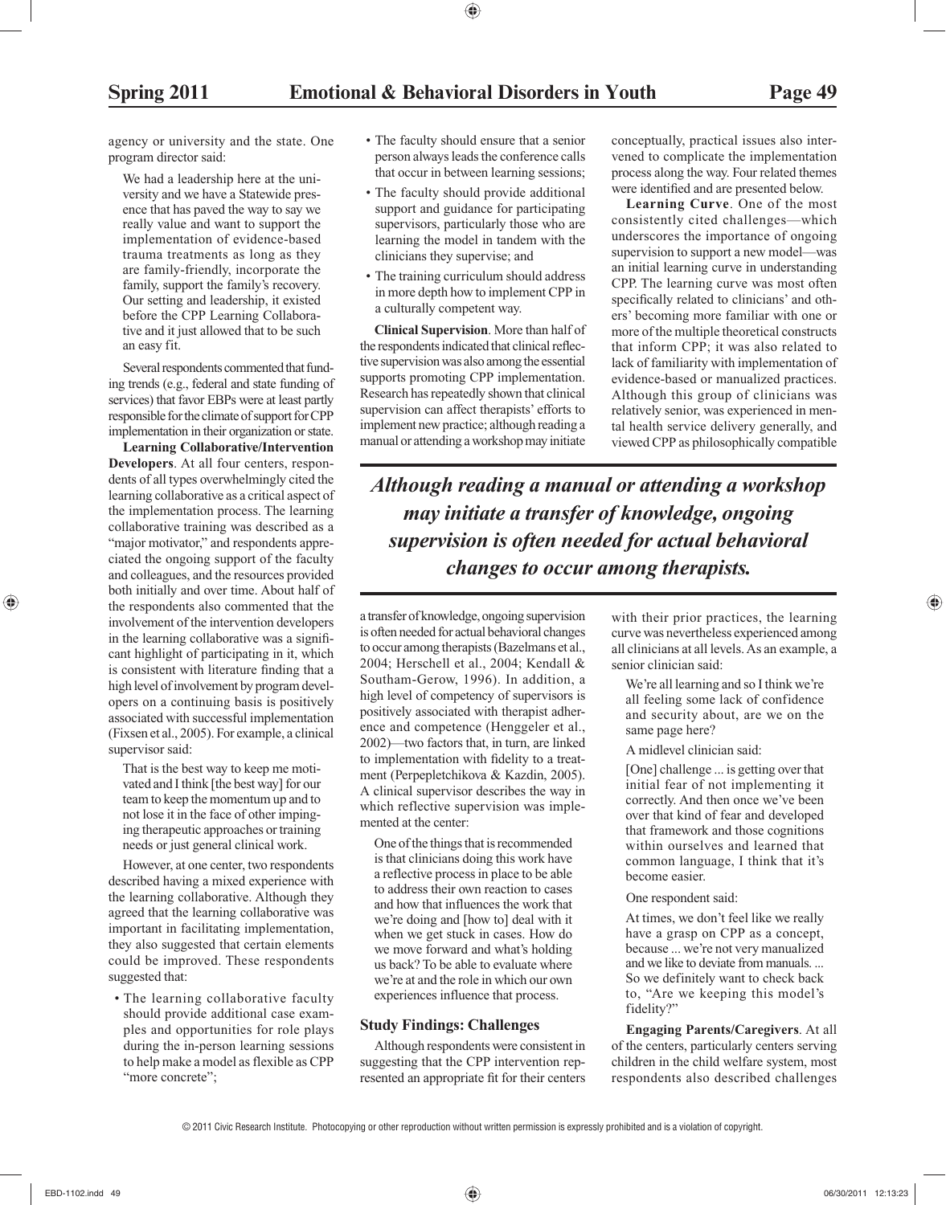agency or university and the state. One program director said:

> We had a leadership here at the university and we have a Statewide presence that has paved the way to say we really value and want to support the implementation of evidence-based trauma treatments as long as they are family-friendly, incorporate the family, support the family's recovery. Our setting and leadership, it existed before the CPP Learning Collaborative and it just allowed that to be such an easy fit.

Several respondents commented that funding trends (e.g., federal and state funding of services) that favor EBPs were at least partly responsible for the climate of support for CPP implementation in their organization or state.

**Learning Collaborative/Intervention Developers**. At all four centers, respondents of all types overwhelmingly cited the learning collaborative as a critical aspect of the implementation process. The learning collaborative training was described as a "major motivator," and respondents appreciated the ongoing support of the faculty and colleagues, and the resources provided both initially and over time. About half of the respondents also commented that the involvement of the intervention developers in the learning collaborative was a significant highlight of participating in it, which is consistent with literature finding that a high level of involvement by program developers on a continuing basis is positively associated with successful implementation (Fixsen et al., 2005). For example, a clinical supervisor said:

> That is the best way to keep me motivated and I think [the best way] for our team to keep the momentum up and to not lose it in the face of other impinging therapeutic approaches or training needs or just general clinical work.

However, at one center, two respondents described having a mixed experience with the learning collaborative. Although they agreed that the learning collaborative was important in facilitating implementation, they also suggested that certain elements could be improved. These respondents suggested that:

- The learning collaborative faculty should provide additional case examples and opportunities for role plays during the in-person learning sessions to help make a model as flexible as CPP "more concrete";
- The faculty should ensure that a senior person always leads the conference calls that occur in between learning sessions;
- The faculty should provide additional support and guidance for participating supervisors, particularly those who are learning the model in tandem with the clinicians they supervise; and
- The training curriculum should address in more depth how to implement CPP in a culturally competent way.

**Clinical Supervision**. More than half of the respondents indicated that clinical reflective supervision was also among the essential supports promoting CPP implementation. Research has repeatedly shown that clinical supervision can affect therapists' efforts to implement new practice; although reading a manual or attending a workshop may initiate a transfer of knowledge, ongoing supervision is often needed for actual behavioral changes to occur among therapists (Bazelmans et al., 2004; Herschell et al., 2004; Kendall & Southam-Gerow, 1996). In addition, a high level of competency of supervisors is positively associated with therapist adherence and competence (Henggeler et al., 2002)—two factors that, in turn, are linked to implementation with fidelity to a treatment (Perpepletchikova & Kazdin, 2005). A clinical supervisor describes the way in which reflective supervision was implemented at the center:

> One of the things that is recommended is that clinicians doing this work have a reflective process in place to be able to address their own reaction to cases and how that influences the work that we're doing and [how to] deal with it when we get stuck in cases. How do we move forward and what's holding us back? To be able to evaluate where we're at and the role in which our own experiences influence that process.

***Although reading a manual or attending a workshop may initiate a transfer of knowledge, ongoing supervision is often needed for actual behavioral changes to occur among therapists.***

### Study Findings: Challenges

Although respondents were consistent in suggesting that the CPP intervention represented an appropriate fit for their centers conceptually, practical issues also intervened to complicate the implementation process along the way. Four related themes were identified and are presented below.

**Learning Curve**. One of the most consistently cited challenges—which underscores the importance of ongoing supervision to support a new model—was an initial learning curve in understanding CPP. The learning curve was most often specifically related to clinicians' and others' becoming more familiar with one or more of the multiple theoretical constructs that inform CPP; it was also related to lack of familiarity with implementation of evidence-based or manualized practices. Although this group of clinicians was relatively senior, was experienced in mental health service delivery generally, and viewed CPP as philosophically compatible with their prior practices, the learning curve was nevertheless experienced among all clinicians at all levels. As an example, a senior clinician said:

> We're all learning and so I think we're all feeling some lack of confidence and security about, are we on the same page here?

A midlevel clinician said:

> [One] challenge ... is getting over that initial fear of not implementing it correctly. And then once we've been over that kind of fear and developed that framework and those cognitions within ourselves and learned that common language, I think that it's become easier.

One respondent said:

> At times, we don't feel like we really have a grasp on CPP as a concept, because ... we're not very manualized and we like to deviate from manuals. ... So we definitely want to check back to, "Are we keeping this model's fidelity?"

**Engaging Parents/Caregivers**. At all of the centers, particularly centers serving children in the child welfare system, most respondents also described challenges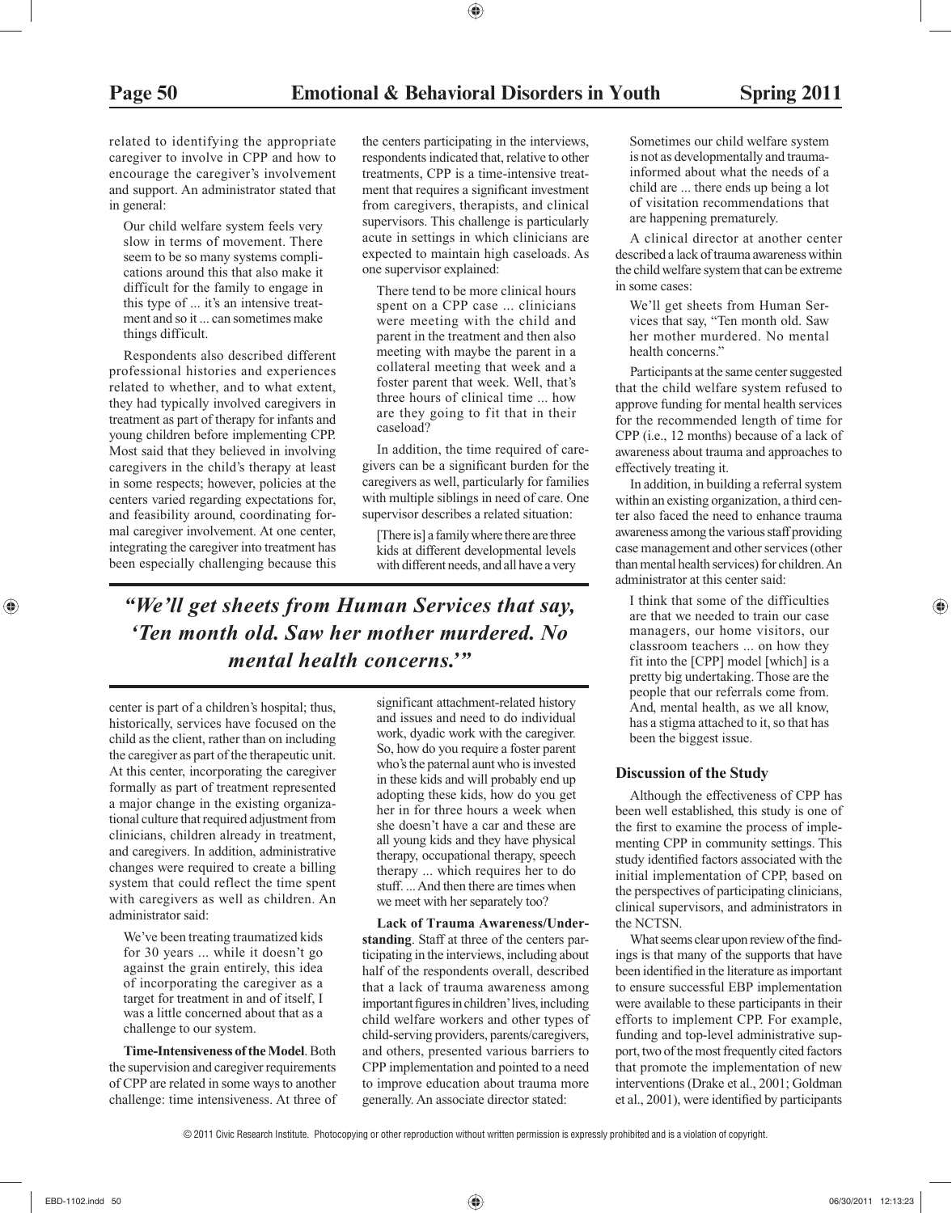related to identifying the appropriate caregiver to involve in CPP and how to encourage the caregiver's involvement and support. An administrator stated that in general:

> Our child welfare system feels very slow in terms of movement. There seem to be so many systems complications around this that also make it difficult for the family to engage in this type of ... it's an intensive treatment and so it ... can sometimes make things difficult.

Respondents also described different professional histories and experiences related to whether, and to what extent, they had typically involved caregivers in treatment as part of therapy for infants and young children before implementing CPP. Most said that they believed in involving caregivers in the child's therapy at least in some respects; however, policies at the centers varied regarding expectations for, and feasibility around, coordinating formal caregiver involvement. At one center, integrating the caregiver into treatment has been especially challenging because this center is part of a children's hospital; thus, historically, services have focused on the child as the client, rather than on including the caregiver as part of the therapeutic unit. At this center, incorporating the caregiver formally as part of treatment represented a major change in the existing organizational culture that required adjustment from clinicians, children already in treatment, and caregivers. In addition, administrative changes were required to create a billing system that could reflect the time spent with caregivers as well as children. An administrator said:

> We've been treating traumatized kids for 30 years ... while it doesn't go against the grain entirely, this idea of incorporating the caregiver as a target for treatment in and of itself, I was a little concerned about that as a challenge to our system.

**Time-Intensiveness of the Model**. Both the supervision and caregiver requirements of CPP are related in some ways to another challenge: time intensiveness. At three of the centers participating in the interviews, respondents indicated that, relative to other treatments, CPP is a time-intensive treatment that requires a significant investment from caregivers, therapists, and clinical supervisors. This challenge is particularly acute in settings in which clinicians are expected to maintain high caseloads. As one supervisor explained:

> There tend to be more clinical hours spent on a CPP case ... clinicians were meeting with the child and parent in the treatment and then also meeting with maybe the parent in a collateral meeting that week and a foster parent that week. Well, that's three hours of clinical time ... how are they going to fit that in their caseload?

In addition, the time required of caregivers can be a significant burden for the caregivers as well, particularly for families with multiple siblings in need of care. One supervisor describes a related situation:

> [There is] a family where there are three kids at different developmental levels with different needs, and all have a very significant attachment-related history and issues and need to do individual work, dyadic work with the caregiver. So, how do you require a foster parent who's the paternal aunt who is invested in these kids and will probably end up adopting these kids, how do you get her in for three hours a week when she doesn't have a car and these are all young kids and they have physical therapy, occupational therapy, speech therapy ... which requires her to do stuff. ... And then there are times when we meet with her separately too?

**Lack of Trauma Awareness/Understanding**. Staff at three of the centers participating in the interviews, including about half of the respondents overall, described that a lack of trauma awareness among important figures in children's lives, including child welfare workers and other types of child-serving providers, parents/caregivers, and others, presented various barriers to CPP implementation and pointed to a need to improve education about trauma more generally. An associate director stated:

> Sometimes our child welfare system is not as developmentally and trauma-informed about what the needs of a child are ... there ends up being a lot of visitation recommendations that are happening prematurely.

A clinical director at another center described a lack of trauma awareness within the child welfare system that can be extreme in some cases:

> We'll get sheets from Human Services that say, "Ten month old. Saw her mother murdered. No mental health concerns."

Participants at the same center suggested that the child welfare system refused to approve funding for mental health services for the recommended length of time for CPP (i.e., 12 months) because of a lack of awareness about trauma and approaches to effectively treating it.

In addition, in building a referral system within an existing organization, a third center also faced the need to enhance trauma awareness among the various staff providing case management and other services (other than mental health services) for children. An administrator at this center said:

> I think that some of the difficulties are that we needed to train our case managers, our home visitors, our classroom teachers ... on how they fit into the [CPP] model [which] is a pretty big undertaking. Those are the people that our referrals come from. And, mental health, as we all know, has a stigma attached to it, so that has been the biggest issue.

*"We'll get sheets from Human Services that say, 'Ten month old. Saw her mother murdered. No mental health concerns.'"*

### Discussion of the Study

Although the effectiveness of CPP has been well established, this study is one of the first to examine the process of implementing CPP in community settings. This study identified factors associated with the initial implementation of CPP, based on the perspectives of participating clinicians, clinical supervisors, and administrators in the NCTSN.

What seems clear upon review of the findings is that many of the supports that have been identified in the literature as important to ensure successful EBP implementation were available to these participants in their efforts to implement CPP. For example, funding and top-level administrative support, two of the most frequently cited factors that promote the implementation of new interventions (Drake et al., 2001; Goldman et al., 2001), were identified by participants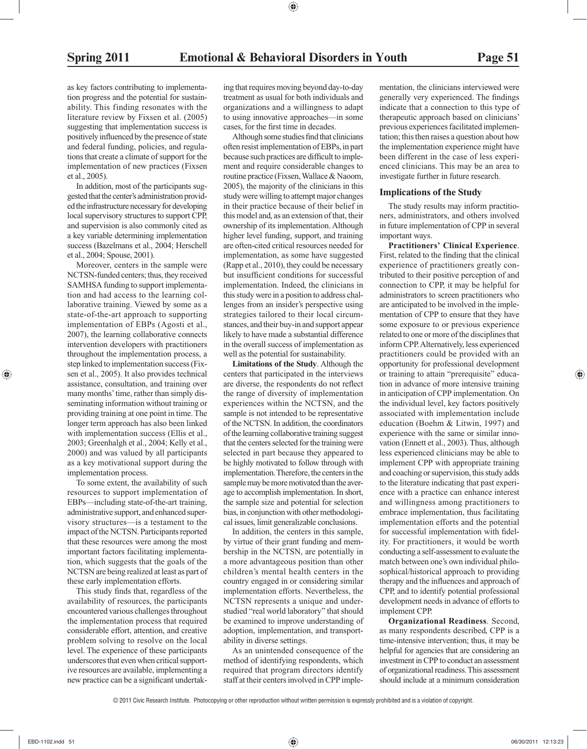as key factors contributing to implementation progress and the potential for sustainability. This finding resonates with the literature review by Fixsen et al. (2005) suggesting that implementation success is positively influenced by the presence of state and federal funding, policies, and regulations that create a climate of support for the implementation of new practices (Fixsen et al., 2005).

In addition, most of the participants suggested that the center's administration provided the infrastructure necessary for developing local supervisory structures to support CPP, and supervision is also commonly cited as a key variable determining implementation success (Bazelmans et al., 2004; Herschell et al., 2004; Spouse, 2001).

Moreover, centers in the sample were NCTSN-funded centers; thus, they received SAMHSA funding to support implementation and had access to the learning collaborative training. Viewed by some as a state-of-the-art approach to supporting implementation of EBPs (Agosti et al., 2007), the learning collaborative connects intervention developers with practitioners throughout the implementation process, a step linked to implementation success (Fixsen et al., 2005). It also provides technical assistance, consultation, and training over many months' time, rather than simply disseminating information without training or providing training at one point in time. The longer term approach has also been linked with implementation success (Ellis et al., 2003; Greenhalgh et al., 2004; Kelly et al., 2000) and was valued by all participants as a key motivational support during the implementation process.

To some extent, the availability of such resources to support implementation of EBPs—including state-of-the-art training, administrative support, and enhanced supervisory structures—is a testament to the impact of the NCTSN. Participants reported that these resources were among the most important factors facilitating implementation, which suggests that the goals of the NCTSN are being realized at least as part of these early implementation efforts.

This study finds that, regardless of the availability of resources, the participants encountered various challenges throughout the implementation process that required considerable effort, attention, and creative problem solving to resolve on the local level. The experience of these participants underscores that even when critical supportive resources are available, implementing a new practice can be a significant undertaking that requires moving beyond day-to-day treatment as usual for both individuals and organizations and a willingness to adapt to using innovative approaches—in some cases, for the first time in decades.

Although some studies find that clinicians often resist implementation of EBPs, in part because such practices are difficult to implement and require considerable changes to routine practice (Fixsen, Wallace & Naoom, 2005), the majority of the clinicians in this study were willing to attempt major changes in their practice because of their belief in this model and, as an extension of that, their ownership of its implementation. Although higher level funding, support, and training are often-cited critical resources needed for implementation, as some have suggested (Rapp et al., 2010), they could be necessary but insufficient conditions for successful implementation. Indeed, the clinicians in this study were in a position to address challenges from an insider's perspective using strategies tailored to their local circumstances, and their buy-in and support appear likely to have made a substantial difference in the overall success of implementation as well as the potential for sustainability.

**Limitations of the Study**. Although the centers that participated in the interviews are diverse, the respondents do not reflect the range of diversity of implementation experiences within the NCTSN, and the sample is not intended to be representative of the NCTSN. In addition, the coordinators of the learning collaborative training suggest that the centers selected for the training were selected in part because they appeared to be highly motivated to follow through with implementation. Therefore, the centers in the sample may be more motivated than the average to accomplish implementation. In short, the sample size and potential for selection bias, in conjunction with other methodological issues, limit generalizable conclusions.

In addition, the centers in this sample, by virtue of their grant funding and membership in the NCTSN, are potentially in a more advantageous position than other children's mental health centers in the country engaged in or considering similar implementation efforts. Nevertheless, the NCTSN represents a unique and understudied "real world laboratory" that should be examined to improve understanding of adoption, implementation, and transportability in diverse settings.

As an unintended consequence of the method of identifying respondents, which required that program directors identify staff at their centers involved in CPP implementation, the clinicians interviewed were generally very experienced. The findings indicate that a connection to this type of therapeutic approach based on clinicians' previous experiences facilitated implementation; this then raises a question about how the implementation experience might have been different in the case of less experienced clinicians. This may be an area to investigate further in future research.

## Implications of the Study

The study results may inform practitioners, administrators, and others involved in future implementation of CPP in several important ways.

**Practitioners' Clinical Experience**. First, related to the finding that the clinical experience of practitioners greatly contributed to their positive perception of and connection to CPP, it may be helpful for administrators to screen practitioners who are anticipated to be involved in the implementation of CPP to ensure that they have some exposure to or previous experience related to one or more of the disciplines that inform CPP. Alternatively, less experienced practitioners could be provided with an opportunity for professional development or training to attain "prerequisite" education in advance of more intensive training in anticipation of CPP implementation. On the individual level, key factors positively associated with implementation include education (Boehm & Litwin, 1997) and experience with the same or similar innovation (Ennett et al., 2003). Thus, although less experienced clinicians may be able to implement CPP with appropriate training and coaching or supervision, this study adds to the literature indicating that past experience with a practice can enhance interest and willingness among practitioners to embrace implementation, thus facilitating implementation efforts and the potential for successful implementation with fidelity. For practitioners, it would be worth conducting a self-assessment to evaluate the match between one's own individual philosophical/historical approach to providing therapy and the influences and approach of CPP, and to identify potential professional development needs in advance of efforts to implement CPP.

**Organizational Readiness**. Second, as many respondents described, CPP is a time-intensive intervention; thus, it may be helpful for agencies that are considering an investment in CPP to conduct an assessment of organizational readiness. This assessment should include at a minimum consideration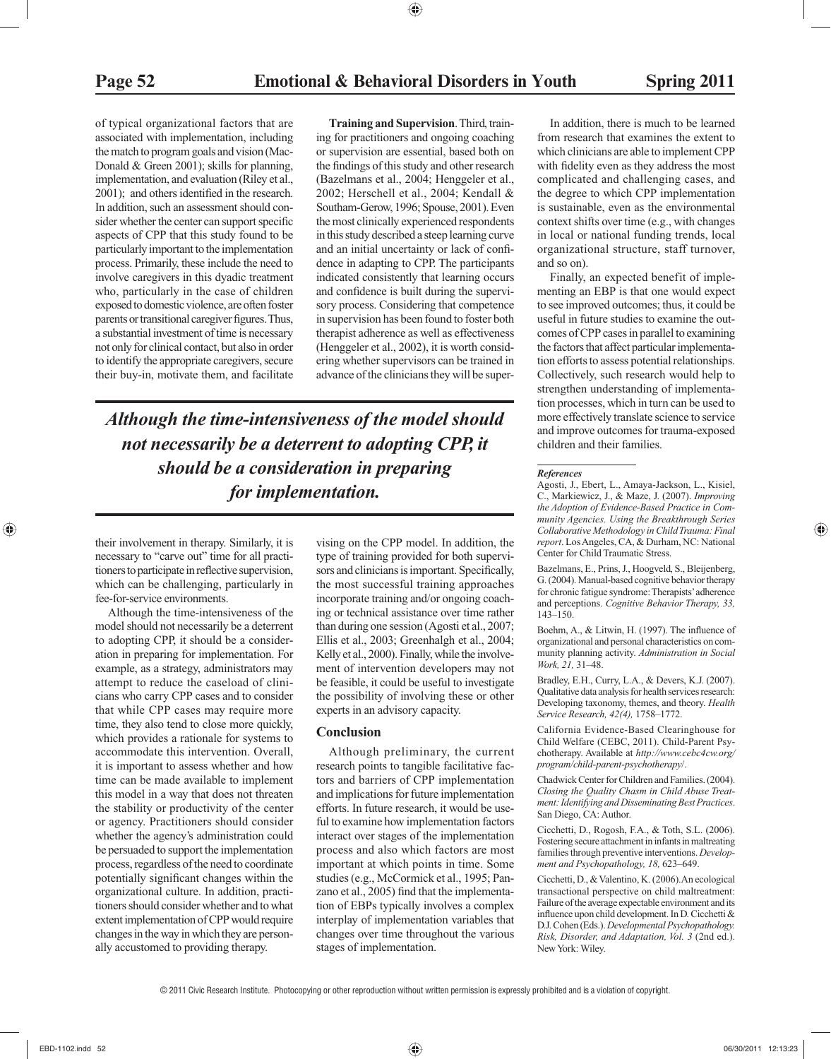of typical organizational factors that are associated with implementation, including the match to program goals and vision (MacDonald & Green 2001); skills for planning, implementation, and evaluation (Riley et al., 2001); and others identified in the research. In addition, such an assessment should consider whether the center can support specific aspects of CPP that this study found to be particularly important to the implementation process. Primarily, these include the need to involve caregivers in this dyadic treatment who, particularly in the case of children exposed to domestic violence, are often foster parents or transitional caregiver figures. Thus, a substantial investment of time is necessary not only for clinical contact, but also in order to identify the appropriate caregivers, secure their buy-in, motivate them, and facilitate their involvement in therapy. Similarly, it is necessary to "carve out" time for all practitioners to participate in reflective supervision, which can be challenging, particularly in fee-for-service environments.

Although the time-intensiveness of the model should not necessarily be a deterrent to adopting CPP, it should be a consideration in preparing for implementation. For example, as a strategy, administrators may attempt to reduce the caseload of clinicians who carry CPP cases and to consider that while CPP cases may require more time, they also tend to close more quickly, which provides a rationale for systems to accommodate this intervention. Overall, it is important to assess whether and how time can be made available to implement this model in a way that does not threaten the stability or productivity of the center or agency. Practitioners should consider whether the agency's administration could be persuaded to support the implementation process, regardless of the need to coordinate potentially significant changes within the organizational culture. In addition, practitioners should consider whether and to what extent implementation of CPP would require changes in the way in which they are personally accustomed to providing therapy.

**Training and Supervision**. Third, training for practitioners and ongoing coaching or supervision are essential, based both on the findings of this study and other research (Bazelmans et al., 2004; Henggeler et al., 2002; Herschell et al., 2004; Kendall & Southam-Gerow, 1996; Spouse, 2001). Even the most clinically experienced respondents in this study described a steep learning curve and an initial uncertainty or lack of confidence in adapting to CPP. The participants indicated consistently that learning occurs and confidence is built during the supervisory process. Considering that competence in supervision has been found to foster both therapist adherence as well as effectiveness (Henggeler et al., 2002), it is worth considering whether supervisors can be trained in advance of the clinicians they will be supervising on the CPP model. In addition, the type of training provided for both supervisors and clinicians is important. Specifically, the most successful training approaches incorporate training and/or ongoing coaching or technical assistance over time rather than during one session (Agosti et al., 2007; Ellis et al., 2003; Greenhalgh et al., 2004; Kelly et al., 2000). Finally, while the involvement of intervention developers may not be feasible, it could be useful to investigate the possibility of involving these or other experts in an advisory capacity.

> ***Although the time-intensiveness of the model should not necessarily be a deterrent to adopting CPP, it should be a consideration in preparing for implementation.***

## Conclusion

Although preliminary, the current research points to tangible facilitative factors and barriers of CPP implementation and implications for future implementation efforts. In future research, it would be useful to examine how implementation factors interact over stages of the implementation process and also which factors are most important at which points in time. Some studies (e.g., McCormick et al., 1995; Panzano et al., 2005) find that the implementation of EBPs typically involves a complex interplay of implementation variables that changes over time throughout the various stages of implementation.

In addition, there is much to be learned from research that examines the extent to which clinicians are able to implement CPP with fidelity even as they address the most complicated and challenging cases, and the degree to which CPP implementation is sustainable, even as the environmental context shifts over time (e.g., with changes in local or national funding trends, local organizational structure, staff turnover, and so on).

Finally, an expected benefit of implementing an EBP is that one would expect to see improved outcomes; thus, it could be useful in future studies to examine the outcomes of CPP cases in parallel to examining the factors that affect particular implementation efforts to assess potential relationships. Collectively, such research would help to strengthen understanding of implementation processes, which in turn can be used to more effectively translate science to service and improve outcomes for trauma-exposed children and their families.

***References***

Agosti, J., Ebert, L., Amaya-Jackson, L., Kisiel, C., Markiewicz, J., & Maze, J. (2007). *Improving the Adoption of Evidence-Based Practice in Community Agencies. Using the Breakthrough Series Collaborative Methodology in Child Trauma: Final report*. Los Angeles, CA, & Durham, NC: National Center for Child Traumatic Stress.

Bazelmans, E., Prins, J., Hoogveld, S., Bleijenberg, G. (2004). Manual-based cognitive behavior therapy for chronic fatigue syndrome: Therapists' adherence and perceptions. *Cognitive Behavior Therapy, 33,* 143–150.

Boehm, A., & Litwin, H. (1997). The influence of organizational and personal characteristics on community planning activity. *Administration in Social Work, 21,* 31–48.

Bradley, E.H., Curry, L.A., & Devers, K.J. (2007). Qualitative data analysis for health services research: Developing taxonomy, themes, and theory. *Health Service Research, 42(4),* 1758–1772.

California Evidence-Based Clearinghouse for Child Welfare (CEBC, 2011). Child-Parent Psychotherapy. Available at *http://www.cebc4cw.org/program/child-parent-psychotherapy/*.

Chadwick Center for Children and Families. (2004). *Closing the Quality Chasm in Child Abuse Treatment: Identifying and Disseminating Best Practices*. San Diego, CA: Author.

Cicchetti, D., Rogosh, F.A., & Toth, S.L. (2006). Fostering secure attachment in infants in maltreating families through preventive interventions. *Development and Psychopathology, 18,* 623–649.

Cicchetti, D., & Valentino, K. (2006). An ecological transactional perspective on child maltreatment: Failure of the average expectable environment and its influence upon child development. In D. Cicchetti & D.J. Cohen (Eds.). *Developmental Psychopathology. Risk, Disorder, and Adaptation, Vol. 3* (2nd ed.). New York: Wiley.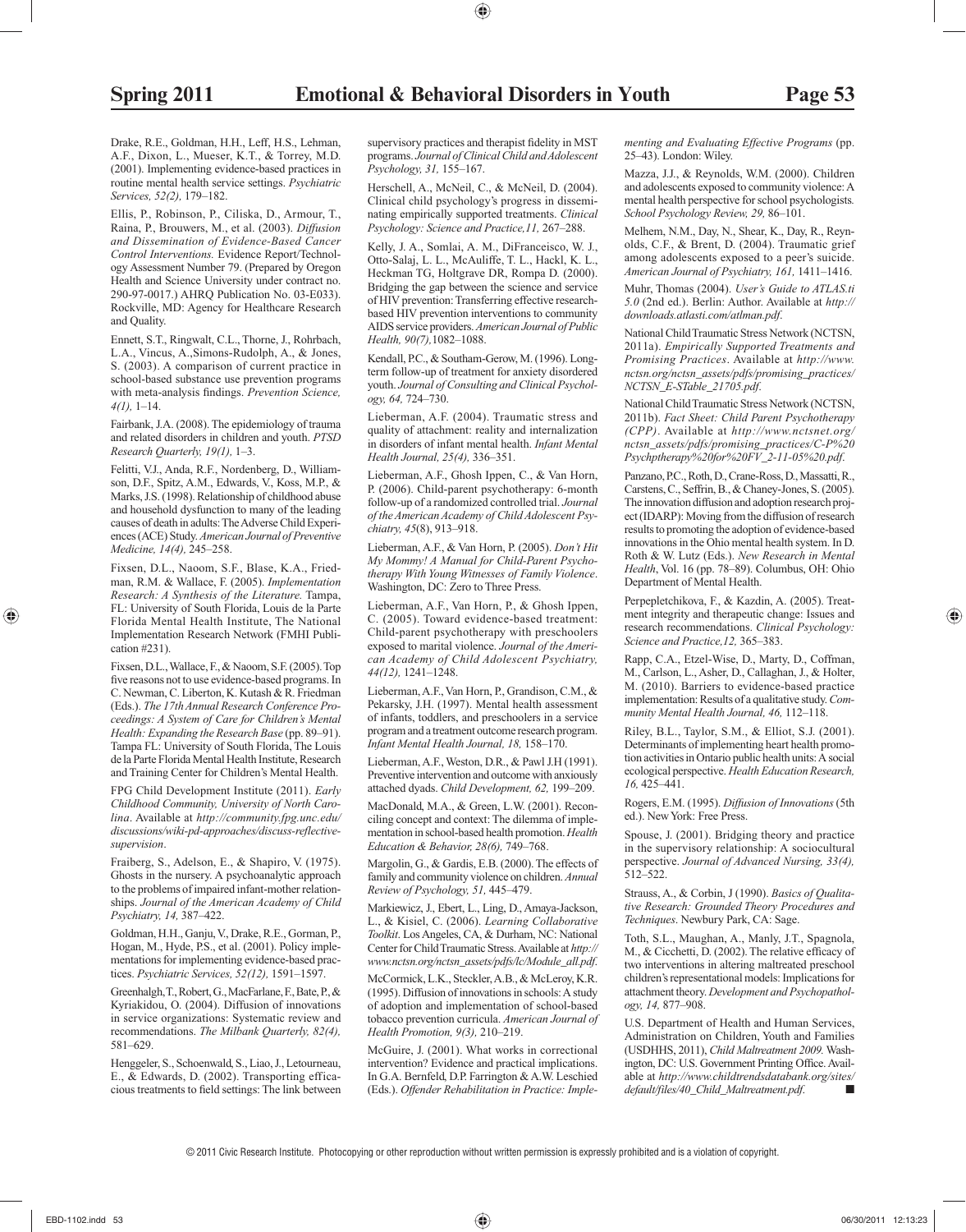Drake, R.E., Goldman, H.H., Leff, H.S., Lehman, A.F., Dixon, L., Mueser, K.T., & Torrey, M.D. (2001). Implementing evidence-based practices in routine mental health service settings. *Psychiatric Services, 52(2),* 179–182.

Ellis, P., Robinson, P., Ciliska, D., Armour, T., Raina, P., Brouwers, M., et al. (2003). *Diffusion and Dissemination of Evidence-Based Cancer Control Interventions.* Evidence Report/Technology Assessment Number 79. (Prepared by Oregon Health and Science University under contract no. 290-97-0017.) AHRQ Publication No. 03-E033). Rockville, MD: Agency for Healthcare Research and Quality.

Ennett, S.T., Ringwalt, C.L., Thorne, J., Rohrbach, L.A., Vincus, A.,Simons-Rudolph, A., & Jones, S. (2003). A comparison of current practice in school-based substance use prevention programs with meta-analysis findings. *Prevention Science, 4(1),* 1–14.

Fairbank, J.A. (2008). The epidemiology of trauma and related disorders in children and youth. *PTSD Research Quarterly, 19(1),* 1–3.

Felitti, V.J., Anda, R.F., Nordenberg, D., Williamson, D.F., Spitz, A.M., Edwards, V., Koss, M.P., & Marks, J.S. (1998). Relationship of childhood abuse and household dysfunction to many of the leading causes of death in adults: The Adverse Child Experiences (ACE) Study. *American Journal of Preventive Medicine, 14(4),* 245–258.

Fixsen, D.L., Naoom, S.F., Blase, K.A., Friedman, R.M. & Wallace, F. (2005). *Implementation Research: A Synthesis of the Literature.* Tampa, FL: University of South Florida, Louis de la Parte Florida Mental Health Institute, The National Implementation Research Network (FMHI Publication #231).

Fixsen, D.L., Wallace, F., & Naoom, S.F. (2005). Top five reasons not to use evidence-based programs. In C. Newman, C. Liberton, K. Kutash & R. Friedman (Eds.). *The 17th Annual Research Conference Proceedings: A System of Care for Children's Mental Health: Expanding the Research Base* (pp. 89–91). Tampa FL: University of South Florida, The Louis de la Parte Florida Mental Health Institute, Research and Training Center for Children's Mental Health.

FPG Child Development Institute (2011). *Early Childhood Community, University of North Carolina*. Available at *http://community.fpg.unc.edu/discussions/wiki-pd-approaches/discuss-reflective-supervision*.

Fraiberg, S., Adelson, E., & Shapiro, V. (1975). Ghosts in the nursery. A psychoanalytic approach to the problems of impaired infant-mother relationships. *Journal of the American Academy of Child Psychiatry, 14,* 387–422.

Goldman, H.H., Ganju, V., Drake, R.E., Gorman, P., Hogan, M., Hyde, P.S., et al. (2001). Policy implementations for implementing evidence-based practices. *Psychiatric Services, 52(12),* 1591–1597.

Greenhalgh, T., Robert, G., MacFarlane, F., Bate, P., & Kyriakidou, O. (2004). Diffusion of innovations in service organizations: Systematic review and recommendations. *The Milbank Quarterly, 82(4),* 581–629.

Henggeler, S., Schoenwald, S., Liao, J., Letourneau, E., & Edwards, D. (2002). Transporting efficacious treatments to field settings: The link between supervisory practices and therapist fidelity in MST programs. *Journal of Clinical Child and Adolescent Psychology, 31,* 155–167.

Herschell, A., McNeil, C., & McNeil, D. (2004). Clinical child psychology's progress in disseminating empirically supported treatments. *Clinical Psychology: Science and Practice,11,* 267–288.

Kelly, J. A., Somlai, A. M., DiFranceisco, W. J., Otto-Salaj, L. L., McAuliffe, T. L., Hackl, K. L., Heckman TG, Holtgrave DR, Rompa D. (2000). Bridging the gap between the science and service of HIV prevention: Transferring effective research-based HIV prevention interventions to community AIDS service providers. *American Journal of Public Health, 90(7),*1082–1088.

Kendall, P.C., & Southam-Gerow, M. (1996). Long-term follow-up of treatment for anxiety disordered youth. *Journal of Consulting and Clinical Psychology, 64,* 724–730.

Lieberman, A.F. (2004). Traumatic stress and quality of attachment: reality and internalization in disorders of infant mental health. *Infant Mental Health Journal, 25(4),* 336–351.

Lieberman, A.F., Ghosh Ippen, C., & Van Horn, P. (2006). Child-parent psychotherapy: 6-month follow-up of a randomized controlled trial. *Journal of the American Academy of Child Adolescent Psychiatry, 45*(8), 913–918.

Lieberman, A.F., & Van Horn, P. (2005). *Don't Hit My Mommy! A Manual for Child-Parent Psychotherapy With Young Witnesses of Family Violence*. Washington, DC: Zero to Three Press.

Lieberman, A.F., Van Horn, P., & Ghosh Ippen, C. (2005). Toward evidence-based treatment: Child-parent psychotherapy with preschoolers exposed to marital violence. *Journal of the American Academy of Child Adolescent Psychiatry, 44(12),* 1241–1248.

Lieberman, A.F., Van Horn, P., Grandison, C.M., & Pekarsky, J.H. (1997). Mental health assessment of infants, toddlers, and preschoolers in a service program and a treatment outcome research program. *Infant Mental Health Journal, 18,* 158–170.

Lieberman, A.F., Weston, D.R., & Pawl J.H (1991). Preventive intervention and outcome with anxiously attached dyads. *Child Development, 62,* 199–209.

MacDonald, M.A., & Green, L.W. (2001). Reconciling concept and context: The dilemma of implementation in school-based health promotion. *Health Education & Behavior, 28(6),* 749–768.

Margolin, G., & Gardis, E.B. (2000). The effects of family and community violence on children. *Annual Review of Psychology, 51,* 445–479.

Markiewicz, J., Ebert, L., Ling, D., Amaya-Jackson, L., & Kisiel, C. (2006). *Learning Collaborative Toolkit*. Los Angeles, CA, & Durham, NC: National Center for Child Traumatic Stress. Available at *http://www.nctsn.org/nctsn_assets/pdfs/lc/Module_all.pdf*.

McCormick, L.K., Steckler, A.B., & McLeroy, K.R. (1995). Diffusion of innovations in schools: A study of adoption and implementation of school-based tobacco prevention curricula. *American Journal of Health Promotion, 9(3),* 210–219.

McGuire, J. (2001). What works in correctional intervention? Evidence and practical implications. In G.A. Bernfeld, D.P. Farrington & A.W. Leschied (Eds.). *Offender Rehabilitation in Practice: Implementing and Evaluating Effective Programs* (pp. 25–43). London: Wiley.

Mazza, J.J., & Reynolds, W.M. (2000). Children and adolescents exposed to community violence: A mental health perspective for school psychologists. *School Psychology Review, 29,* 86–101.

Melhem, N.M., Day, N., Shear, K., Day, R., Reynolds, C.F., & Brent, D. (2004). Traumatic grief among adolescents exposed to a peer's suicide. *American Journal of Psychiatry, 161,* 1411–1416.

Muhr, Thomas (2004). *User's Guide to ATLAS.ti 5.0* (2nd ed.). Berlin: Author. Available at *http://downloads.atlasti.com/atlman.pdf*.

National Child Traumatic Stress Network (NCTSN, 2011a). *Empirically Supported Treatments and Promising Practices*. Available at *http://www.nctsn.org/nctsn_assets/pdfs/promising_practices/NCTSN_E-STable_21705.pdf*.

National Child Traumatic Stress Network (NCTSN, 2011b). *Fact Sheet: Child Parent Psychotherapy (CPP)*. Available at *http://www.nctsnet.org/nctsn_assets/pdfs/promising_practices/C-P%20Psychptherapy%20for%20FV_2-11-05%20.pdf*.

Panzano, P.C., Roth, D., Crane-Ross, D., Massatti, R., Carstens, C., Seffrin, B., & Chaney-Jones, S. (2005). The innovation diffusion and adoption research project (IDARP): Moving from the diffusion of research results to promoting the adoption of evidence-based innovations in the Ohio mental health system. In D. Roth & W. Lutz (Eds.). *New Research in Mental Health*, Vol. 16 (pp. 78–89). Columbus, OH: Ohio Department of Mental Health.

Perpepletchikova, F., & Kazdin, A. (2005). Treatment integrity and therapeutic change: Issues and research recommendations. *Clinical Psychology: Science and Practice,12,* 365–383.

Rapp, C.A., Etzel-Wise, D., Marty, D., Coffman, M., Carlson, L., Asher, D., Callaghan, J., & Holter, M. (2010). Barriers to evidence-based practice implementation: Results of a qualitative study. *Community Mental Health Journal, 46,* 112–118.

Riley, B.L., Taylor, S.M., & Elliot, S.J. (2001). Determinants of implementing heart health promotion activities in Ontario public health units: A social ecological perspective. *Health Education Research, 16,* 425–441.

Rogers, E.M. (1995). *Diffusion of Innovations* (5th ed.). New York: Free Press.

Spouse, J. (2001). Bridging theory and practice in the supervisory relationship: A sociocultural perspective. *Journal of Advanced Nursing, 33(4),* 512–522.

Strauss, A., & Corbin, J (1990). *Basics of Qualitative Research: Grounded Theory Procedures and Techniques*. Newbury Park, CA: Sage.

Toth, S.L., Maughan, A., Manly, J.T., Spagnola, M., & Cicchetti, D. (2002). The relative efficacy of two interventions in altering maltreated preschool children's representational models: Implications for attachment theory. *Development and Psychopathology, 14,* 877–908.

U.S. Department of Health and Human Services, Administration on Children, Youth and Families (USDHHS, 2011), *Child Maltreatment 2009.* Washington, DC: U.S. Government Printing Office. Available at *http://www.childtrendsdatabank.org/sites/default/files/40_Child_Maltreatment.pdf*. ■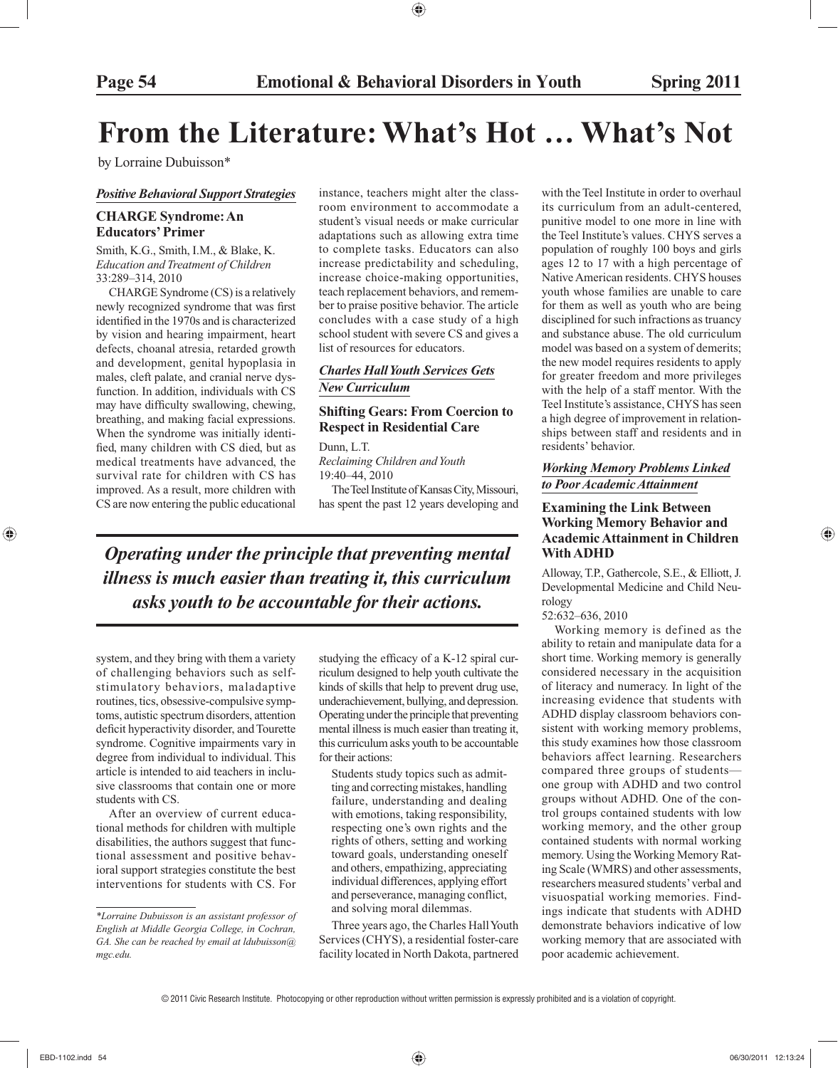# From the Literature: What's Hot … What's Not

by Lorraine Dubuisson*

## *Positive Behavioral Support Strategies*

### CHARGE Syndrome: An Educators' Primer

Smith, K.G., Smith, I.M., & Blake, K.
*Education and Treatment of Children*
33:289–314, 2010

CHARGE Syndrome (CS) is a relatively newly recognized syndrome that was first identified in the 1970s and is characterized by vision and hearing impairment, heart defects, choanal atresia, retarded growth and development, genital hypoplasia in males, cleft palate, and cranial nerve dysfunction. In addition, individuals with CS may have difficulty swallowing, chewing, breathing, and making facial expressions. When the syndrome was initially identified, many children with CS died, but as medical treatments have advanced, the survival rate for children with CS has improved. As a result, more children with CS are now entering the public educational system, and they bring with them a variety of challenging behaviors such as self-stimulatory behaviors, maladaptive routines, tics, obsessive-compulsive symptoms, autistic spectrum disorders, attention deficit hyperactivity disorder, and Tourette syndrome. Cognitive impairments vary in degree from individual to individual. This article is intended to aid teachers in inclusive classrooms that contain one or more students with CS.

After an overview of current educational methods for children with multiple disabilities, the authors suggest that functional assessment and positive behavioral support strategies constitute the best interventions for students with CS. For instance, teachers might alter the classroom environment to accommodate a student's visual needs or make curricular adaptations such as allowing extra time to complete tasks. Educators can also increase predictability and scheduling, increase choice-making opportunities, teach replacement behaviors, and remember to praise positive behavior. The article concludes with a case study of a high school student with severe CS and gives a list of resources for educators.

## *Charles Hall Youth Services Gets New Curriculum*

### Shifting Gears: From Coercion to Respect in Residential Care

Dunn, L.T.
*Reclaiming Children and Youth*
19:40–44, 2010

The Teel Institute of Kansas City, Missouri, has spent the past 12 years developing and studying the efficacy of a K-12 spiral curriculum designed to help youth cultivate the kinds of skills that help to prevent drug use, underachievement, bullying, and depression. Operating under the principle that preventing mental illness is much easier than treating it, this curriculum asks youth to be accountable for their actions:

> Students study topics such as admitting and correcting mistakes, handling failure, understanding and dealing with emotions, taking responsibility, respecting one's own rights and the rights of others, setting and working toward goals, understanding oneself and others, empathizing, appreciating individual differences, applying effort and perseverance, managing conflict, and solving moral dilemmas.

Three years ago, the Charles Hall Youth Services (CHYS), a residential foster-care facility located in North Dakota, partnered with the Teel Institute in order to overhaul its curriculum from an adult-centered, punitive model to one more in line with the Teel Institute's values. CHYS serves a population of roughly 100 boys and girls ages 12 to 17 with a high percentage of Native American residents. CHYS houses youth whose families are unable to care for them as well as youth who are being disciplined for such infractions as truancy and substance abuse. The old curriculum model was based on a system of demerits; the new model requires residents to apply for greater freedom and more privileges with the help of a staff mentor. With the Teel Institute's assistance, CHYS has seen a high degree of improvement in relationships between staff and residents and in residents' behavior.

***Operating under the principle that preventing mental illness is much easier than treating it, this curriculum asks youth to be accountable for their actions.***

## *Working Memory Problems Linked to Poor Academic Attainment*

### Examining the Link Between Working Memory Behavior and Academic Attainment in Children With ADHD

Alloway, T.P., Gathercole, S.E., & Elliott, J.
Developmental Medicine and Child Neurology
52:632–636, 2010

Working memory is defined as the ability to retain and manipulate data for a short time. Working memory is generally considered necessary in the acquisition of literacy and numeracy. In light of the increasing evidence that students with ADHD display classroom behaviors consistent with working memory problems, this study examines how those classroom behaviors affect learning. Researchers compared three groups of students—one group with ADHD and two control groups without ADHD. One of the control groups contained students with low working memory, and the other group contained students with normal working memory. Using the Working Memory Rating Scale (WMRS) and other assessments, researchers measured students' verbal and visuospatial working memories. Findings indicate that students with ADHD demonstrate behaviors indicative of low working memory that are associated with poor academic achievement.

---

*Lorraine Dubuisson is an assistant professor of English at Middle Georgia College, in Cochran, GA. She can be reached by email at ldubuisson@mgc.edu.*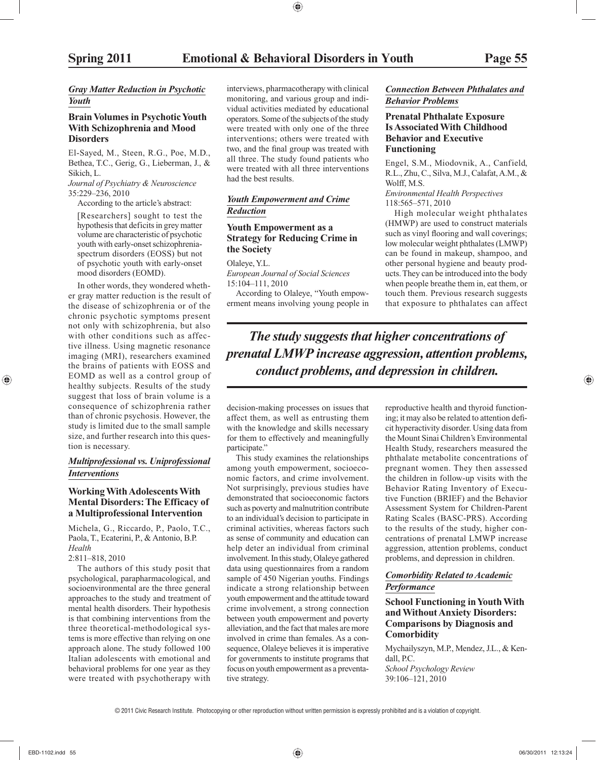## *Gray Matter Reduction in Psychotic Youth*

### Brain Volumes in Psychotic Youth With Schizophrenia and Mood Disorders

El-Sayed, M., Steen, R.G., Poe, M.D., Bethea, T.C., Gerig, G., Lieberman, J., & Sikich, L.
*Journal of Psychiatry & Neuroscience*
35:229–236, 2010

According to the article's abstract:

> [Researchers] sought to test the hypothesis that deficits in grey matter volume are characteristic of psychotic youth with early-onset schizophrenia-spectrum disorders (EOSS) but not of psychotic youth with early-onset mood disorders (EOMD).

In other words, they wondered whether gray matter reduction is the result of the disease of schizophrenia or of the chronic psychotic symptoms present not only with schizophrenia, but also with other conditions such as affective illness. Using magnetic resonance imaging (MRI), researchers examined the brains of patients with EOSS and EOMD as well as a control group of healthy subjects. Results of the study suggest that loss of brain volume is a consequence of schizophrenia rather than of chronic psychosis. However, the study is limited due to the small sample size, and further research into this question is necessary.

## *Multiprofessional vs. Uniprofessional Interventions*

### Working With Adolescents With Mental Disorders: The Efficacy of a Multiprofessional Intervention

Michela, G., Riccardo, P., Paolo, T.C., Paola, T., Ecaterini, P., & Antonio, B.P.
*Health*
2:811–818, 2010

The authors of this study posit that psychological, parapharmacological, and socioenvironmental are the three general approaches to the study and treatment of mental health disorders. Their hypothesis is that combining interventions from the three theoretical-methodological systems is more effective than relying on one approach alone. The study followed 100 Italian adolescents with emotional and behavioral problems for one year as they were treated with psychotherapy with interviews, pharmacotherapy with clinical monitoring, and various group and individual activities mediated by educational operators. Some of the subjects of the study were treated with only one of the three interventions; others were treated with two, and the final group was treated with all three. The study found patients who were treated with all three interventions had the best results.

## *Youth Empowerment and Crime Reduction*

### Youth Empowerment as a Strategy for Reducing Crime in the Society

Olaleye, Y.L.
*European Journal of Social Sciences*
15:104–111, 2010

According to Olaleye, "Youth empowerment means involving young people in decision-making processes on issues that affect them, as well as entrusting them with the knowledge and skills necessary for them to effectively and meaningfully participate."

This study examines the relationships among youth empowerment, socioeconomic factors, and crime involvement. Not surprisingly, previous studies have demonstrated that socioeconomic factors such as poverty and malnutrition contribute to an individual's decision to participate in criminal activities, whereas factors such as sense of community and education can help deter an individual from criminal involvement. In this study, Olaleye gathered data using questionnaires from a random sample of 450 Nigerian youths. Findings indicate a strong relationship between youth empowerment and the attitude toward crime involvement, a strong connection between youth empowerment and poverty alleviation, and the fact that males are more involved in crime than females. As a consequence, Olaleye believes it is imperative for governments to institute programs that focus on youth empowerment as a preventative strategy.

## *Connection Between Phthalates and Behavior Problems*

### Prenatal Phthalate Exposure Is Associated With Childhood Behavior and Executive Functioning

Engel, S.M., Miodovnik, A., Canfield, R.L., Zhu, C., Silva, M.J., Calafat, A.M., & Wolff, M.S.
*Environmental Health Perspectives*
118:565–571, 2010

High molecular weight phthalates (HMWP) are used to construct materials such as vinyl flooring and wall coverings; low molecular weight phthalates (LMWP) can be found in makeup, shampoo, and other personal hygiene and beauty products. They can be introduced into the body when people breathe them in, eat them, or touch them. Previous research suggests that exposure to phthalates can affect reproductive health and thyroid functioning; it may also be related to attention deficit hyperactivity disorder. Using data from the Mount Sinai Children's Environmental Health Study, researchers measured the phthalate metabolite concentrations of pregnant women. They then assessed the children in follow-up visits with the Behavior Rating Inventory of Executive Function (BRIEF) and the Behavior Assessment System for Children-Parent Rating Scales (BASC-PRS). According to the results of the study, higher concentrations of prenatal LMWP increase aggression, attention problems, conduct problems, and depression in children.

***The study suggests that higher concentrations of prenatal LMWP increase aggression, attention problems, conduct problems, and depression in children.***

## *Comorbidity Related to Academic Performance*

### School Functioning in Youth With and Without Anxiety Disorders: Comparisons by Diagnosis and Comorbidity

Mychailyszyn, M.P., Mendez, J.L., & Kendall, P.C.
*School Psychology Review*
39:106–121, 2010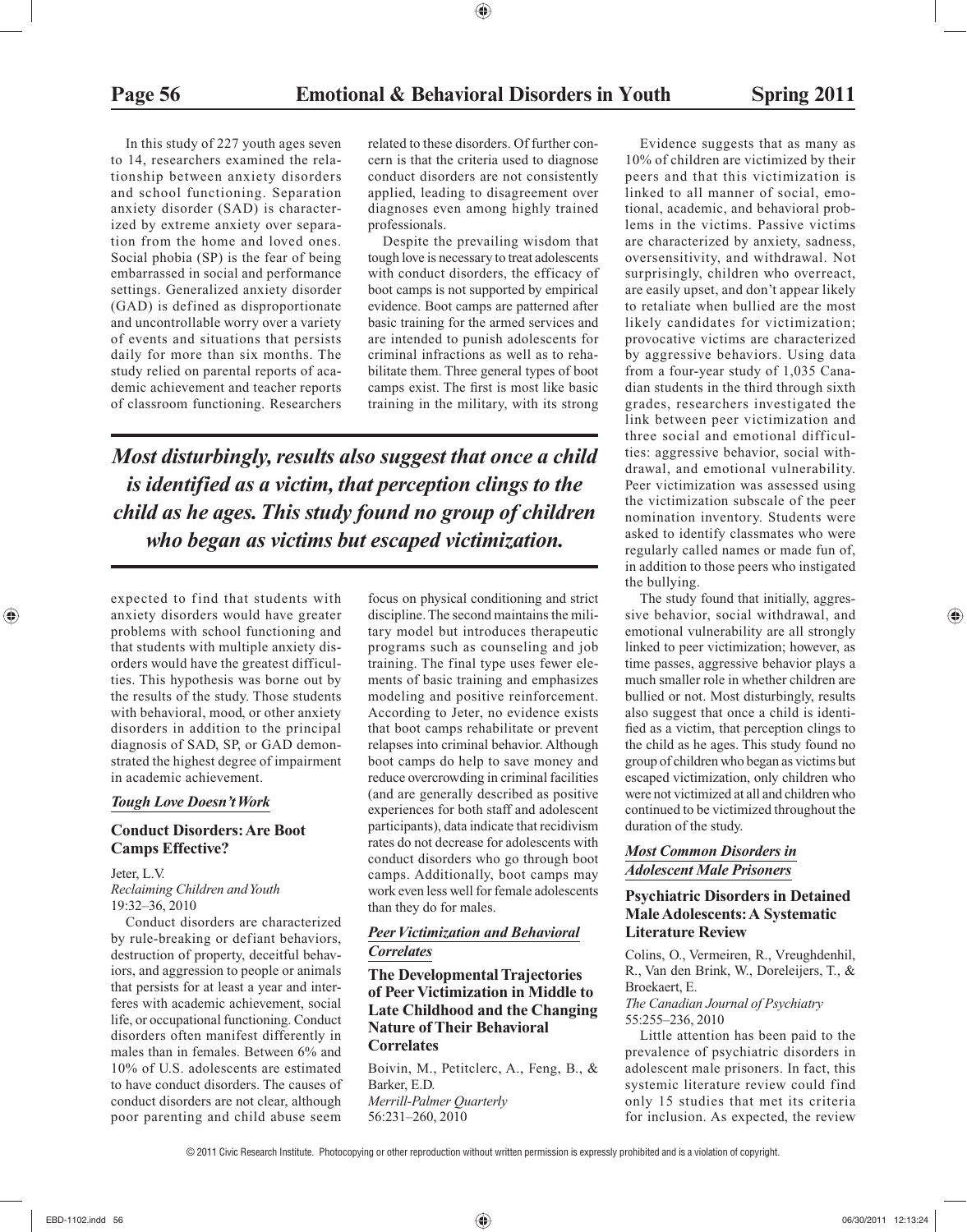In this study of 227 youth ages seven to 14, researchers examined the relationship between anxiety disorders and school functioning. Separation anxiety disorder (SAD) is characterized by extreme anxiety over separation from the home and loved ones. Social phobia (SP) is the fear of being embarrassed in social and performance settings. Generalized anxiety disorder (GAD) is defined as disproportionate and uncontrollable worry over a variety of events and situations that persists daily for more than six months. The study relied on parental reports of academic achievement and teacher reports of classroom functioning. Researchers expected to find that students with anxiety disorders would have greater problems with school functioning and that students with multiple anxiety disorders would have the greatest difficulties. This hypothesis was borne out by the results of the study. Those students with behavioral, mood, or other anxiety disorders in addition to the principal diagnosis of SAD, SP, or GAD demonstrated the highest degree of impairment in academic achievement.

*Tough Love Doesn't Work*

### Conduct Disorders: Are Boot Camps Effective?

Jeter, L.V.
*Reclaiming Children and Youth*
19:32–36, 2010

Conduct disorders are characterized by rule-breaking or defiant behaviors, destruction of property, deceitful behaviors, and aggression to people or animals that persists for at least a year and interferes with academic achievement, social life, or occupational functioning. Conduct disorders often manifest differently in males than in females. Between 6% and 10% of U.S. adolescents are estimated to have conduct disorders. The causes of conduct disorders are not clear, although poor parenting and child abuse seem related to these disorders. Of further concern is that the criteria used to diagnose conduct disorders are not consistently applied, leading to disagreement over diagnoses even among highly trained professionals.

Despite the prevailing wisdom that tough love is necessary to treat adolescents with conduct disorders, the efficacy of boot camps is not supported by empirical evidence. Boot camps are patterned after basic training for the armed services and are intended to punish adolescents for criminal infractions as well as to rehabilitate them. Three general types of boot camps exist. The first is most like basic training in the military, with its strong focus on physical conditioning and strict discipline. The second maintains the military model but introduces therapeutic programs such as counseling and job training. The final type uses fewer elements of basic training and emphasizes modeling and positive reinforcement. According to Jeter, no evidence exists that boot camps rehabilitate or prevent relapses into criminal behavior. Although boot camps do help to save money and reduce overcrowding in criminal facilities (and are generally described as positive experiences for both staff and adolescent participants), data indicate that recidivism rates do not decrease for adolescents with conduct disorders who go through boot camps. Additionally, boot camps may work even less well for female adolescents than they do for males.

*Peer Victimization and Behavioral Correlates*

### The Developmental Trajectories of Peer Victimization in Middle to Late Childhood and the Changing Nature of Their Behavioral Correlates

Boivin, M., Petitclerc, A., Feng, B., & Barker, E.D.
*Merrill-Palmer Quarterly*
56:231–260, 2010

Evidence suggests that as many as 10% of children are victimized by their peers and that this victimization is linked to all manner of social, emotional, academic, and behavioral problems in the victims. Passive victims are characterized by anxiety, sadness, oversensitivity, and withdrawal. Not surprisingly, children who overreact, are easily upset, and don't appear likely to retaliate when bullied are the most likely candidates for victimization; provocative victims are characterized by aggressive behaviors. Using data from a four-year study of 1,035 Canadian students in the third through sixth grades, researchers investigated the link between peer victimization and three social and emotional difficulties: aggressive behavior, social withdrawal, and emotional vulnerability. Peer victimization was assessed using the victimization subscale of the peer nomination inventory. Students were asked to identify classmates who were regularly called names or made fun of, in addition to those peers who instigated the bullying.

The study found that initially, aggressive behavior, social withdrawal, and emotional vulnerability are all strongly linked to peer victimization; however, as time passes, aggressive behavior plays a much smaller role in whether children are bullied or not. Most disturbingly, results also suggest that once a child is identified as a victim, that perception clings to the child as he ages. This study found no group of children who began as victims but escaped victimization, only children who were not victimized at all and children who continued to be victimized throughout the duration of the study.

***Most disturbingly, results also suggest that once a child is identified as a victim, that perception clings to the child as he ages. This study found no group of children who began as victims but escaped victimization.***

*Most Common Disorders in Adolescent Male Prisoners*

### Psychiatric Disorders in Detained Male Adolescents: A Systematic Literature Review

Colins, O., Vermeiren, R., Vreughdenhil, R., Van den Brink, W., Doreleijers, T., & Broekaert, E.
*The Canadian Journal of Psychiatry*
55:255–236, 2010

Little attention has been paid to the prevalence of psychiatric disorders in adolescent male prisoners. In fact, this systemic literature review could find only 15 studies that met its criteria for inclusion. As expected, the review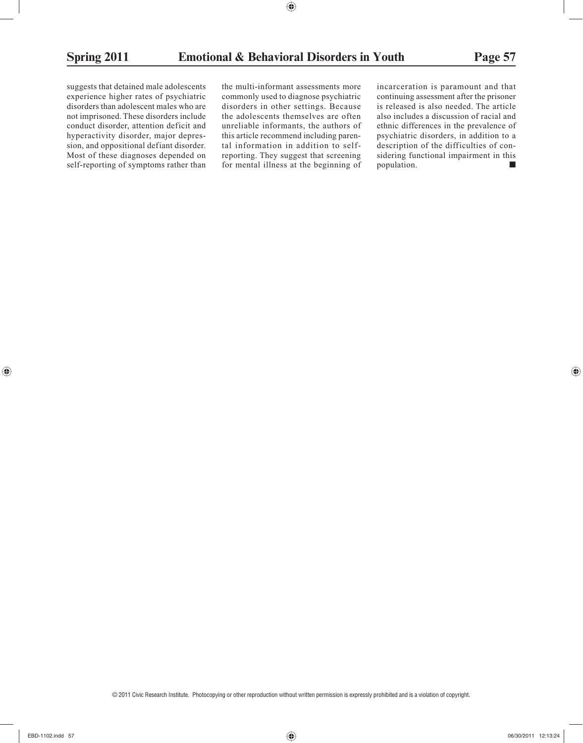suggests that detained male adolescents experience higher rates of psychiatric disorders than adolescent males who are not imprisoned. These disorders include conduct disorder, attention deficit and hyperactivity disorder, major depression, and oppositional defiant disorder. Most of these diagnoses depended on self-reporting of symptoms rather than the multi-informant assessments more commonly used to diagnose psychiatric disorders in other settings. Because the adolescents themselves are often unreliable informants, the authors of this article recommend including parental information in addition to self-reporting. They suggest that screening for mental illness at the beginning of incarceration is paramount and that continuing assessment after the prisoner is released is also needed. The article also includes a discussion of racial and ethnic differences in the prevalence of psychiatric disorders, in addition to a description of the difficulties of considering functional impairment in this population. ■

© 2011 Civic Research Institute. Photocopying or other reproduction without written permission is expressly prohibited and is a violation of copyright.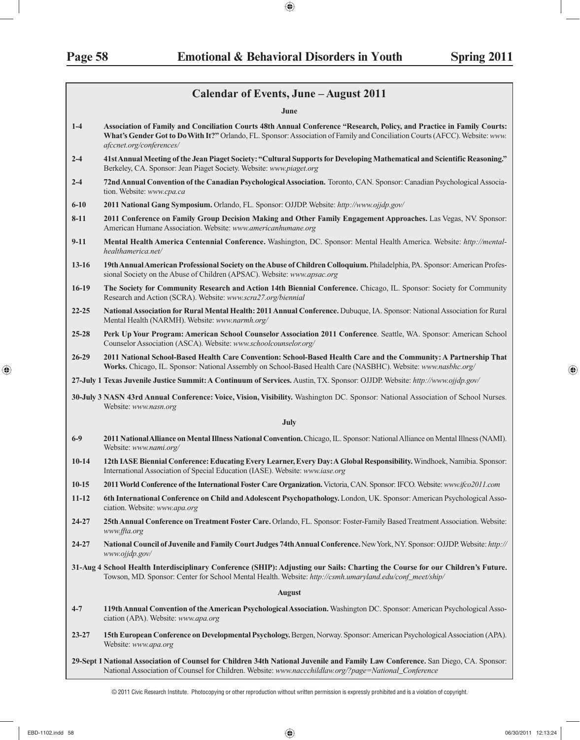## Calendar of Events, June – August 2011

### June

**1-4** **Association of Family and Conciliation Courts 48th Annual Conference "Research, Policy, and Practice in Family Courts: What's Gender Got to Do With It?"** Orlando, FL. Sponsor: Association of Family and Conciliation Courts (AFCC). Website: *www.afccnet.org/conferences/*

**2-4** **41st Annual Meeting of the Jean Piaget Society: "Cultural Supports for Developing Mathematical and Scientific Reasoning."** Berkeley, CA. Sponsor: Jean Piaget Society. Website: *www.piaget.org*

**2-4** **72nd Annual Convention of the Canadian Psychological Association.** Toronto, CAN. Sponsor: Canadian Psychological Association. Website: *www.cpa.ca*

**6-10** **2011 National Gang Symposium.** Orlando, FL. Sponsor: OJJDP. Website: *http://www.ojjdp.gov/*

**8-11** **2011 Conference on Family Group Decision Making and Other Family Engagement Approaches.** Las Vegas, NV. Sponsor: American Humane Association. Website: *www.americanhumane.org*

**9-11** **Mental Health America Centennial Conference.** Washington, DC. Sponsor: Mental Health America. Website: *http://mentalhealthamerica.net/*

**13-16** **19th Annual American Professional Society on the Abuse of Children Colloquium.** Philadelphia, PA. Sponsor: American Professional Society on the Abuse of Children (APSAC). Website: *www.apsac.org*

**16-19** **The Society for Community Research and Action 14th Biennial Conference.** Chicago, IL. Sponsor: Society for Community Research and Action (SCRA). Website: *www.scra27.org/biennial*

**22-25** **National Association for Rural Mental Health: 2011 Annual Conference.** Dubuque, IA. Sponsor: National Association for Rural Mental Health (NARMH). Website: *www.narmh.org/*

**25-28** **Perk Up Your Program: American School Counselor Association 2011 Conference**. Seattle, WA. Sponsor: American School Counselor Association (ASCA). Website: *www.schoolcounselor.org/*

**26-29** **2011 National School-Based Health Care Convention: School-Based Health Care and the Community: A Partnership That Works.** Chicago, IL. Sponsor: National Assembly on School-Based Health Care (NASBHC). Website: *www.nasbhc.org/*

**27-July 1** **Texas Juvenile Justice Summit: A Continuum of Services.** Austin, TX. Sponsor: OJJDP. Website: *http://www.ojjdp.gov/*

**30-July 3** **NASN 43rd Annual Conference: Voice, Vision, Visibility.** Washington DC. Sponsor: National Association of School Nurses. Website: *www.nasn.org*

### July

**6-9** **2011 National Alliance on Mental Illness National Convention.** Chicago, IL. Sponsor: National Alliance on Mental Illness (NAMI). Website: *www.nami.org/*

**10-14** **12th IASE Biennial Conference: Educating Every Learner, Every Day: A Global Responsibility.** Windhoek, Namibia. Sponsor: International Association of Special Education (IASE). Website: *www.iase.org*

**10-15** **2011 World Conference of the International Foster Care Organization.** Victoria, CAN. Sponsor: IFCO. Website: *www.ifco2011.com*

**11-12** **6th International Conference on Child and Adolescent Psychopathology.** London, UK. Sponsor: American Psychological Association. Website: *www.apa.org*

**24-27** **25th Annual Conference on Treatment Foster Care.** Orlando, FL. Sponsor: Foster-Family Based Treatment Association. Website: *www.ffta.org*

**24-27** **National Council of Juvenile and Family Court Judges 74th Annual Conference.** New York, NY. Sponsor: OJJDP. Website: *http://www.ojjdp.gov/*

**31-Aug 4** **School Health Interdisciplinary Conference (SHIP): Adjusting our Sails: Charting the Course for our Children's Future.** Towson, MD. Sponsor: Center for School Mental Health. Website: *http://csmh.umaryland.edu/conf_meet/ship/*

### August

**4-7** **119th Annual Convention of the American Psychological Association.** Washington DC. Sponsor: American Psychological Association (APA). Website: *www.apa.org*

**23-27** **15th European Conference on Developmental Psychology.** Bergen, Norway. Sponsor: American Psychological Association (APA). Website: *www.apa.org*

**29-Sept 1** **National Association of Counsel for Children 34th National Juvenile and Family Law Conference.** San Diego, CA. Sponsor: National Association of Counsel for Children. Website: *www.naccchildlaw.org/?page=National_Conference*

© 2011 Civic Research Institute. Photocopying or other reproduction without written permission is expressly prohibited and is a violation of copyright.